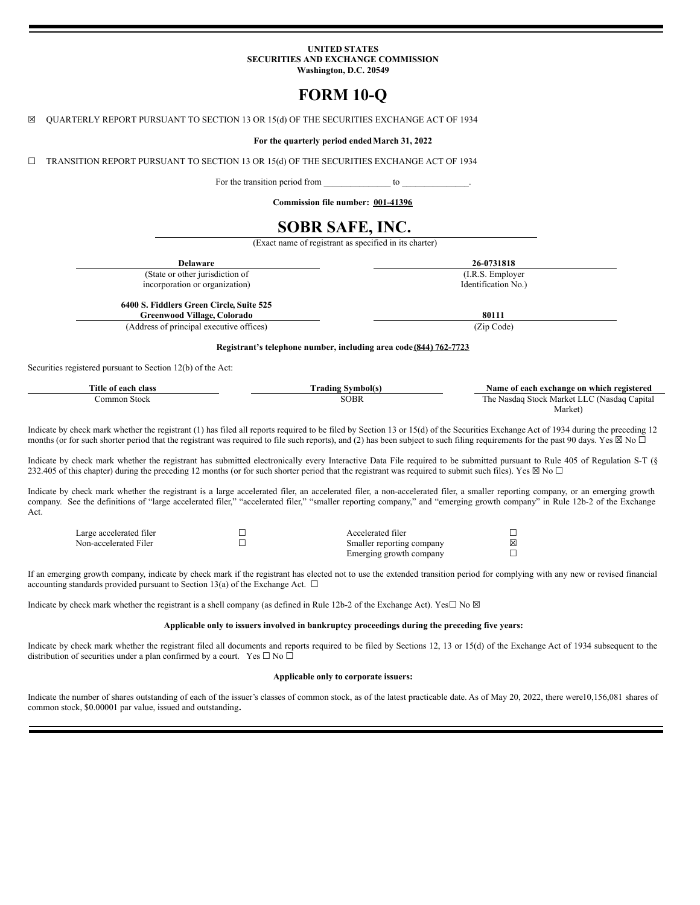**UNITED STATES**
**SECURITIES AND EXCHANGE COMMISSION**
**Washington, D.C. 20549**

# FORM 10-Q

☒ QUARTERLY REPORT PURSUANT TO SECTION 13 OR 15(d) OF THE SECURITIES EXCHANGE ACT OF 1934

**For the quarterly period ended March 31, 2022**

☐ TRANSITION REPORT PURSUANT TO SECTION 13 OR 15(d) OF THE SECURITIES EXCHANGE ACT OF 1934

For the transition period from _______________ to _______________.

**Commission file number: 001-41396**

# SOBR SAFE, INC.

(Exact name of registrant as specified in its charter)

| **Delaware** | **26-0731818** |
|---|---|
| (State or other jurisdiction of incorporation or organization) | (I.R.S. Employer Identification No.) |
| **6400 S. Fiddlers Green Circle, Suite 525 Greenwood Village, Colorado** | **80111** |
| (Address of principal executive offices) | (Zip Code) |

**Registrant's telephone number, including area code (844) 762-7723**

Securities registered pursuant to Section 12(b) of the Act:

| Title of each class | Trading Symbol(s) | Name of each exchange on which registered |
|---|---|---|
| Common Stock | SOBR | The Nasdaq Stock Market LLC (Nasdaq Capital Market) |

Indicate by check mark whether the registrant (1) has filed all reports required to be filed by Section 13 or 15(d) of the Securities Exchange Act of 1934 during the preceding 12 months (or for such shorter period that the registrant was required to file such reports), and (2) has been subject to such filing requirements for the past 90 days. Yes ☒ No ☐

Indicate by check mark whether the registrant has submitted electronically every Interactive Data File required to be submitted pursuant to Rule 405 of Regulation S-T (§ 232.405 of this chapter) during the preceding 12 months (or for such shorter period that the registrant was required to submit such files). Yes ☒ No ☐

Indicate by check mark whether the registrant is a large accelerated filer, an accelerated filer, a non-accelerated filer, a smaller reporting company, or an emerging growth company. See the definitions of "large accelerated filer," "accelerated filer," "smaller reporting company," and "emerging growth company" in Rule 12b-2 of the Exchange Act.

| | | | |
|---|---|---|---|
| Large accelerated filer | ☐ | Accelerated filer | ☐ |
| Non-accelerated Filer | ☐ | Smaller reporting company | ☒ |
| | | Emerging growth company | ☐ |

If an emerging growth company, indicate by check mark if the registrant has elected not to use the extended transition period for complying with any new or revised financial accounting standards provided pursuant to Section 13(a) of the Exchange Act. ☐

Indicate by check mark whether the registrant is a shell company (as defined in Rule 12b-2 of the Exchange Act). Yes☐ No ☒

**Applicable only to issuers involved in bankruptcy proceedings during the preceding five years:**

Indicate by check mark whether the registrant filed all documents and reports required to be filed by Sections 12, 13 or 15(d) of the Exchange Act of 1934 subsequent to the distribution of securities under a plan confirmed by a court. Yes ☐ No ☐

**Applicable only to corporate issuers:**

Indicate the number of shares outstanding of each of the issuer's classes of common stock, as of the latest practicable date. As of May 20, 2022, there were 10,156,081 shares of common stock, $0.00001 par value, issued and outstanding**.**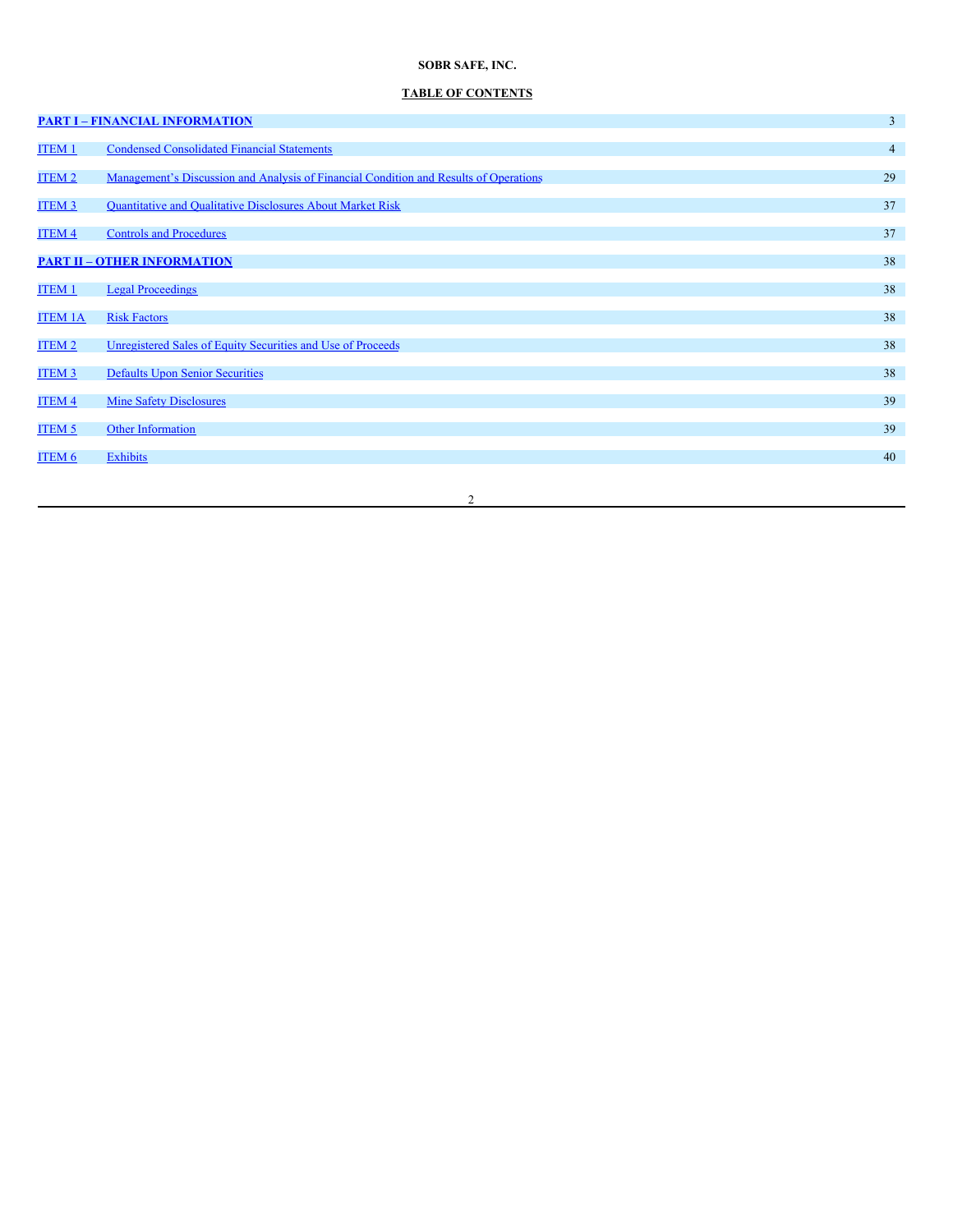**SOBR SAFE, INC.**

**TABLE OF CONTENTS**

| | | |
|---|---|---|
| **PART I – FINANCIAL INFORMATION** | | 3 |
| ITEM 1 | Condensed Consolidated Financial Statements | 4 |
| ITEM 2 | Management's Discussion and Analysis of Financial Condition and Results of Operations | 29 |
| ITEM 3 | Quantitative and Qualitative Disclosures About Market Risk | 37 |
| ITEM 4 | Controls and Procedures | 37 |
| **PART II – OTHER INFORMATION** | | 38 |
| ITEM 1 | Legal Proceedings | 38 |
| ITEM 1A | Risk Factors | 38 |
| ITEM 2 | Unregistered Sales of Equity Securities and Use of Proceeds | 38 |
| ITEM 3 | Defaults Upon Senior Securities | 38 |
| ITEM 4 | Mine Safety Disclosures | 39 |
| ITEM 5 | Other Information | 39 |
| ITEM 6 | Exhibits | 40 |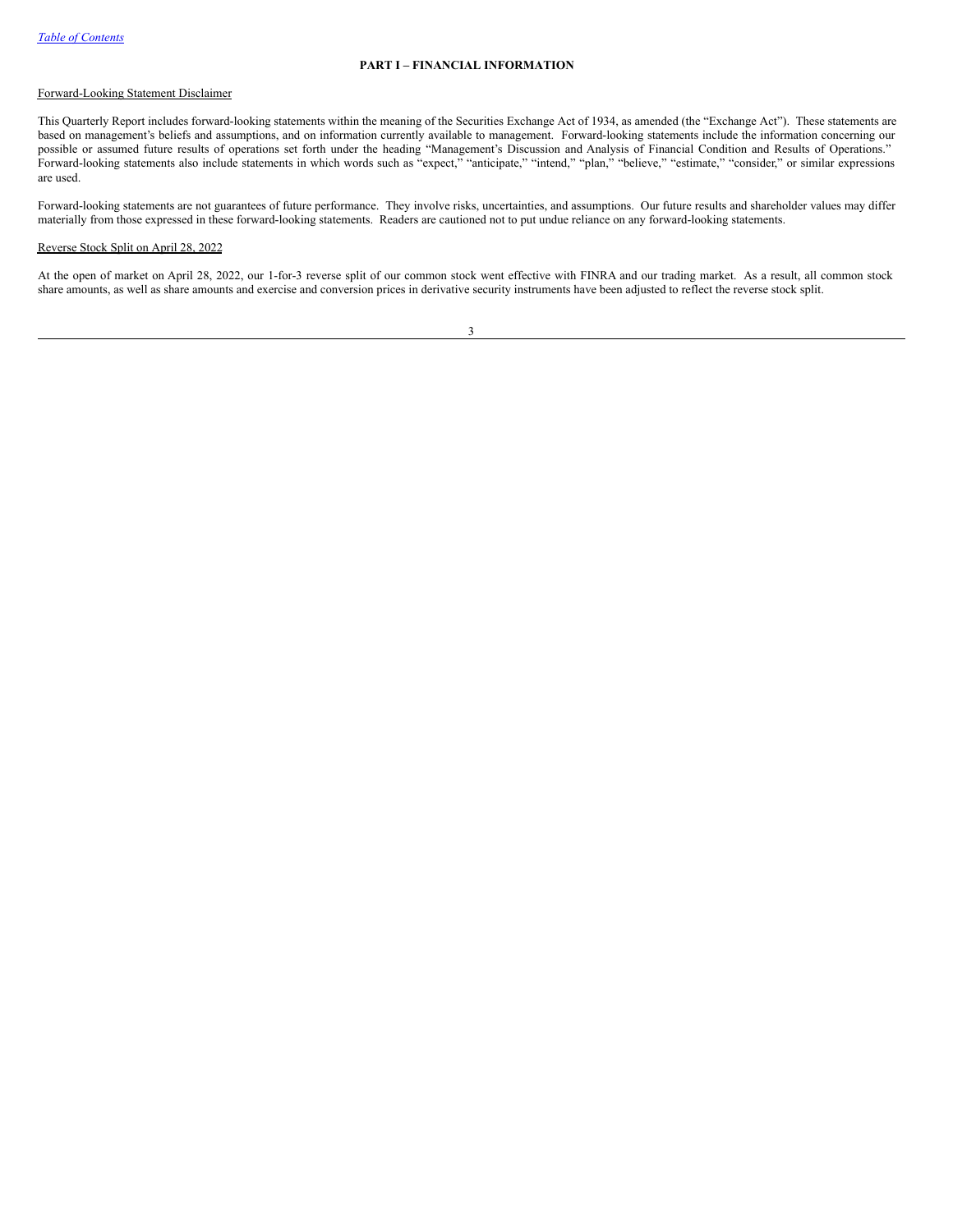## PART I – FINANCIAL INFORMATION

Forward-Looking Statement Disclaimer

This Quarterly Report includes forward-looking statements within the meaning of the Securities Exchange Act of 1934, as amended (the "Exchange Act"). These statements are based on management's beliefs and assumptions, and on information currently available to management. Forward-looking statements include the information concerning our possible or assumed future results of operations set forth under the heading "Management's Discussion and Analysis of Financial Condition and Results of Operations." Forward-looking statements also include statements in which words such as "expect," "anticipate," "intend," "plan," "believe," "estimate," "consider," or similar expressions are used.

Forward-looking statements are not guarantees of future performance. They involve risks, uncertainties, and assumptions. Our future results and shareholder values may differ materially from those expressed in these forward-looking statements. Readers are cautioned not to put undue reliance on any forward-looking statements.

Reverse Stock Split on April 28, 2022

At the open of market on April 28, 2022, our 1-for-3 reverse split of our common stock went effective with FINRA and our trading market. As a result, all common stock share amounts, as well as share amounts and exercise and conversion prices in derivative security instruments have been adjusted to reflect the reverse stock split.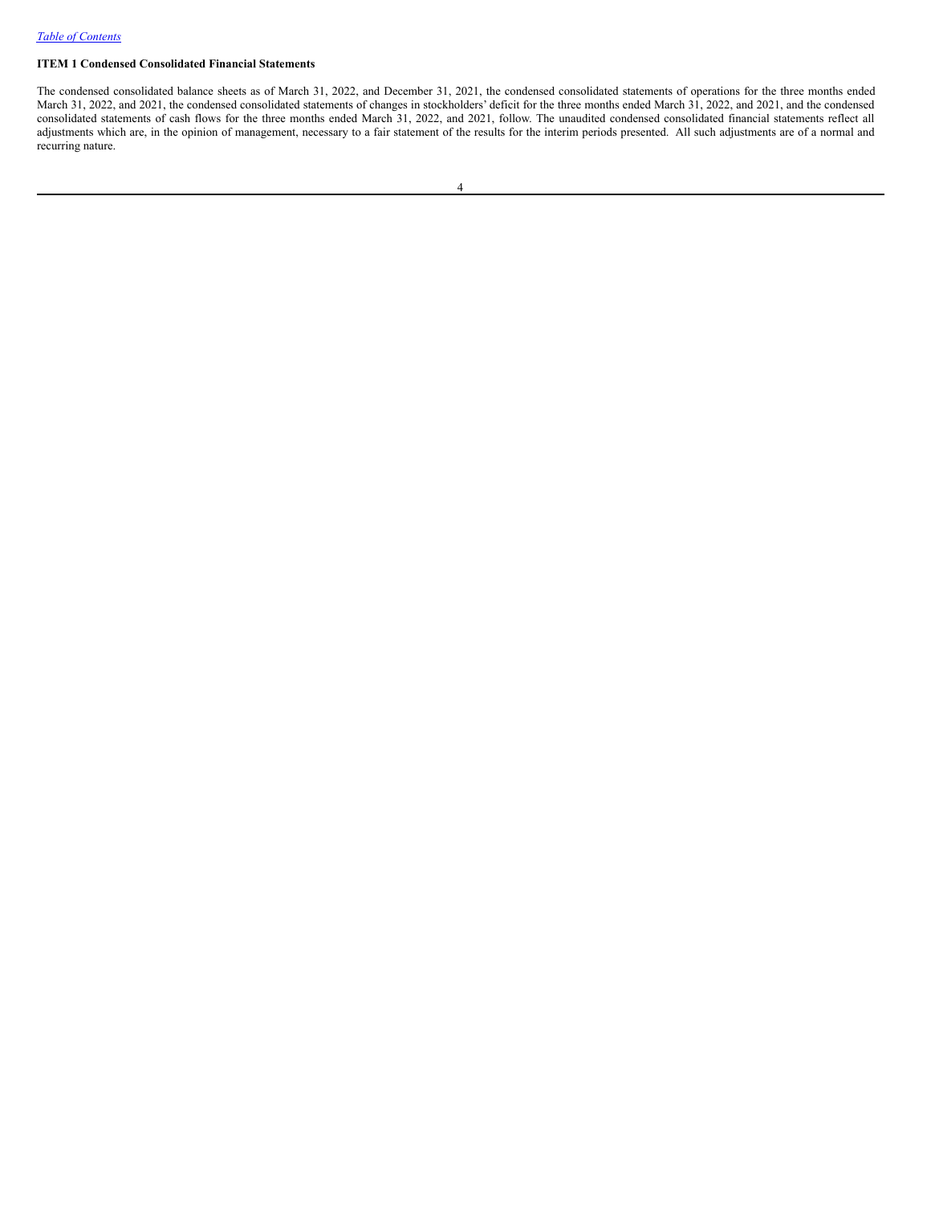[Table of Contents](#)

## ITEM 1 Condensed Consolidated Financial Statements

The condensed consolidated balance sheets as of March 31, 2022, and December 31, 2021, the condensed consolidated statements of operations for the three months ended March 31, 2022, and 2021, the condensed consolidated statements of changes in stockholders' deficit for the three months ended March 31, 2022, and 2021, and the condensed consolidated statements of cash flows for the three months ended March 31, 2022, and 2021, follow. The unaudited condensed consolidated financial statements reflect all adjustments which are, in the opinion of management, necessary to a fair statement of the results for the interim periods presented. All such adjustments are of a normal and recurring nature.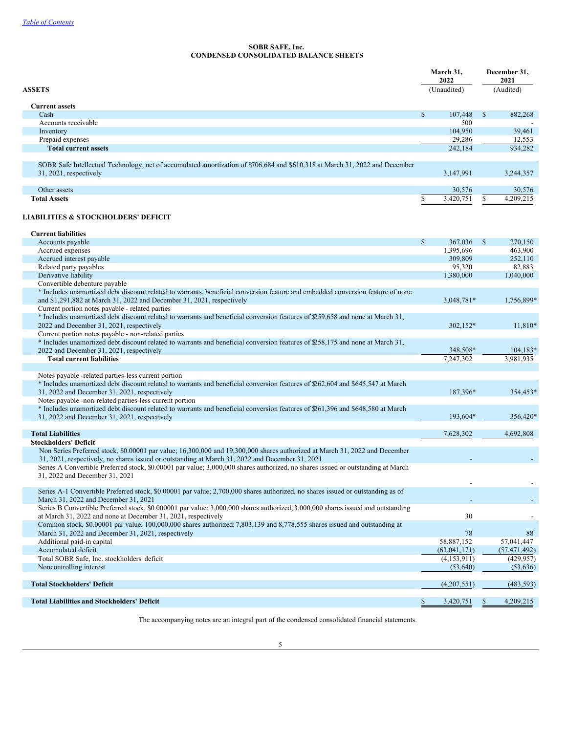*Table of Contents*

**SOBR SAFE, Inc.**
**CONDENSED CONSOLIDATED BALANCE SHEETS**

| | March 31, 2022 | December 31, 2021 |
|---|---|---|
| **ASSETS** | (Unaudited) | (Audited) |
| **Current assets** | | |
| Cash | $ 107,448 | $ 882,268 |
| Accounts receivable | 500 | - |
| Inventory | 104,950 | 39,461 |
| Prepaid expenses | 29,286 | 12,553 |
| **Total current assets** | 242,184 | 934,282 |
| SOBR Safe Intellectual Technology, net of accumulated amortization of $706,684 and $610,318 at March 31, 2022 and December 31, 2021, respectively | 3,147,991 | 3,244,357 |
| Other assets | 30,576 | 30,576 |
| **Total Assets** | $ 3,420,751 | $ 4,209,215 |
| **LIABILITIES & STOCKHOLDERS' DEFICIT** | | |
| **Current liabilities** | | |
| Accounts payable | $ 367,036 | $ 270,150 |
| Accrued expenses | 1,395,696 | 463,900 |
| Accrued interest payable | 309,809 | 252,110 |
| Related party payables | 95,320 | 82,883 |
| Derivative liability | 1,380,000 | 1,040,000 |
| Convertible debenture payable<br>* Includes unamortized debt discount related to warrants, beneficial conversion feature and embedded conversion feature of none and $1,291,882 at March 31, 2022 and December 31, 2021, respectively | 3,048,781* | 1,756,899* |
| Current portion notes payable - related parties<br>* Includes unamortized debt discount related to warrants and beneficial conversion features of $259,658 and none at March 31, 2022 and December 31, 2021, respectively | 302,152* | 11,810* |
| Current portion notes payable - non-related parties<br>* Includes unamortized debt discount related to warrants and beneficial conversion features of $258,175 and none at March 31, 2022 and December 31, 2021, respectively | 348,508* | 104,183* |
| **Total current liabilities** | 7,247,302 | 3,981,935 |
| Notes payable -related parties-less current portion<br>* Includes unamortized debt discount related to warrants and beneficial conversion features of $262,604 and $645,547 at March 31, 2022 and December 31, 2021, respectively | 187,396* | 354,453* |
| Notes payable -non-related parties-less current portion<br>* Includes unamortized debt discount related to warrants and beneficial conversion features of $261,396 and $648,580 at March 31, 2022 and December 31, 2021, respectively | 193,604* | 356,420* |
| **Total Liabilities** | 7,628,302 | 4,692,808 |
| **Stockholders' Deficit** | | |
| Non Series Preferred stock, $0.00001 par value; 16,300,000 and 19,300,000 shares authorized at March 31, 2022 and December 31, 2021, respectively, no shares issued or outstanding at March 31, 2022 and December 31, 2021 | - | - |
| Series A Convertible Preferred stock, $0.00001 par value; 3,000,000 shares authorized, no shares issued or outstanding at March 31, 2022 and December 31, 2021 | - | - |
| Series A-1 Convertible Preferred stock, $0.00001 par value; 2,700,000 shares authorized, no shares issued or outstanding as of March 31, 2022 and December 31, 2021 | - | - |
| Series B Convertible Preferred stock, $0.000001 par value: 3,000,000 shares authorized, 3,000,000 shares issued and outstanding at March 31, 2022 and none at December 31, 2021, respectively | 30 | - |
| Common stock, $0.00001 par value; 100,000,000 shares authorized; 7,803,139 and 8,778,555 shares issued and outstanding at March 31, 2022 and December 31, 2021, respectively | 78 | 88 |
| Additional paid-in capital | 58,887,152 | 57,041,447 |
| Accumulated deficit | (63,041,171) | (57,471,492) |
| Total SOBR Safe, Inc. stockholders' deficit | (4,153,911) | (429,957) |
| Noncontrolling interest | (53,640) | (53,636) |
| **Total Stockholders' Deficit** | (4,207,551) | (483,593) |
| **Total Liabilities and Stockholders' Deficit** | $ 3,420,751 | $ 4,209,215 |

The accompanying notes are an integral part of the condensed consolidated financial statements.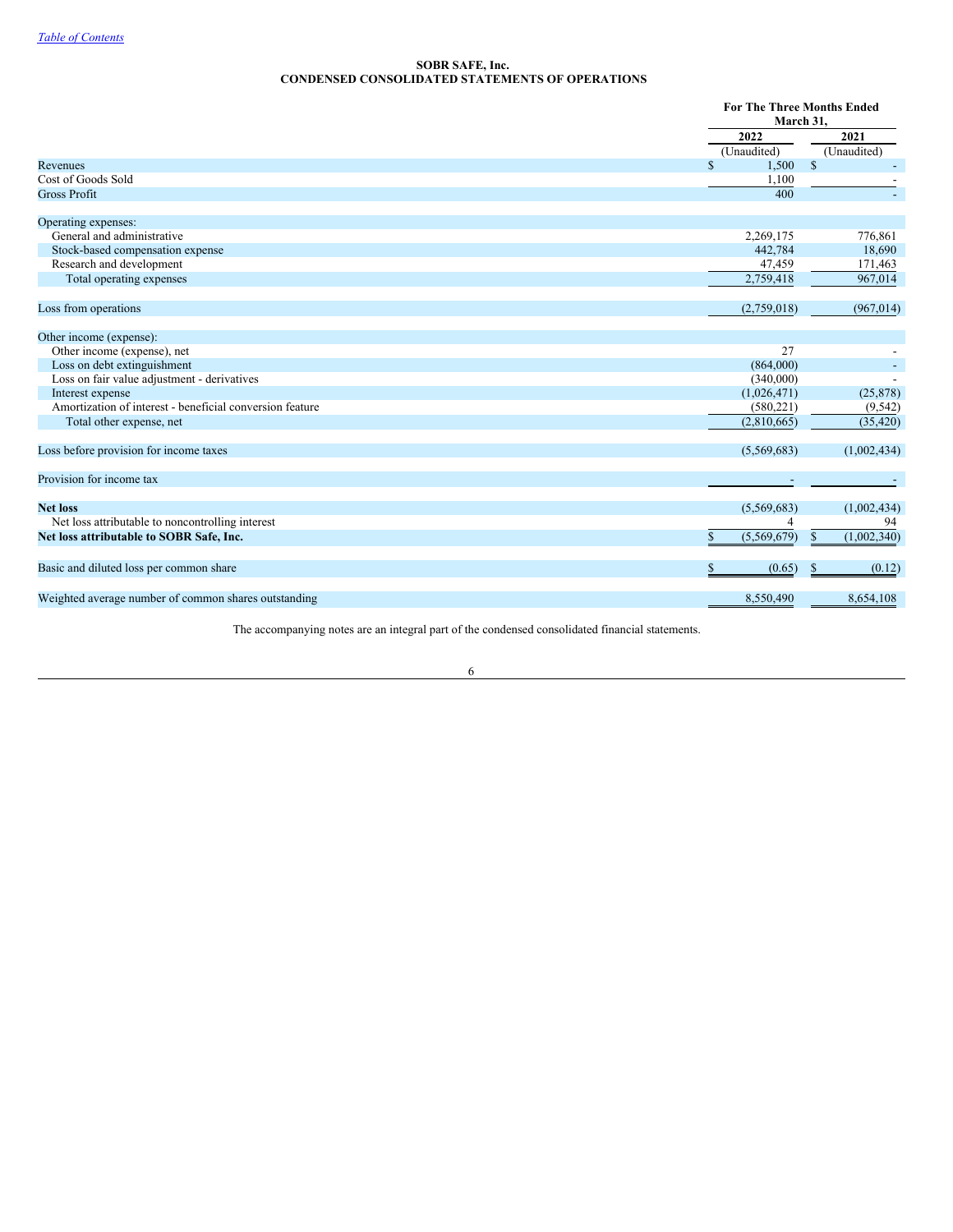[Table of Contents](#)

**SOBR SAFE, Inc.**
**CONDENSED CONSOLIDATED STATEMENTS OF OPERATIONS**

| | For The Three Months Ended March 31, | |
|---|---|---|
| | 2022 | 2021 |
| | (Unaudited) | (Unaudited) |
| Revenues | $ 1,500 | $ - |
| Cost of Goods Sold | 1,100 | - |
| Gross Profit | 400 | - |
| | | |
| Operating expenses: | | |
| General and administrative | 2,269,175 | 776,861 |
| Stock-based compensation expense | 442,784 | 18,690 |
| Research and development | 47,459 | 171,463 |
| Total operating expenses | 2,759,418 | 967,014 |
| | | |
| Loss from operations | (2,759,018) | (967,014) |
| | | |
| Other income (expense): | | |
| Other income (expense), net | 27 | - |
| Loss on debt extinguishment | (864,000) | - |
| Loss on fair value adjustment - derivatives | (340,000) | - |
| Interest expense | (1,026,471) | (25,878) |
| Amortization of interest - beneficial conversion feature | (580,221) | (9,542) |
| Total other expense, net | (2,810,665) | (35,420) |
| | | |
| Loss before provision for income taxes | (5,569,683) | (1,002,434) |
| | | |
| Provision for income tax | - | - |
| | | |
| **Net loss** | (5,569,683) | (1,002,434) |
| Net loss attributable to noncontrolling interest | 4 | 94 |
| **Net loss attributable to SOBR Safe, Inc.** | $ (5,569,679) | $ (1,002,340) |
| | | |
| Basic and diluted loss per common share | $ (0.65) | $ (0.12) |
| | | |
| Weighted average number of common shares outstanding | 8,550,490 | 8,654,108 |

The accompanying notes are an integral part of the condensed consolidated financial statements.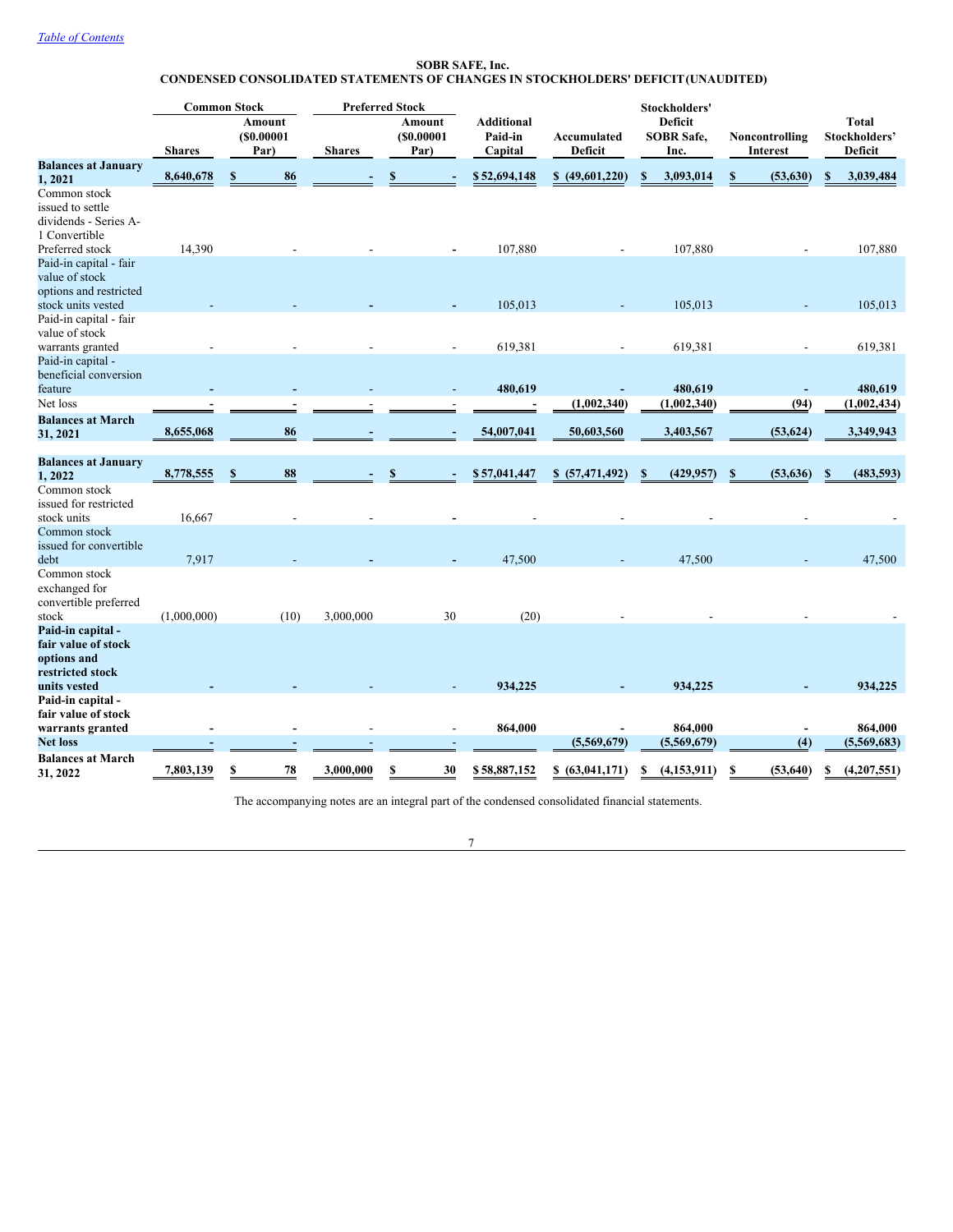**SOBR SAFE, Inc.**
**CONDENSED CONSOLIDATED STATEMENTS OF CHANGES IN STOCKHOLDERS' DEFICIT (UNAUDITED)**

| | Common Stock | | Preferred Stock | | | | Stockholders' | | |
|---|---|---|---|---|---|---|---|---|---|
| | Shares | Amount ($0.00001 Par) | Shares | Amount ($0.00001 Par) | Additional Paid-in Capital | Accumulated Deficit | Deficit SOBR Safe, Inc. | Noncontrolling Interest | Total Stockholders' Deficit |
| **Balances at January 1, 2021** | **8,640,678** | **$ 86** | **-** | **$ -** | **$ 52,694,148** | **$ (49,601,220)** | **$ 3,093,014** | **$ (53,630)** | **$ 3,039,484** |
| Common stock issued to settle dividends - Series A-1 Convertible Preferred stock | 14,390 | - | - | - | 107,880 | - | 107,880 | - | 107,880 |
| Paid-in capital - fair value of stock options and restricted stock units vested | - | - | - | - | 105,013 | - | 105,013 | - | 105,013 |
| Paid-in capital - fair value of stock warrants granted | - | - | - | - | 619,381 | - | 619,381 | - | 619,381 |
| Paid-in capital - beneficial conversion feature | - | - | - | - | 480,619 | - | 480,619 | - | 480,619 |
| Net loss | - | - | - | - | - | (1,002,340) | (1,002,340) | (94) | (1,002,434) |
| **Balances at March 31, 2021** | **8,655,068** | **86** | **-** | **-** | **54,007,041** | **50,603,560** | **3,403,567** | **(53,624)** | **3,349,943** |
| | | | | | | | | | |
| **Balances at January 1, 2022** | **8,778,555** | **$ 88** | **-** | **$ -** | **$ 57,041,447** | **$ (57,471,492)** | **$ (429,957)** | **$ (53,636)** | **$ (483,593)** |
| Common stock issued for restricted stock units | 16,667 | - | - | - | - | - | - | - | - |
| Common stock issued for convertible debt | 7,917 | - | - | - | 47,500 | - | 47,500 | - | 47,500 |
| Common stock exchanged for convertible preferred stock | (1,000,000) | (10) | 3,000,000 | 30 | (20) | - | - | - | - |
| **Paid-in capital - fair value of stock options and restricted stock units vested** | - | - | - | - | 934,225 | - | 934,225 | - | 934,225 |
| **Paid-in capital - fair value of stock warrants granted** | - | - | - | - | 864,000 | - | 864,000 | - | 864,000 |
| **Net loss** | - | - | - | - | | (5,569,679) | (5,569,679) | (4) | (5,569,683) |
| **Balances at March 31, 2022** | **7,803,139** | **$ 78** | **3,000,000** | **$ 30** | **$ 58,887,152** | **$ (63,041,171)** | **$ (4,153,911)** | **$ (53,640)** | **$ (4,207,551)** |

The accompanying notes are an integral part of the condensed consolidated financial statements.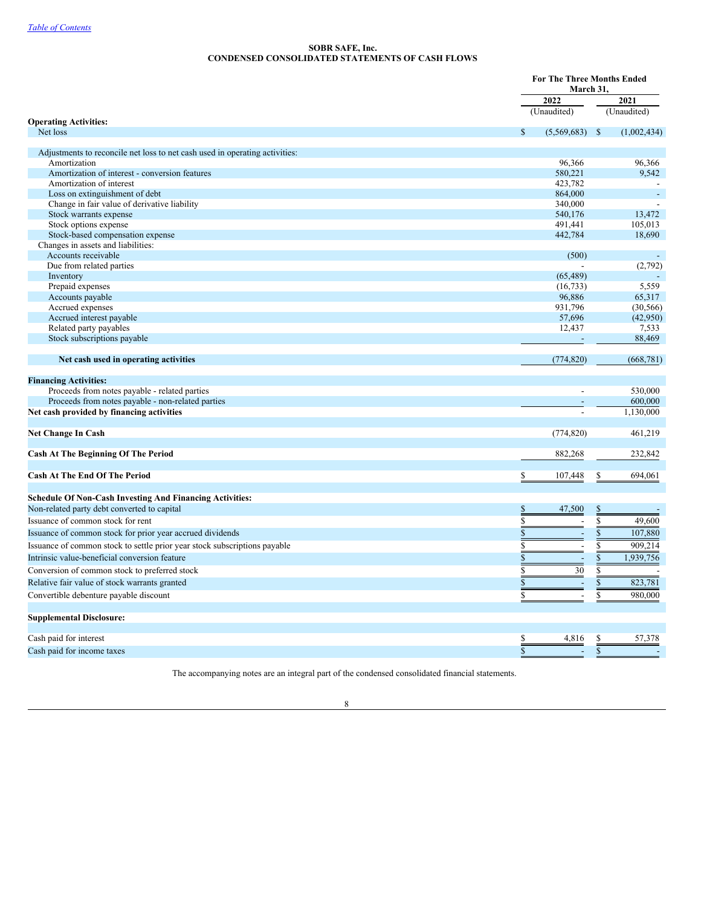[Table of Contents](#)

# SOBR SAFE, Inc.
## CONDENSED CONSOLIDATED STATEMENTS OF CASH FLOWS

| | For The Three Months Ended March 31, | |
|---|---|---|
| | 2022 | 2021 |
| | (Unaudited) | (Unaudited) |
| **Operating Activities:** | | |
| Net loss | $ (5,569,683) | $ (1,002,434) |
| | | |
| Adjustments to reconcile net loss to net cash used in operating activities: | | |
| Amortization | 96,366 | 96,366 |
| Amortization of interest - conversion features | 580,221 | 9,542 |
| Amortization of interest | 423,782 | - |
| Loss on extinguishment of debt | 864,000 | - |
| Change in fair value of derivative liability | 340,000 | - |
| Stock warrants expense | 540,176 | 13,472 |
| Stock options expense | 491,441 | 105,013 |
| Stock-based compensation expense | 442,784 | 18,690 |
| Changes in assets and liabilities: | | |
| Accounts receivable | (500) | - |
| Due from related parties | - | (2,792) |
| Inventory | (65,489) | - |
| Prepaid expenses | (16,733) | 5,559 |
| Accounts payable | 96,886 | 65,317 |
| Accrued expenses | 931,796 | (30,566) |
| Accrued interest payable | 57,696 | (42,950) |
| Related party payables | 12,437 | 7,533 |
| Stock subscriptions payable | - | 88,469 |
| | | |
| **Net cash used in operating activities** | (774,820) | (668,781) |
| | | |
| **Financing Activities:** | | |
| Proceeds from notes payable - related parties | - | 530,000 |
| Proceeds from notes payable - non-related parties | - | 600,000 |
| **Net cash provided by financing activities** | - | 1,130,000 |
| | | |
| **Net Change In Cash** | (774,820) | 461,219 |
| | | |
| **Cash At The Beginning Of The Period** | 882,268 | 232,842 |
| | | |
| **Cash At The End Of The Period** | $ 107,448 | $ 694,061 |
| | | |
| **Schedule Of Non-Cash Investing And Financing Activities:** | | |
| Non-related party debt converted to capital | $ 47,500 | $ - |
| Issuance of common stock for rent | $ - | $ 49,600 |
| Issuance of common stock for prior year accrued dividends | $ - | $ 107,880 |
| Issuance of common stock to settle prior year stock subscriptions payable | $ - | $ 909,214 |
| Intrinsic value-beneficial conversion feature | $ - | $ 1,939,756 |
| Conversion of common stock to preferred stock | $ 30 | $ - |
| Relative fair value of stock warrants granted | $ - | $ 823,781 |
| Convertible debenture payable discount | $ - | $ 980,000 |
| | | |
| **Supplemental Disclosure:** | | |
| | | |
| Cash paid for interest | $ 4,816 | $ 57,378 |
| Cash paid for income taxes | $ - | $ - |

The accompanying notes are an integral part of the condensed consolidated financial statements.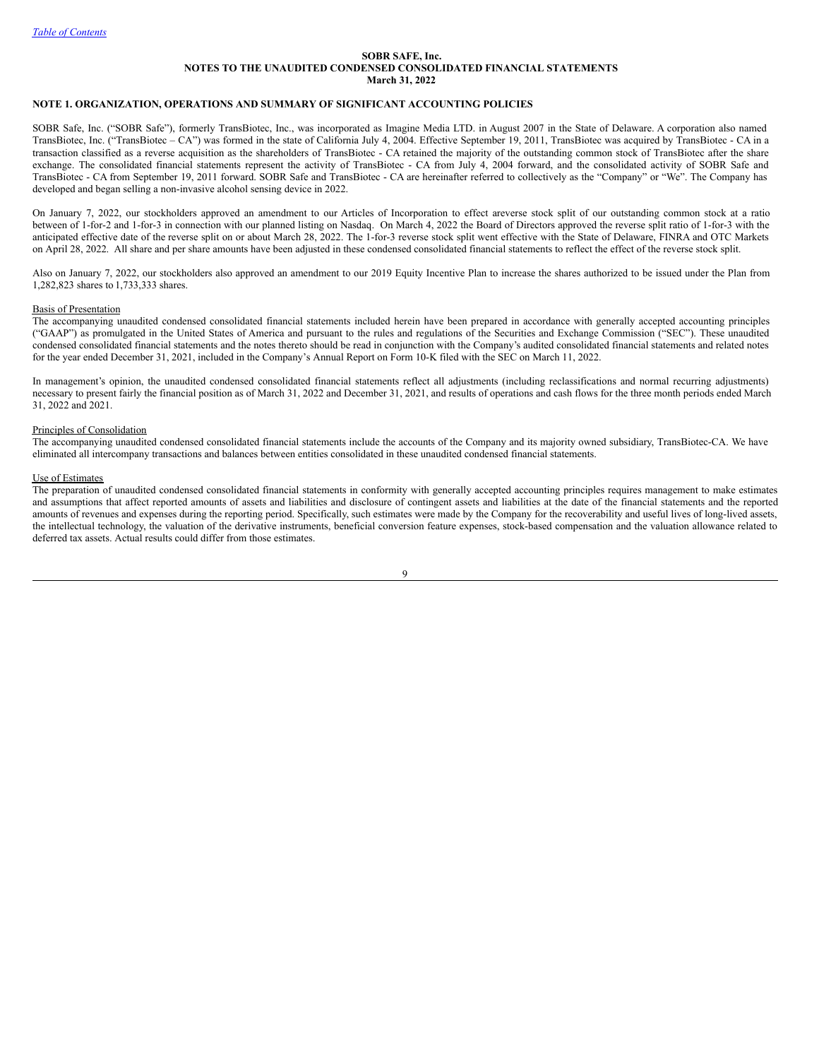**SOBR SAFE, Inc.**
**NOTES TO THE UNAUDITED CONDENSED CONSOLIDATED FINANCIAL STATEMENTS**
**March 31, 2022**

## NOTE 1. ORGANIZATION, OPERATIONS AND SUMMARY OF SIGNIFICANT ACCOUNTING POLICIES

SOBR Safe, Inc. ("SOBR Safe"), formerly TransBiotec, Inc., was incorporated as Imagine Media LTD. in August 2007 in the State of Delaware. A corporation also named TransBiotec, Inc. ("TransBiotec – CA") was formed in the state of California July 4, 2004. Effective September 19, 2011, TransBiotec was acquired by TransBiotec - CA in a transaction classified as a reverse acquisition as the shareholders of TransBiotec - CA retained the majority of the outstanding common stock of TransBiotec after the share exchange. The consolidated financial statements represent the activity of TransBiotec - CA from July 4, 2004 forward, and the consolidated activity of SOBR Safe and TransBiotec - CA from September 19, 2011 forward. SOBR Safe and TransBiotec - CA are hereinafter referred to collectively as the "Company" or "We". The Company has developed and began selling a non-invasive alcohol sensing device in 2022.

On January 7, 2022, our stockholders approved an amendment to our Articles of Incorporation to effect areverse stock split of our outstanding common stock at a ratio between of 1-for-2 and 1-for-3 in connection with our planned listing on Nasdaq. On March 4, 2022 the Board of Directors approved the reverse split ratio of 1-for-3 with the anticipated effective date of the reverse split on or about March 28, 2022. The 1-for-3 reverse stock split went effective with the State of Delaware, FINRA and OTC Markets on April 28, 2022. All share and per share amounts have been adjusted in these condensed consolidated financial statements to reflect the effect of the reverse stock split.

Also on January 7, 2022, our stockholders also approved an amendment to our 2019 Equity Incentive Plan to increase the shares authorized to be issued under the Plan from 1,282,823 shares to 1,733,333 shares.

### Basis of Presentation

The accompanying unaudited condensed consolidated financial statements included herein have been prepared in accordance with generally accepted accounting principles ("GAAP") as promulgated in the United States of America and pursuant to the rules and regulations of the Securities and Exchange Commission ("SEC"). These unaudited condensed consolidated financial statements and the notes thereto should be read in conjunction with the Company's audited consolidated financial statements and related notes for the year ended December 31, 2021, included in the Company's Annual Report on Form 10-K filed with the SEC on March 11, 2022.

In management's opinion, the unaudited condensed consolidated financial statements reflect all adjustments (including reclassifications and normal recurring adjustments) necessary to present fairly the financial position as of March 31, 2022 and December 31, 2021, and results of operations and cash flows for the three month periods ended March 31, 2022 and 2021.

### Principles of Consolidation

The accompanying unaudited condensed consolidated financial statements include the accounts of the Company and its majority owned subsidiary, TransBiotec-CA. We have eliminated all intercompany transactions and balances between entities consolidated in these unaudited condensed financial statements.

### Use of Estimates

The preparation of unaudited condensed consolidated financial statements in conformity with generally accepted accounting principles requires management to make estimates and assumptions that affect reported amounts of assets and liabilities and disclosure of contingent assets and liabilities at the date of the financial statements and the reported amounts of revenues and expenses during the reporting period. Specifically, such estimates were made by the Company for the recoverability and useful lives of long-lived assets, the intellectual technology, the valuation of the derivative instruments, beneficial conversion feature expenses, stock-based compensation and the valuation allowance related to deferred tax assets. Actual results could differ from those estimates.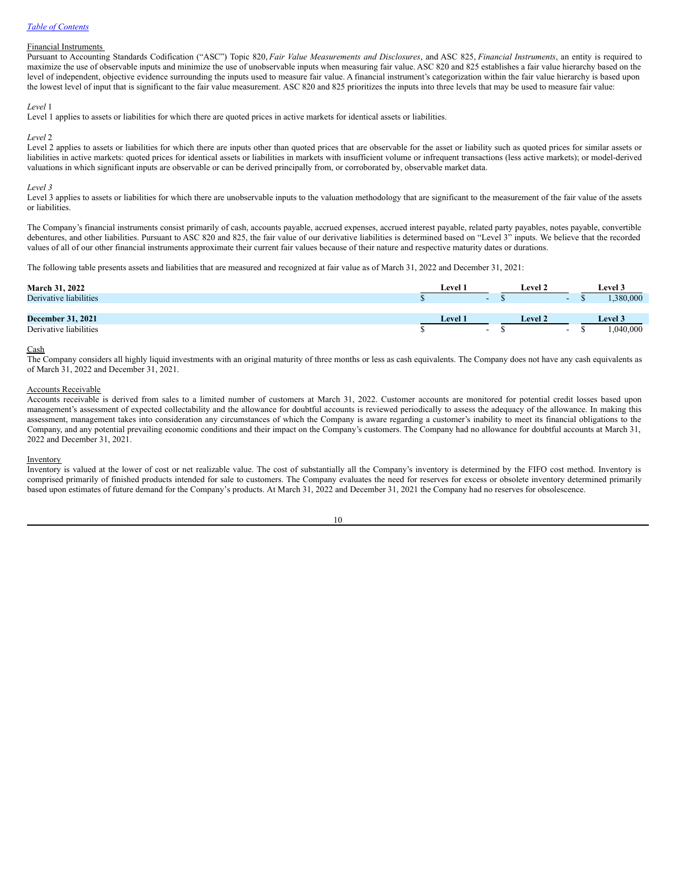Financial Instruments

Pursuant to Accounting Standards Codification ("ASC") Topic 820, *Fair Value Measurements and Disclosures*, and ASC 825, *Financial Instruments*, an entity is required to maximize the use of observable inputs and minimize the use of unobservable inputs when measuring fair value. ASC 820 and 825 establishes a fair value hierarchy based on the level of independent, objective evidence surrounding the inputs used to measure fair value. A financial instrument's categorization within the fair value hierarchy is based upon the lowest level of input that is significant to the fair value measurement. ASC 820 and 825 prioritizes the inputs into three levels that may be used to measure fair value:

*Level* 1

Level 1 applies to assets or liabilities for which there are quoted prices in active markets for identical assets or liabilities.

*Level* 2

Level 2 applies to assets or liabilities for which there are inputs other than quoted prices that are observable for the asset or liability such as quoted prices for similar assets or liabilities in active markets: quoted prices for identical assets or liabilities in markets with insufficient volume or infrequent transactions (less active markets); or model-derived valuations in which significant inputs are observable or can be derived principally from, or corroborated by, observable market data.

*Level 3*

Level 3 applies to assets or liabilities for which there are unobservable inputs to the valuation methodology that are significant to the measurement of the fair value of the assets or liabilities.

The Company's financial instruments consist primarily of cash, accounts payable, accrued expenses, accrued interest payable, related party payables, notes payable, convertible debentures, and other liabilities. Pursuant to ASC 820 and 825, the fair value of our derivative liabilities is determined based on "Level 3" inputs. We believe that the recorded values of all of our other financial instruments approximate their current fair values because of their nature and respective maturity dates or durations.

The following table presents assets and liabilities that are measured and recognized at fair value as of March 31, 2022 and December 31, 2021:

| **March 31, 2022** | **Level 1** | **Level 2** | **Level 3** |
|---|---|---|---|
| Derivative liabilities | $ - | $ - | $ 1,380,000 |
| | | | |
| **December 31, 2021** | **Level 1** | **Level 2** | **Level 3** |
| Derivative liabilities | $ - | $ - | $ 1,040,000 |

Cash

The Company considers all highly liquid investments with an original maturity of three months or less as cash equivalents. The Company does not have any cash equivalents as of March 31, 2022 and December 31, 2021.

Accounts Receivable

Accounts receivable is derived from sales to a limited number of customers at March 31, 2022. Customer accounts are monitored for potential credit losses based upon management's assessment of expected collectability and the allowance for doubtful accounts is reviewed periodically to assess the adequacy of the allowance. In making this assessment, management takes into consideration any circumstances of which the Company is aware regarding a customer's inability to meet its financial obligations to the Company, and any potential prevailing economic conditions and their impact on the Company's customers. The Company had no allowance for doubtful accounts at March 31, 2022 and December 31, 2021.

Inventory

Inventory is valued at the lower of cost or net realizable value. The cost of substantially all the Company's inventory is determined by the FIFO cost method. Inventory is comprised primarily of finished products intended for sale to customers. The Company evaluates the need for reserves for excess or obsolete inventory determined primarily based upon estimates of future demand for the Company's products. At March 31, 2022 and December 31, 2021 the Company had no reserves for obsolescence.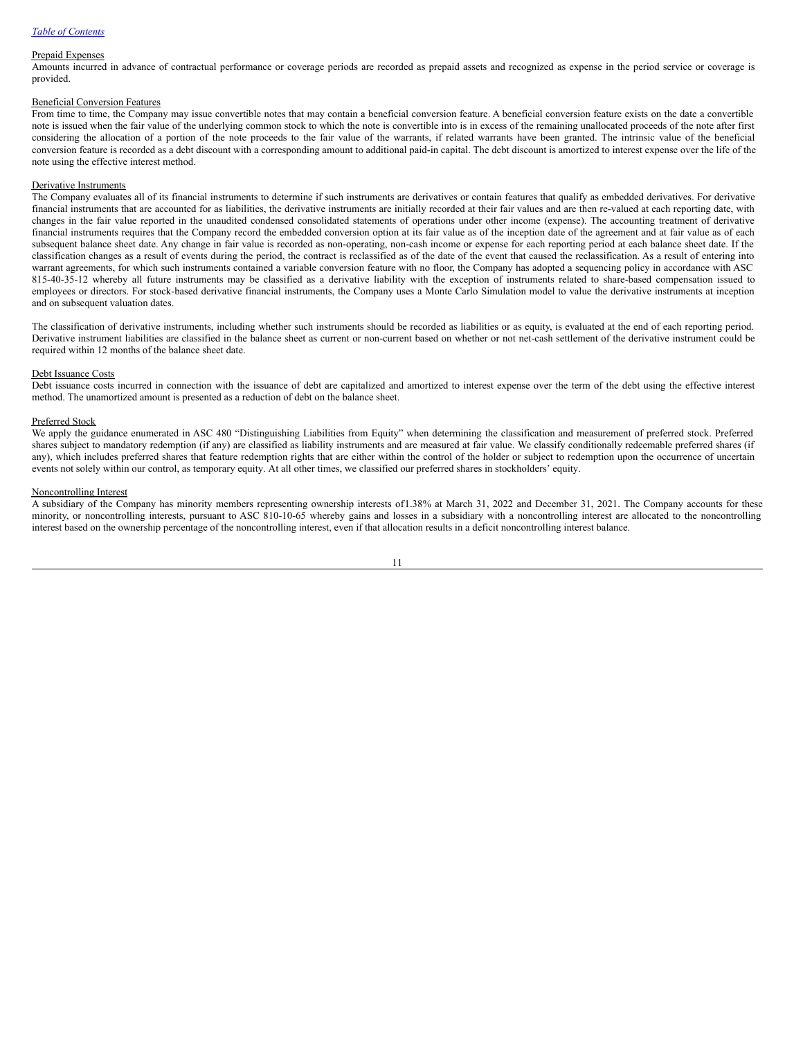#### Prepaid Expenses

Amounts incurred in advance of contractual performance or coverage periods are recorded as prepaid assets and recognized as expense in the period service or coverage is provided.

#### Beneficial Conversion Features

From time to time, the Company may issue convertible notes that may contain a beneficial conversion feature. A beneficial conversion feature exists on the date a convertible note is issued when the fair value of the underlying common stock to which the note is convertible into is in excess of the remaining unallocated proceeds of the note after first considering the allocation of a portion of the note proceeds to the fair value of the warrants, if related warrants have been granted. The intrinsic value of the beneficial conversion feature is recorded as a debt discount with a corresponding amount to additional paid-in capital. The debt discount is amortized to interest expense over the life of the note using the effective interest method.

#### Derivative Instruments

The Company evaluates all of its financial instruments to determine if such instruments are derivatives or contain features that qualify as embedded derivatives. For derivative financial instruments that are accounted for as liabilities, the derivative instruments are initially recorded at their fair values and are then re-valued at each reporting date, with changes in the fair value reported in the unaudited condensed consolidated statements of operations under other income (expense). The accounting treatment of derivative financial instruments requires that the Company record the embedded conversion option at its fair value as of the inception date of the agreement and at fair value as of each subsequent balance sheet date. Any change in fair value is recorded as non-operating, non-cash income or expense for each reporting period at each balance sheet date. If the classification changes as a result of events during the period, the contract is reclassified as of the date of the event that caused the reclassification. As a result of entering into warrant agreements, for which such instruments contained a variable conversion feature with no floor, the Company has adopted a sequencing policy in accordance with ASC 815-40-35-12 whereby all future instruments may be classified as a derivative liability with the exception of instruments related to share-based compensation issued to employees or directors. For stock-based derivative financial instruments, the Company uses a Monte Carlo Simulation model to value the derivative instruments at inception and on subsequent valuation dates.

The classification of derivative instruments, including whether such instruments should be recorded as liabilities or as equity, is evaluated at the end of each reporting period. Derivative instrument liabilities are classified in the balance sheet as current or non-current based on whether or not net-cash settlement of the derivative instrument could be required within 12 months of the balance sheet date.

#### Debt Issuance Costs

Debt issuance costs incurred in connection with the issuance of debt are capitalized and amortized to interest expense over the term of the debt using the effective interest method. The unamortized amount is presented as a reduction of debt on the balance sheet.

#### Preferred Stock

We apply the guidance enumerated in ASC 480 "Distinguishing Liabilities from Equity" when determining the classification and measurement of preferred stock. Preferred shares subject to mandatory redemption (if any) are classified as liability instruments and are measured at fair value. We classify conditionally redeemable preferred shares (if any), which includes preferred shares that feature redemption rights that are either within the control of the holder or subject to redemption upon the occurrence of uncertain events not solely within our control, as temporary equity. At all other times, we classified our preferred shares in stockholders' equity.

#### Noncontrolling Interest

A subsidiary of the Company has minority members representing ownership interests of1.38% at March 31, 2022 and December 31, 2021. The Company accounts for these minority, or noncontrolling interests, pursuant to ASC 810-10-65 whereby gains and losses in a subsidiary with a noncontrolling interest are allocated to the noncontrolling interest based on the ownership percentage of the noncontrolling interest, even if that allocation results in a deficit noncontrolling interest balance.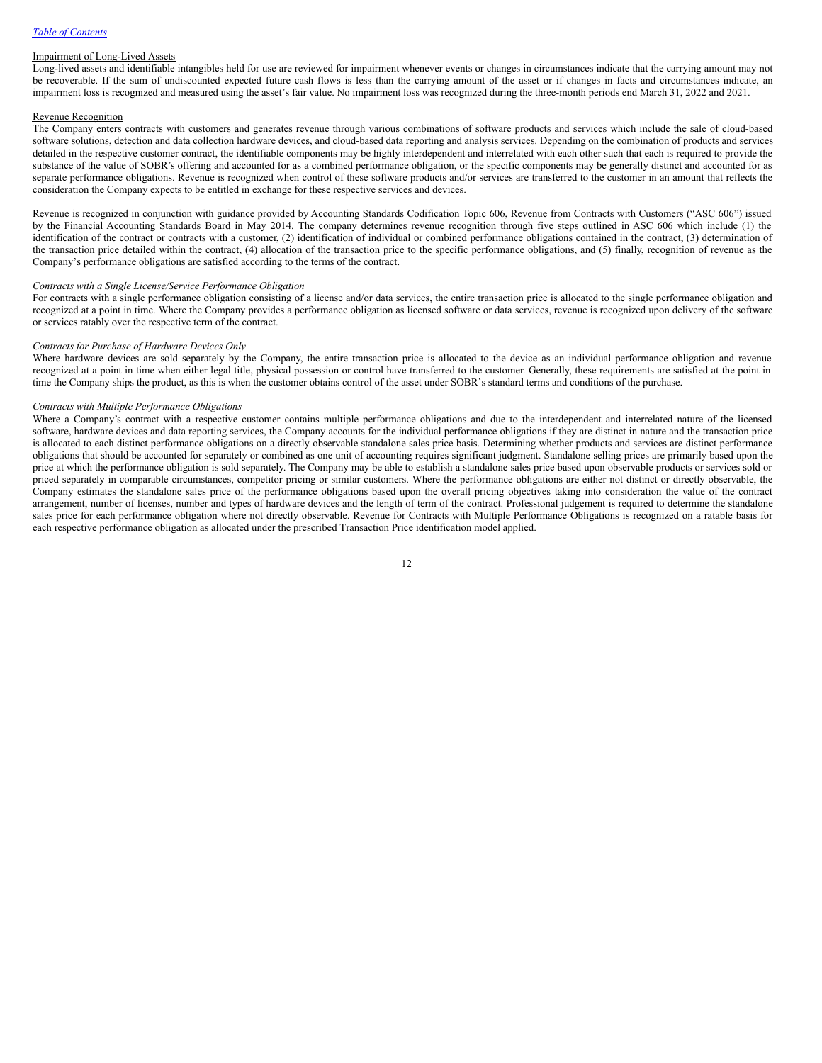Impairment of Long-Lived Assets

Long-lived assets and identifiable intangibles held for use are reviewed for impairment whenever events or changes in circumstances indicate that the carrying amount may not be recoverable. If the sum of undiscounted expected future cash flows is less than the carrying amount of the asset or if changes in facts and circumstances indicate, an impairment loss is recognized and measured using the asset's fair value. No impairment loss was recognized during the three-month periods end March 31, 2022 and 2021.

Revenue Recognition

The Company enters contracts with customers and generates revenue through various combinations of software products and services which include the sale of cloud-based software solutions, detection and data collection hardware devices, and cloud-based data reporting and analysis services. Depending on the combination of products and services detailed in the respective customer contract, the identifiable components may be highly interdependent and interrelated with each other such that each is required to provide the substance of the value of SOBR's offering and accounted for as a combined performance obligation, or the specific components may be generally distinct and accounted for as separate performance obligations. Revenue is recognized when control of these software products and/or services are transferred to the customer in an amount that reflects the consideration the Company expects to be entitled in exchange for these respective services and devices.

Revenue is recognized in conjunction with guidance provided by Accounting Standards Codification Topic 606, Revenue from Contracts with Customers ("ASC 606") issued by the Financial Accounting Standards Board in May 2014. The company determines revenue recognition through five steps outlined in ASC 606 which include (1) the identification of the contract or contracts with a customer, (2) identification of individual or combined performance obligations contained in the contract, (3) determination of the transaction price detailed within the contract, (4) allocation of the transaction price to the specific performance obligations, and (5) finally, recognition of revenue as the Company's performance obligations are satisfied according to the terms of the contract.

*Contracts with a Single License/Service Performance Obligation*

For contracts with a single performance obligation consisting of a license and/or data services, the entire transaction price is allocated to the single performance obligation and recognized at a point in time. Where the Company provides a performance obligation as licensed software or data services, revenue is recognized upon delivery of the software or services ratably over the respective term of the contract.

*Contracts for Purchase of Hardware Devices Only*

Where hardware devices are sold separately by the Company, the entire transaction price is allocated to the device as an individual performance obligation and revenue recognized at a point in time when either legal title, physical possession or control have transferred to the customer. Generally, these requirements are satisfied at the point in time the Company ships the product, as this is when the customer obtains control of the asset under SOBR's standard terms and conditions of the purchase.

*Contracts with Multiple Performance Obligations*

Where a Company's contract with a respective customer contains multiple performance obligations and due to the interdependent and interrelated nature of the licensed software, hardware devices and data reporting services, the Company accounts for the individual performance obligations if they are distinct in nature and the transaction price is allocated to each distinct performance obligations on a directly observable standalone sales price basis. Determining whether products and services are distinct performance obligations that should be accounted for separately or combined as one unit of accounting requires significant judgment. Standalone selling prices are primarily based upon the price at which the performance obligation is sold separately. The Company may be able to establish a standalone sales price based upon observable products or services sold or priced separately in comparable circumstances, competitor pricing or similar customers. Where the performance obligations are either not distinct or directly observable, the Company estimates the standalone sales price of the performance obligations based upon the overall pricing objectives taking into consideration the value of the contract arrangement, number of licenses, number and types of hardware devices and the length of term of the contract. Professional judgement is required to determine the standalone sales price for each performance obligation where not directly observable. Revenue for Contracts with Multiple Performance Obligations is recognized on a ratable basis for each respective performance obligation as allocated under the prescribed Transaction Price identification model applied.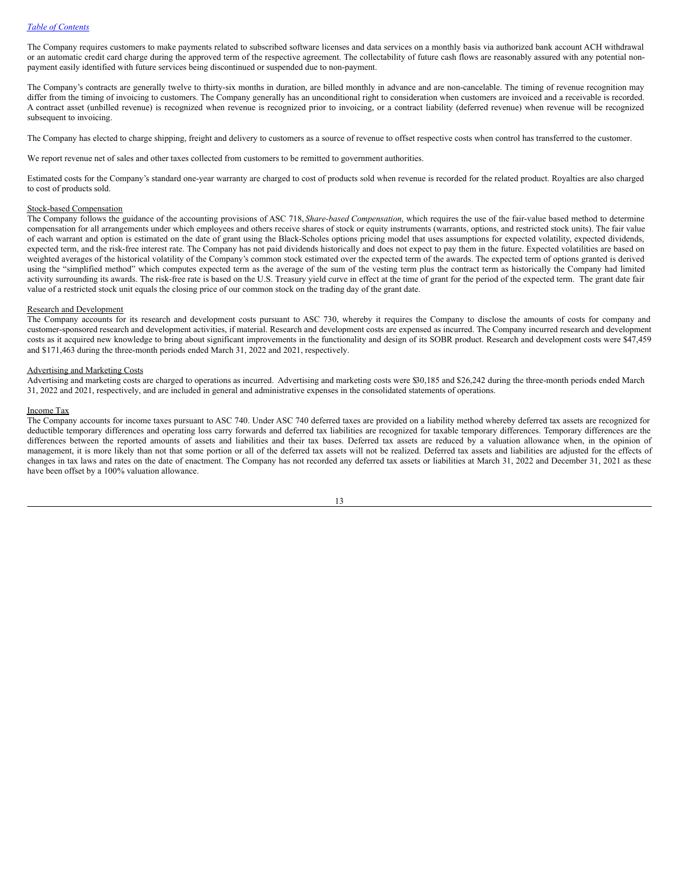The Company requires customers to make payments related to subscribed software licenses and data services on a monthly basis via authorized bank account ACH withdrawal or an automatic credit card charge during the approved term of the respective agreement. The collectability of future cash flows are reasonably assured with any potential non-payment easily identified with future services being discontinued or suspended due to non-payment.

The Company's contracts are generally twelve to thirty-six months in duration, are billed monthly in advance and are non-cancelable. The timing of revenue recognition may differ from the timing of invoicing to customers. The Company generally has an unconditional right to consideration when customers are invoiced and a receivable is recorded. A contract asset (unbilled revenue) is recognized when revenue is recognized prior to invoicing, or a contract liability (deferred revenue) when revenue will be recognized subsequent to invoicing.

The Company has elected to charge shipping, freight and delivery to customers as a source of revenue to offset respective costs when control has transferred to the customer.

We report revenue net of sales and other taxes collected from customers to be remitted to government authorities.

Estimated costs for the Company's standard one-year warranty are charged to cost of products sold when revenue is recorded for the related product. Royalties are also charged to cost of products sold.

Stock-based Compensation

The Company follows the guidance of the accounting provisions of ASC 718, *Share-based Compensation*, which requires the use of the fair-value based method to determine compensation for all arrangements under which employees and others receive shares of stock or equity instruments (warrants, options, and restricted stock units). The fair value of each warrant and option is estimated on the date of grant using the Black-Scholes options pricing model that uses assumptions for expected volatility, expected dividends, expected term, and the risk-free interest rate. The Company has not paid dividends historically and does not expect to pay them in the future. Expected volatilities are based on weighted averages of the historical volatility of the Company's common stock estimated over the expected term of the awards. The expected term of options granted is derived using the "simplified method" which computes expected term as the average of the sum of the vesting term plus the contract term as historically the Company had limited activity surrounding its awards. The risk-free rate is based on the U.S. Treasury yield curve in effect at the time of grant for the period of the expected term. The grant date fair value of a restricted stock unit equals the closing price of our common stock on the trading day of the grant date.

Research and Development

The Company accounts for its research and development costs pursuant to ASC 730, whereby it requires the Company to disclose the amounts of costs for company and customer-sponsored research and development activities, if material. Research and development costs are expensed as incurred. The Company incurred research and development costs as it acquired new knowledge to bring about significant improvements in the functionality and design of its SOBR product. Research and development costs were $47,459 and $171,463 during the three-month periods ended March 31, 2022 and 2021, respectively.

Advertising and Marketing Costs

Advertising and marketing costs are charged to operations as incurred. Advertising and marketing costs were $30,185 and $26,242 during the three-month periods ended March 31, 2022 and 2021, respectively, and are included in general and administrative expenses in the consolidated statements of operations.

Income Tax

The Company accounts for income taxes pursuant to ASC 740. Under ASC 740 deferred taxes are provided on a liability method whereby deferred tax assets are recognized for deductible temporary differences and operating loss carry forwards and deferred tax liabilities are recognized for taxable temporary differences. Temporary differences are the differences between the reported amounts of assets and liabilities and their tax bases. Deferred tax assets are reduced by a valuation allowance when, in the opinion of management, it is more likely than not that some portion or all of the deferred tax assets will not be realized. Deferred tax assets and liabilities are adjusted for the effects of changes in tax laws and rates on the date of enactment. The Company has not recorded any deferred tax assets or liabilities at March 31, 2022 and December 31, 2021 as these have been offset by a 100% valuation allowance.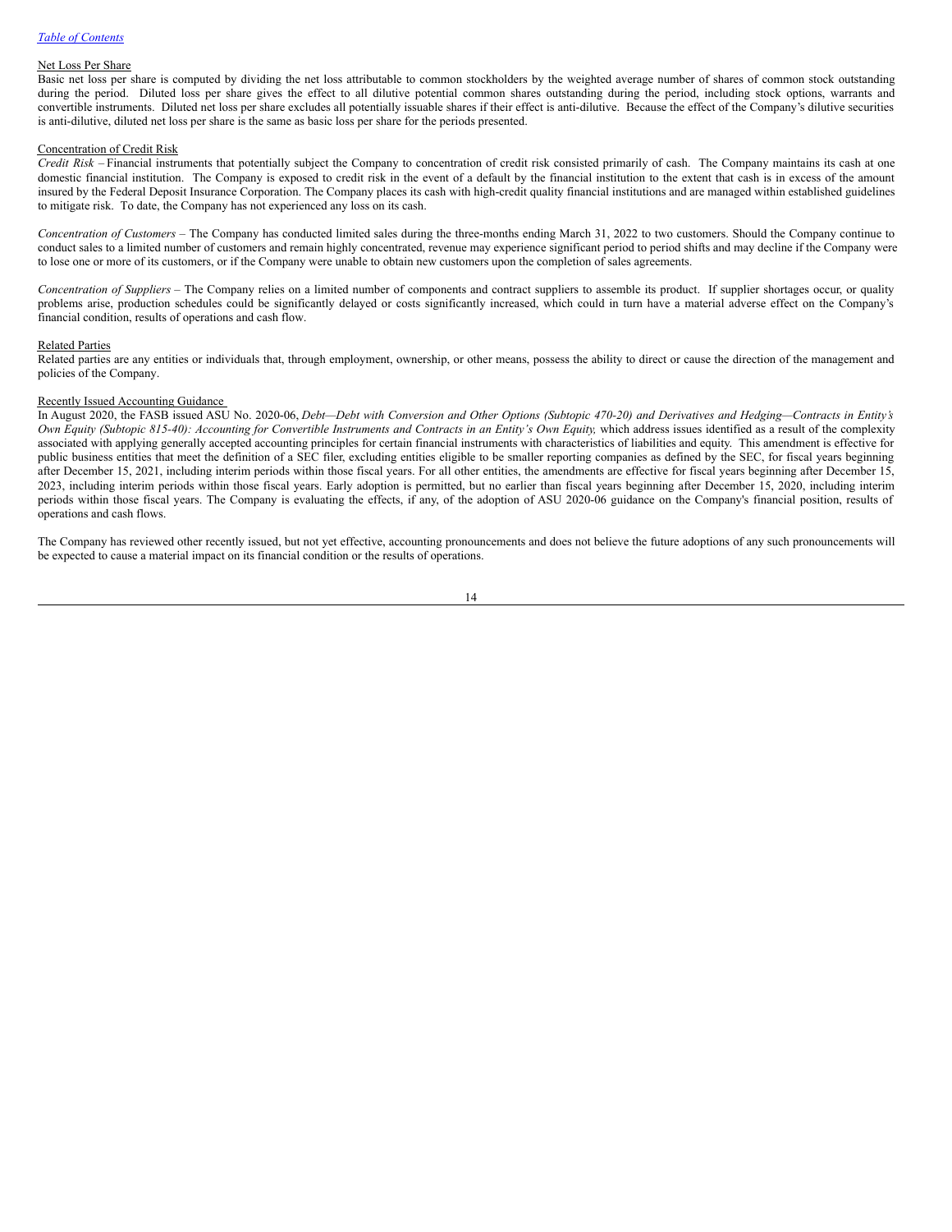Net Loss Per Share

Basic net loss per share is computed by dividing the net loss attributable to common stockholders by the weighted average number of shares of common stock outstanding during the period. Diluted loss per share gives the effect to all dilutive potential common shares outstanding during the period, including stock options, warrants and convertible instruments. Diluted net loss per share excludes all potentially issuable shares if their effect is anti-dilutive. Because the effect of the Company's dilutive securities is anti-dilutive, diluted net loss per share is the same as basic loss per share for the periods presented.

Concentration of Credit Risk

*Credit Risk* – Financial instruments that potentially subject the Company to concentration of credit risk consisted primarily of cash. The Company maintains its cash at one domestic financial institution. The Company is exposed to credit risk in the event of a default by the financial institution to the extent that cash is in excess of the amount insured by the Federal Deposit Insurance Corporation. The Company places its cash with high-credit quality financial institutions and are managed within established guidelines to mitigate risk. To date, the Company has not experienced any loss on its cash.

*Concentration of Customers* – The Company has conducted limited sales during the three-months ending March 31, 2022 to two customers. Should the Company continue to conduct sales to a limited number of customers and remain highly concentrated, revenue may experience significant period to period shifts and may decline if the Company were to lose one or more of its customers, or if the Company were unable to obtain new customers upon the completion of sales agreements.

*Concentration of Suppliers* – The Company relies on a limited number of components and contract suppliers to assemble its product. If supplier shortages occur, or quality problems arise, production schedules could be significantly delayed or costs significantly increased, which could in turn have a material adverse effect on the Company's financial condition, results of operations and cash flow.

Related Parties

Related parties are any entities or individuals that, through employment, ownership, or other means, possess the ability to direct or cause the direction of the management and policies of the Company.

Recently Issued Accounting Guidance

In August 2020, the FASB issued ASU No. 2020-06, *Debt—Debt with Conversion and Other Options (Subtopic 470-20) and Derivatives and Hedging—Contracts in Entity's Own Equity (Subtopic 815-40): Accounting for Convertible Instruments and Contracts in an Entity's Own Equity,* which address issues identified as a result of the complexity associated with applying generally accepted accounting principles for certain financial instruments with characteristics of liabilities and equity. This amendment is effective for public business entities that meet the definition of a SEC filer, excluding entities eligible to be smaller reporting companies as defined by the SEC, for fiscal years beginning after December 15, 2021, including interim periods within those fiscal years. For all other entities, the amendments are effective for fiscal years beginning after December 15, 2023, including interim periods within those fiscal years. Early adoption is permitted, but no earlier than fiscal years beginning after December 15, 2020, including interim periods within those fiscal years. The Company is evaluating the effects, if any, of the adoption of ASU 2020-06 guidance on the Company's financial position, results of operations and cash flows.

The Company has reviewed other recently issued, but not yet effective, accounting pronouncements and does not believe the future adoptions of any such pronouncements will be expected to cause a material impact on its financial condition or the results of operations.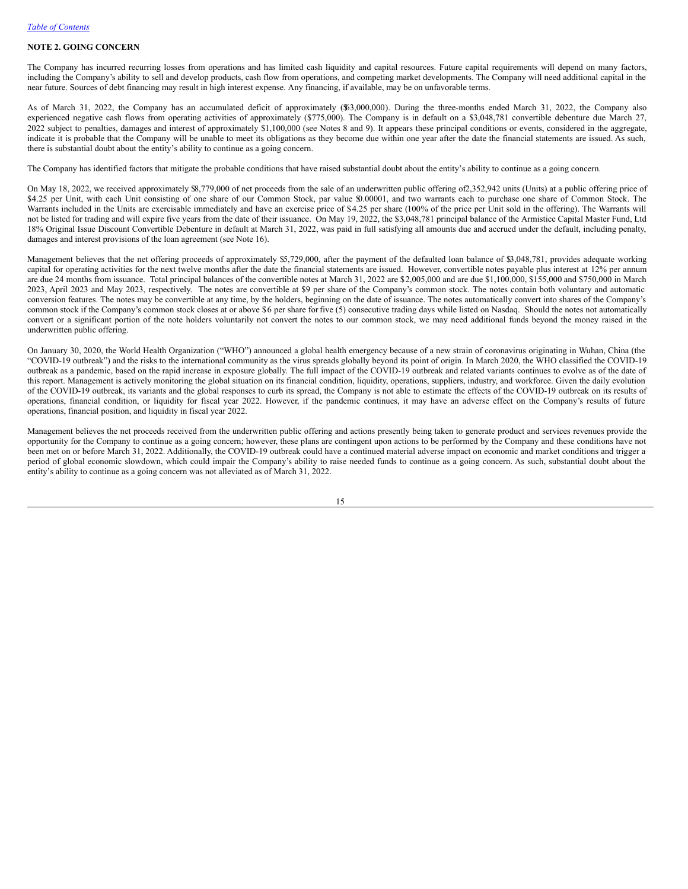[Table of Contents](#)

**NOTE 2. GOING CONCERN**

The Company has incurred recurring losses from operations and has limited cash liquidity and capital resources. Future capital requirements will depend on many factors, including the Company's ability to sell and develop products, cash flow from operations, and competing market developments. The Company will need additional capital in the near future. Sources of debt financing may result in high interest expense. Any financing, if available, may be on unfavorable terms.

As of March 31, 2022, the Company has an accumulated deficit of approximately ($63,000,000). During the three-months ended March 31, 2022, the Company also experienced negative cash flows from operating activities of approximately ($775,000). The Company is in default on a $3,048,781 convertible debenture due March 27, 2022 subject to penalties, damages and interest of approximately $1,100,000 (see Notes 8 and 9). It appears these principal conditions or events, considered in the aggregate, indicate it is probable that the Company will be unable to meet its obligations as they become due within one year after the date the financial statements are issued. As such, there is substantial doubt about the entity's ability to continue as a going concern.

The Company has identified factors that mitigate the probable conditions that have raised substantial doubt about the entity's ability to continue as a going concern.

On May 18, 2022, we received approximately $8,779,000 of net proceeds from the sale of an underwritten public offering of 2,352,942 units (Units) at a public offering price of $4.25 per Unit, with each Unit consisting of one share of our Common Stock, par value $0.00001, and two warrants each to purchase one share of Common Stock. The Warrants included in the Units are exercisable immediately and have an exercise price of $4.25 per share (100% of the price per Unit sold in the offering). The Warrants will not be listed for trading and will expire five years from the date of their issuance. On May 19, 2022, the $3,048,781 principal balance of the Armistice Capital Master Fund, Ltd 18% Original Issue Discount Convertible Debenture in default at March 31, 2022, was paid in full satisfying all amounts due and accrued under the default, including penalty, damages and interest provisions of the loan agreement (see Note 16).

Management believes that the net offering proceeds of approximately $5,729,000, after the payment of the defaulted loan balance of $3,048,781, provides adequate working capital for operating activities for the next twelve months after the date the financial statements are issued. However, convertible notes payable plus interest at 12% per annum are due 24 months from issuance. Total principal balances of the convertible notes at March 31, 2022 are $2,005,000 and are due $1,100,000, $155,000 and $750,000 in March 2023, April 2023 and May 2023, respectively. The notes are convertible at $9 per share of the Company's common stock. The notes contain both voluntary and automatic conversion features. The notes may be convertible at any time, by the holders, beginning on the date of issuance. The notes automatically convert into shares of the Company's common stock if the Company's common stock closes at or above $6 per share for five (5) consecutive trading days while listed on Nasdaq. Should the notes not automatically convert or a significant portion of the note holders voluntarily not convert the notes to our common stock, we may need additional funds beyond the money raised in the underwritten public offering.

On January 30, 2020, the World Health Organization ("WHO") announced a global health emergency because of a new strain of coronavirus originating in Wuhan, China (the "COVID-19 outbreak") and the risks to the international community as the virus spreads globally beyond its point of origin. In March 2020, the WHO classified the COVID-19 outbreak as a pandemic, based on the rapid increase in exposure globally. The full impact of the COVID-19 outbreak and related variants continues to evolve as of the date of this report. Management is actively monitoring the global situation on its financial condition, liquidity, operations, suppliers, industry, and workforce. Given the daily evolution of the COVID-19 outbreak, its variants and the global responses to curb its spread, the Company is not able to estimate the effects of the COVID-19 outbreak on its results of operations, financial condition, or liquidity for fiscal year 2022. However, if the pandemic continues, it may have an adverse effect on the Company's results of future operations, financial position, and liquidity in fiscal year 2022.

Management believes the net proceeds received from the underwritten public offering and actions presently being taken to generate product and services revenues provide the opportunity for the Company to continue as a going concern; however, these plans are contingent upon actions to be performed by the Company and these conditions have not been met on or before March 31, 2022. Additionally, the COVID-19 outbreak could have a continued material adverse impact on economic and market conditions and trigger a period of global economic slowdown, which could impair the Company's ability to raise needed funds to continue as a going concern. As such, substantial doubt about the entity's ability to continue as a going concern was not alleviated as of March 31, 2022.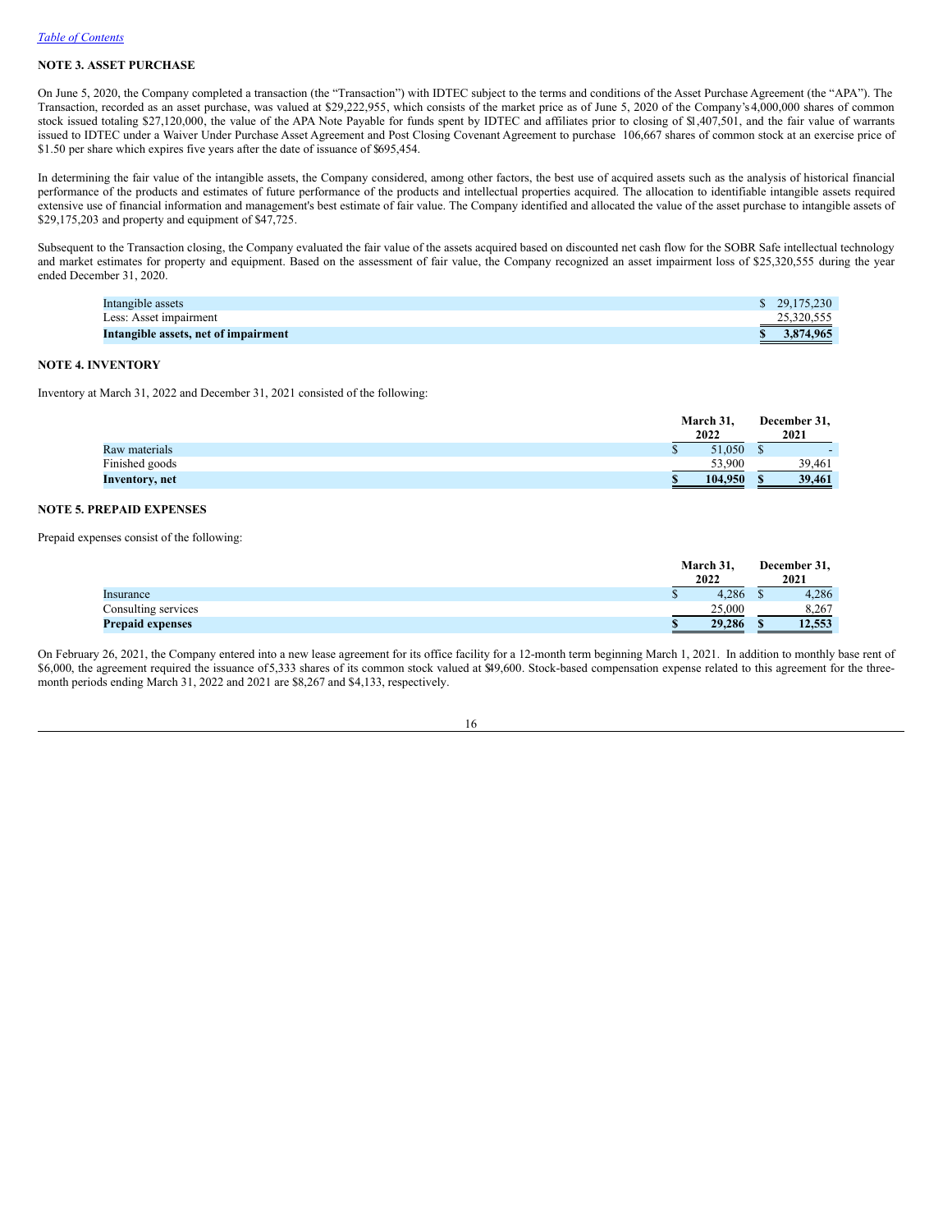*Table of Contents*

## NOTE 3. ASSET PURCHASE

On June 5, 2020, the Company completed a transaction (the "Transaction") with IDTEC subject to the terms and conditions of the Asset Purchase Agreement (the "APA"). The Transaction, recorded as an asset purchase, was valued at $29,222,955, which consists of the market price as of June 5, 2020 of the Company's 4,000,000 shares of common stock issued totaling $27,120,000, the value of the APA Note Payable for funds spent by IDTEC and affiliates prior to closing of $1,407,501, and the fair value of warrants issued to IDTEC under a Waiver Under Purchase Asset Agreement and Post Closing Covenant Agreement to purchase 106,667 shares of common stock at an exercise price of $1.50 per share which expires five years after the date of issuance of $695,454.

In determining the fair value of the intangible assets, the Company considered, among other factors, the best use of acquired assets such as the analysis of historical financial performance of the products and estimates of future performance of the products and intellectual properties acquired. The allocation to identifiable intangible assets required extensive use of financial information and management's best estimate of fair value. The Company identified and allocated the value of the asset purchase to intangible assets of $29,175,203 and property and equipment of $47,725.

Subsequent to the Transaction closing, the Company evaluated the fair value of the assets acquired based on discounted net cash flow for the SOBR Safe intellectual technology and market estimates for property and equipment. Based on the assessment of fair value, the Company recognized an asset impairment loss of $25,320,555 during the year ended December 31, 2020.

| | |
|---|---|
| Intangible assets | $ 29,175,230 |
| Less: Asset impairment | 25,320,555 |
| **Intangible assets, net of impairment** | **$ 3,874,965** |

## NOTE 4. INVENTORY

Inventory at March 31, 2022 and December 31, 2021 consisted of the following:

| | March 31, 2022 | December 31, 2021 |
|---|---|---|
| Raw materials | $ 51,050 | $ - |
| Finished goods | 53,900 | 39,461 |
| **Inventory, net** | **$ 104,950** | **$ 39,461** |

## NOTE 5. PREPAID EXPENSES

Prepaid expenses consist of the following:

| | March 31, 2022 | December 31, 2021 |
|---|---|---|
| Insurance | $ 4,286 | $ 4,286 |
| Consulting services | 25,000 | 8,267 |
| **Prepaid expenses** | **$ 29,286** | **$ 12,553** |

On February 26, 2021, the Company entered into a new lease agreement for its office facility for a 12-month term beginning March 1, 2021. In addition to monthly base rent of $6,000, the agreement required the issuance of 5,333 shares of its common stock valued at $49,600. Stock-based compensation expense related to this agreement for the three-month periods ending March 31, 2022 and 2021 are $8,267 and $4,133, respectively.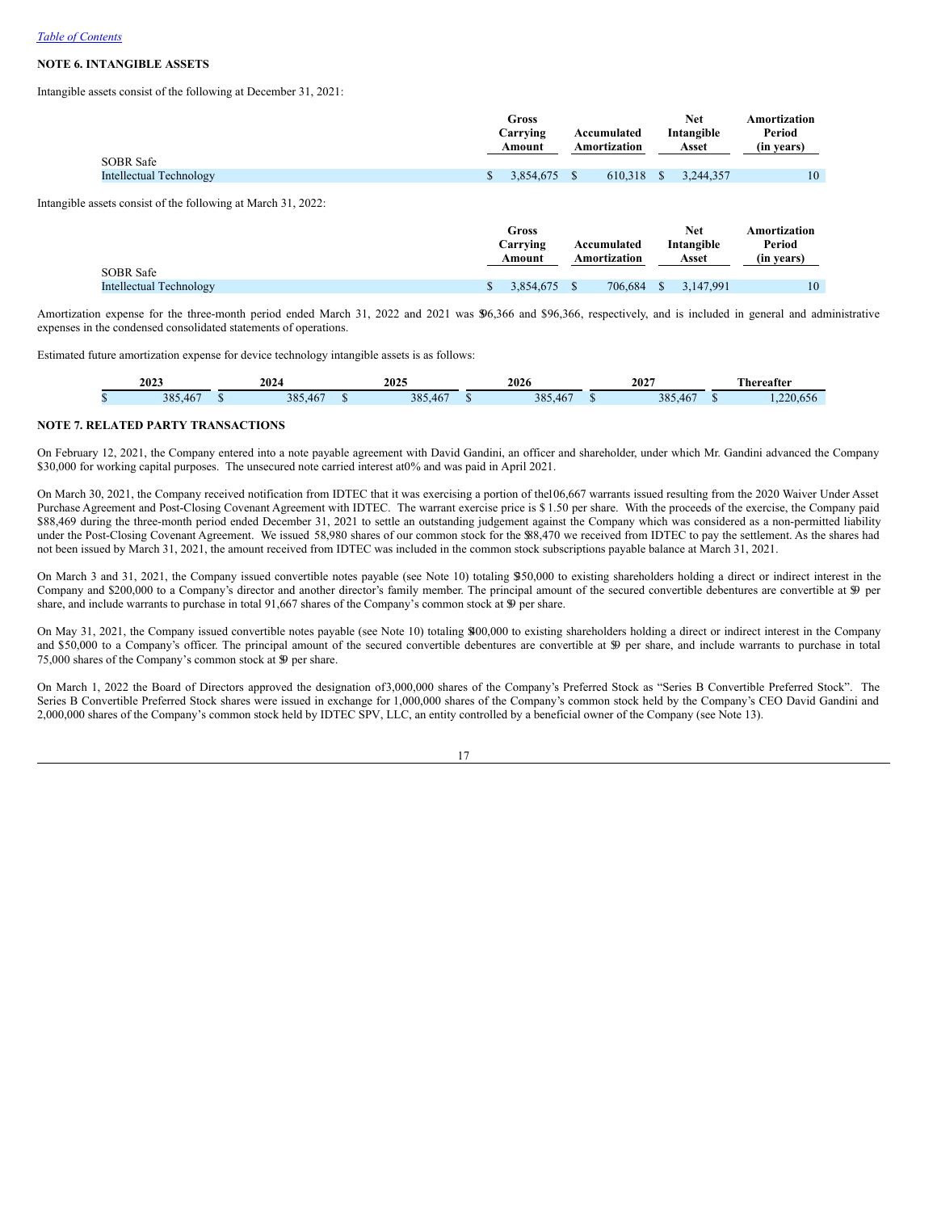*Table of Contents*

**NOTE 6. INTANGIBLE ASSETS**

Intangible assets consist of the following at December 31, 2021:

| | Gross Carrying Amount | Accumulated Amortization | Net Intangible Asset | Amortization Period (in years) |
|---|---|---|---|---|
| SOBR Safe | | | | |
| Intellectual Technology | $ 3,854,675 | $ 610,318 | $ 3,244,357 | 10 |

Intangible assets consist of the following at March 31, 2022:

| | Gross Carrying Amount | Accumulated Amortization | Net Intangible Asset | Amortization Period (in years) |
|---|---|---|---|---|
| SOBR Safe | | | | |
| Intellectual Technology | $ 3,854,675 | $ 706,684 | $ 3,147,991 | 10 |

Amortization expense for the three-month period ended March 31, 2022 and 2021 was $96,366 and $96,366, respectively, and is included in general and administrative expenses in the condensed consolidated statements of operations.

Estimated future amortization expense for device technology intangible assets is as follows:

| 2023 | 2024 | 2025 | 2026 | 2027 | Thereafter |
|---|---|---|---|---|---|
| $ 385,467 | $ 385,467 | $ 385,467 | $ 385,467 | $ 385,467 | $ 1,220,656 |

**NOTE 7. RELATED PARTY TRANSACTIONS**

On February 12, 2021, the Company entered into a note payable agreement with David Gandini, an officer and shareholder, under which Mr. Gandini advanced the Company $30,000 for working capital purposes. The unsecured note carried interest at 0% and was paid in April 2021.

On March 30, 2021, the Company received notification from IDTEC that it was exercising a portion of the 106,667 warrants issued resulting from the 2020 Waiver Under Asset Purchase Agreement and Post-Closing Covenant Agreement with IDTEC. The warrant exercise price is $ 1.50 per share. With the proceeds of the exercise, the Company paid $88,469 during the three-month period ended December 31, 2021 to settle an outstanding judgement against the Company which was considered as a non-permitted liability under the Post-Closing Covenant Agreement. We issued 58,980 shares of our common stock for the $88,470 we received from IDTEC to pay the settlement. As the shares had not been issued by March 31, 2021, the amount received from IDTEC was included in the common stock subscriptions payable balance at March 31, 2021.

On March 3 and 31, 2021, the Company issued convertible notes payable (see Note 10) totaling $550,000 to existing shareholders holding a direct or indirect interest in the Company and $200,000 to a Company's director and another director's family member. The principal amount of the secured convertible debentures are convertible at $9 per share, and include warrants to purchase in total 91,667 shares of the Company's common stock at $9 per share.

On May 31, 2021, the Company issued convertible notes payable (see Note 10) totaling $400,000 to existing shareholders holding a direct or indirect interest in the Company and $50,000 to a Company's officer. The principal amount of the secured convertible debentures are convertible at $9 per share, and include warrants to purchase in total 75,000 shares of the Company's common stock at $9 per share.

On March 1, 2022 the Board of Directors approved the designation of 3,000,000 shares of the Company's Preferred Stock as "Series B Convertible Preferred Stock". The Series B Convertible Preferred Stock shares were issued in exchange for 1,000,000 shares of the Company's common stock held by the Company's CEO David Gandini and 2,000,000 shares of the Company's common stock held by IDTEC SPV, LLC, an entity controlled by a beneficial owner of the Company (see Note 13).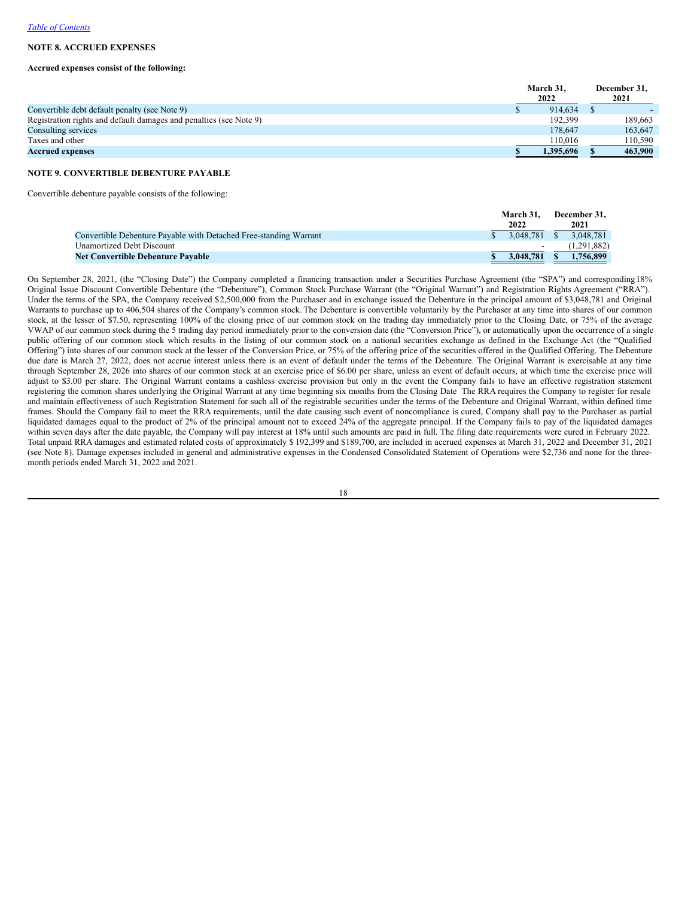*Table of Contents*

**NOTE 8. ACCRUED EXPENSES**

**Accrued expenses consist of the following:**

| | March 31, 2022 | December 31, 2021 |
|---|---|---|
| Convertible debt default penalty (see Note 9) | $ 914,634 | $ - |
| Registration rights and default damages and penalties (see Note 9) | 192,399 | 189,663 |
| Consulting services | 178,647 | 163,647 |
| Taxes and other | 110,016 | 110,590 |
| **Accrued expenses** | **$ 1,395,696** | **$ 463,900** |

**NOTE 9. CONVERTIBLE DEBENTURE PAYABLE**

Convertible debenture payable consists of the following:

| | March 31, 2022 | December 31, 2021 |
|---|---|---|
| Convertible Debenture Payable with Detached Free-standing Warrant | $ 3,048,781 | $ 3,048,781 |
| Unamortized Debt Discount | - | (1,291,882) |
| **Net Convertible Debenture Payable** | **$ 3,048,781** | **$ 1,756,899** |

On September 28, 2021, (the "Closing Date") the Company completed a financing transaction under a Securities Purchase Agreement (the "SPA") and corresponding 18% Original Issue Discount Convertible Debenture (the "Debenture"), Common Stock Purchase Warrant (the "Original Warrant") and Registration Rights Agreement ("RRA"). Under the terms of the SPA, the Company received $2,500,000 from the Purchaser and in exchange issued the Debenture in the principal amount of $3,048,781 and Original Warrants to purchase up to 406,504 shares of the Company's common stock. The Debenture is convertible voluntarily by the Purchaser at any time into shares of our common stock, at the lesser of $7.50, representing 100% of the closing price of our common stock on the trading day immediately prior to the Closing Date, or 75% of the average VWAP of our common stock during the 5 trading day period immediately prior to the conversion date (the "Conversion Price"), or automatically upon the occurrence of a single public offering of our common stock which results in the listing of our common stock on a national securities exchange as defined in the Exchange Act (the "Qualified Offering") into shares of our common stock at the lesser of the Conversion Price, or 75% of the offering price of the securities offered in the Qualified Offering. The Debenture due date is March 27, 2022, does not accrue interest unless there is an event of default under the terms of the Debenture. The Original Warrant is exercisable at any time through September 28, 2026 into shares of our common stock at an exercise price of $6.00 per share, unless an event of default occurs, at which time the exercise price will adjust to $3.00 per share. The Original Warrant contains a cashless exercise provision but only in the event the Company fails to have an effective registration statement registering the common shares underlying the Original Warrant at any time beginning six months from the Closing Date The RRA requires the Company to register for resale and maintain effectiveness of such Registration Statement for such all of the registrable securities under the terms of the Debenture and Original Warrant, within defined time frames. Should the Company fail to meet the RRA requirements, until the date causing such event of noncompliance is cured, Company shall pay to the Purchaser as partial liquidated damages equal to the product of 2% of the principal amount not to exceed 24% of the aggregate principal. If the Company fails to pay of the liquidated damages within seven days after the date payable, the Company will pay interest at 18% until such amounts are paid in full. The filing date requirements were cured in February 2022. Total unpaid RRA damages and estimated related costs of approximately $ 192,399 and $189,700, are included in accrued expenses at March 31, 2022 and December 31, 2021 (see Note 8). Damage expenses included in general and administrative expenses in the Condensed Consolidated Statement of Operations were $2,736 and none for the three-month periods ended March 31, 2022 and 2021.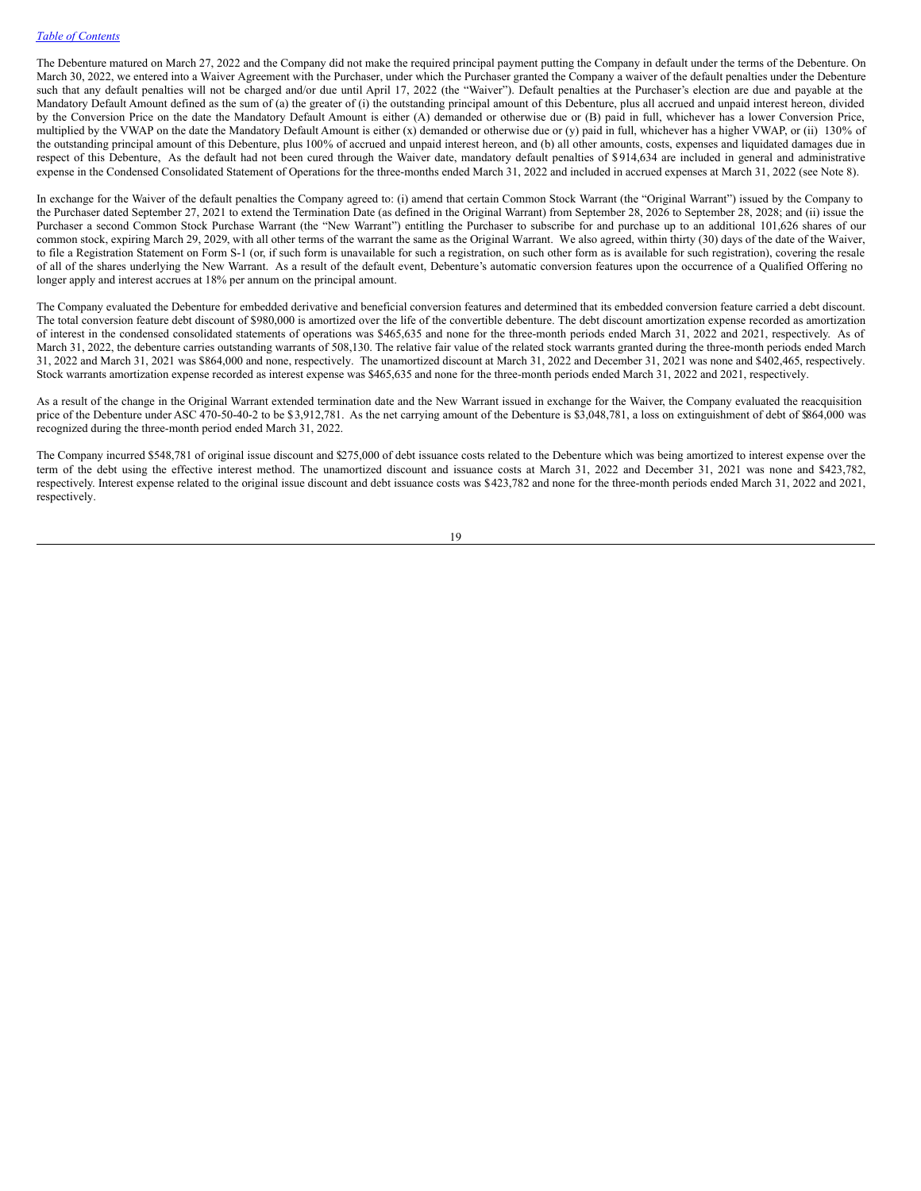The Debenture matured on March 27, 2022 and the Company did not make the required principal payment putting the Company in default under the terms of the Debenture. On March 30, 2022, we entered into a Waiver Agreement with the Purchaser, under which the Purchaser granted the Company a waiver of the default penalties under the Debenture such that any default penalties will not be charged and/or due until April 17, 2022 (the "Waiver"). Default penalties at the Purchaser's election are due and payable at the Mandatory Default Amount defined as the sum of (a) the greater of (i) the outstanding principal amount of this Debenture, plus all accrued and unpaid interest hereon, divided by the Conversion Price on the date the Mandatory Default Amount is either (A) demanded or otherwise due or (B) paid in full, whichever has a lower Conversion Price, multiplied by the VWAP on the date the Mandatory Default Amount is either (x) demanded or otherwise due or (y) paid in full, whichever has a higher VWAP, or (ii) 130% of the outstanding principal amount of this Debenture, plus 100% of accrued and unpaid interest hereon, and (b) all other amounts, costs, expenses and liquidated damages due in respect of this Debenture, As the default had not been cured through the Waiver date, mandatory default penalties of $914,634 are included in general and administrative expense in the Condensed Consolidated Statement of Operations for the three-months ended March 31, 2022 and included in accrued expenses at March 31, 2022 (see Note 8).

In exchange for the Waiver of the default penalties the Company agreed to: (i) amend that certain Common Stock Warrant (the "Original Warrant") issued by the Company to the Purchaser dated September 27, 2021 to extend the Termination Date (as defined in the Original Warrant) from September 28, 2026 to September 28, 2028; and (ii) issue the Purchaser a second Common Stock Purchase Warrant (the "New Warrant") entitling the Purchaser to subscribe for and purchase up to an additional 101,626 shares of our common stock, expiring March 29, 2029, with all other terms of the warrant the same as the Original Warrant. We also agreed, within thirty (30) days of the date of the Waiver, to file a Registration Statement on Form S-1 (or, if such form is unavailable for such a registration, on such other form as is available for such registration), covering the resale of all of the shares underlying the New Warrant. As a result of the default event, Debenture's automatic conversion features upon the occurrence of a Qualified Offering no longer apply and interest accrues at 18% per annum on the principal amount.

The Company evaluated the Debenture for embedded derivative and beneficial conversion features and determined that its embedded conversion feature carried a debt discount. The total conversion feature debt discount of $980,000 is amortized over the life of the convertible debenture. The debt discount amortization expense recorded as amortization of interest in the condensed consolidated statements of operations was $465,635 and none for the three-month periods ended March 31, 2022 and 2021, respectively. As of March 31, 2022, the debenture carries outstanding warrants of 508,130. The relative fair value of the related stock warrants granted during the three-month periods ended March 31, 2022 and March 31, 2021 was $864,000 and none, respectively. The unamortized discount at March 31, 2022 and December 31, 2021 was none and $402,465, respectively. Stock warrants amortization expense recorded as interest expense was $465,635 and none for the three-month periods ended March 31, 2022 and 2021, respectively.

As a result of the change in the Original Warrant extended termination date and the New Warrant issued in exchange for the Waiver, the Company evaluated the reacquisition price of the Debenture under ASC 470-50-40-2 to be $3,912,781. As the net carrying amount of the Debenture is $3,048,781, a loss on extinguishment of debt of $864,000 was recognized during the three-month period ended March 31, 2022.

The Company incurred $548,781 of original issue discount and $275,000 of debt issuance costs related to the Debenture which was being amortized to interest expense over the term of the debt using the effective interest method. The unamortized discount and issuance costs at March 31, 2022 and December 31, 2021 was none and $423,782, respectively. Interest expense related to the original issue discount and debt issuance costs was $423,782 and none for the three-month periods ended March 31, 2022 and 2021, respectively.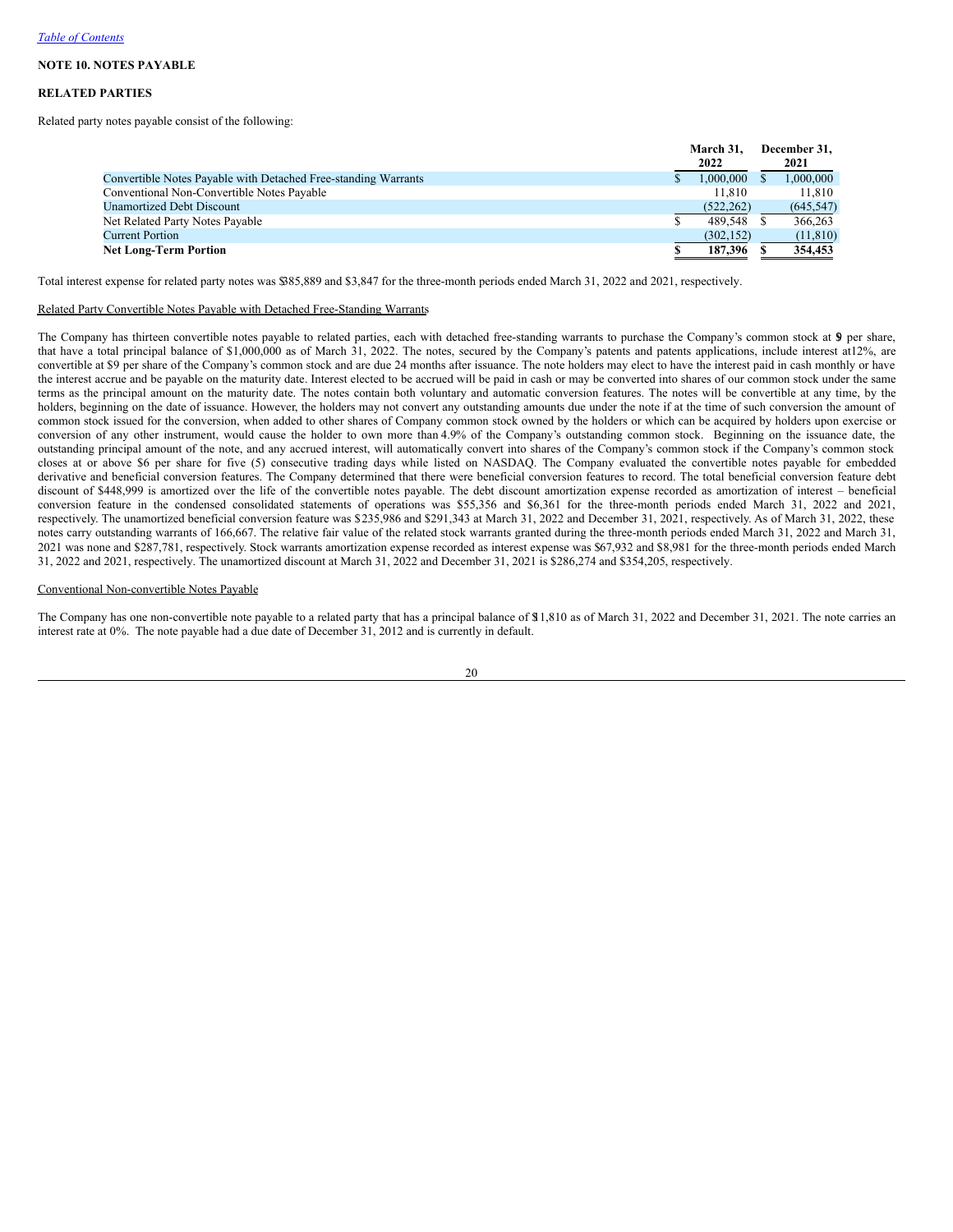[Table of Contents](#)

**NOTE 10. NOTES PAYABLE**

**RELATED PARTIES**

Related party notes payable consist of the following:

| | March 31, 2022 | December 31, 2021 |
|---|---|---|
| Convertible Notes Payable with Detached Free-standing Warrants | $ 1,000,000 | $ 1,000,000 |
| Conventional Non-Convertible Notes Payable | 11,810 | 11,810 |
| Unamortized Debt Discount | (522,262) | (645,547) |
| Net Related Party Notes Payable | $ 489,548 | $ 366,263 |
| Current Portion | (302,152) | (11,810) |
| **Net Long-Term Portion** | **$ 187,396** | **$ 354,453** |

Total interest expense for related party notes was $385,889 and $3,847 for the three-month periods ended March 31, 2022 and 2021, respectively.

Related Party Convertible Notes Payable with Detached Free-Standing Warrants

The Company has thirteen convertible notes payable to related parties, each with detached free-standing warrants to purchase the Company's common stock at $9 per share, that have a total principal balance of $1,000,000 as of March 31, 2022. The notes, secured by the Company's patents and patents applications, include interest at 12%, are convertible at $9 per share of the Company's common stock and are due 24 months after issuance. The note holders may elect to have the interest paid in cash monthly or have the interest accrue and be payable on the maturity date. Interest elected to be accrued will be paid in cash or may be converted into shares of our common stock under the same terms as the principal amount on the maturity date. The notes contain both voluntary and automatic conversion features. The notes will be convertible at any time, by the holders, beginning on the date of issuance. However, the holders may not convert any outstanding amounts due under the note if at the time of such conversion the amount of common stock issued for the conversion, when added to other shares of Company common stock owned by the holders or which can be acquired by holders upon exercise or conversion of any other instrument, would cause the holder to own more than 4.9% of the Company's outstanding common stock. Beginning on the issuance date, the outstanding principal amount of the note, and any accrued interest, will automatically convert into shares of the Company's common stock if the Company's common stock closes at or above $6 per share for five (5) consecutive trading days while listed on NASDAQ. The Company evaluated the convertible notes payable for embedded derivative and beneficial conversion features. The Company determined that there were beneficial conversion features to record. The total beneficial conversion feature debt discount of $448,999 is amortized over the life of the convertible notes payable. The debt discount amortization expense recorded as amortization of interest – beneficial conversion feature in the condensed consolidated statements of operations was $55,356 and $6,361 for the three-month periods ended March 31, 2022 and 2021, respectively. The unamortized beneficial conversion feature was $235,986 and $291,343 at March 31, 2022 and December 31, 2021, respectively. As of March 31, 2022, these notes carry outstanding warrants of 166,667. The relative fair value of the related stock warrants granted during the three-month periods ended March 31, 2022 and March 31, 2021 was none and $287,781, respectively. Stock warrants amortization expense recorded as interest expense was $67,932 and $8,981 for the three-month periods ended March 31, 2022 and 2021, respectively. The unamortized discount at March 31, 2022 and December 31, 2021 is $286,274 and $354,205, respectively.

Conventional Non-convertible Notes Payable

The Company has one non-convertible note payable to a related party that has a principal balance of $11,810 as of March 31, 2022 and December 31, 2021. The note carries an interest rate at 0%. The note payable had a due date of December 31, 2012 and is currently in default.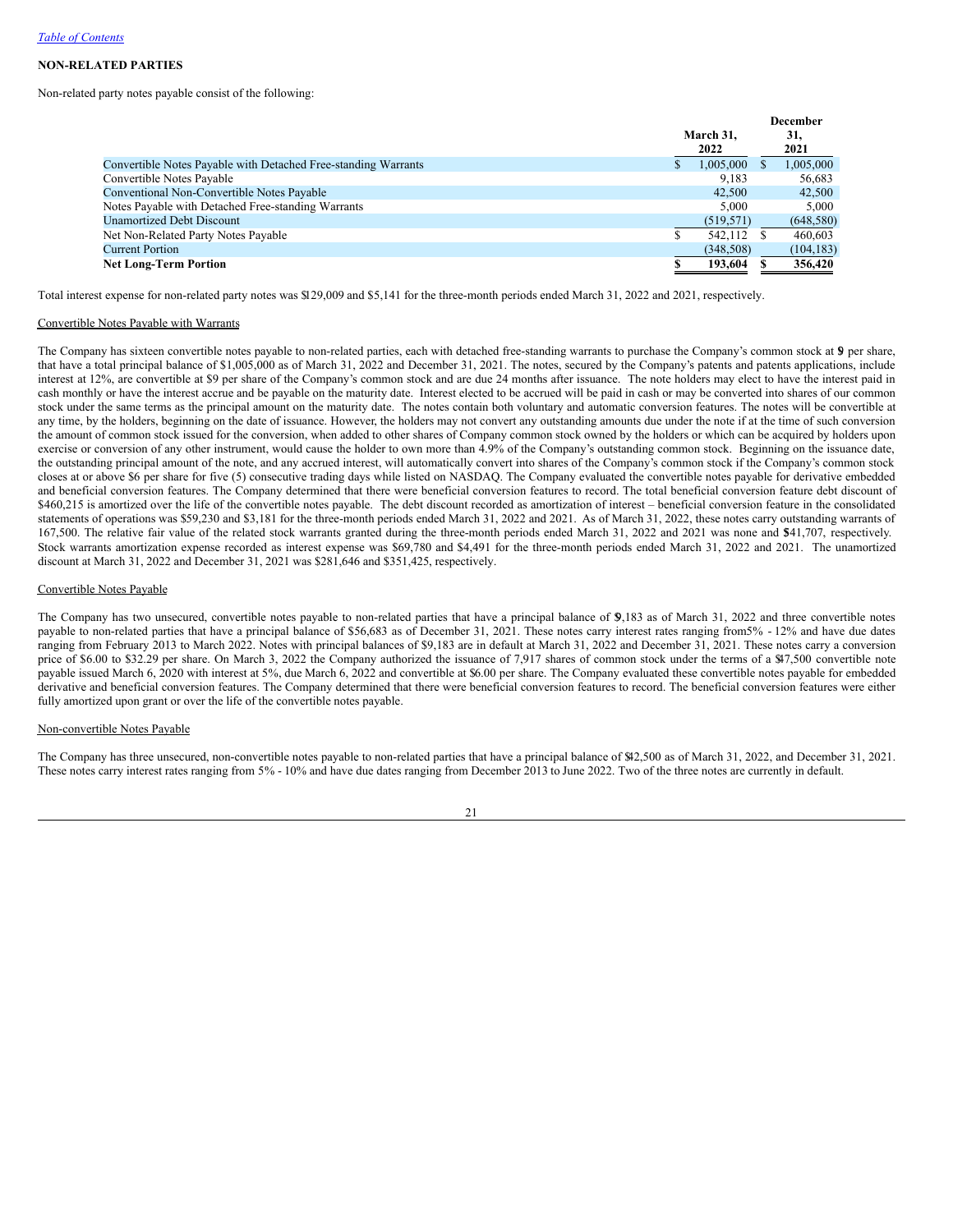[Table of Contents](#)

**NON-RELATED PARTIES**

Non-related party notes payable consist of the following:

| | March 31, 2022 | December 31, 2021 |
|---|---|---|
| Convertible Notes Payable with Detached Free-standing Warrants | $ 1,005,000 | $ 1,005,000 |
| Convertible Notes Payable | 9,183 | 56,683 |
| Conventional Non-Convertible Notes Payable | 42,500 | 42,500 |
| Notes Payable with Detached Free-standing Warrants | 5,000 | 5,000 |
| Unamortized Debt Discount | (519,571) | (648,580) |
| Net Non-Related Party Notes Payable | $ 542,112 | $ 460,603 |
| Current Portion | (348,508) | (104,183) |
| **Net Long-Term Portion** | **$ 193,604** | **$ 356,420** |

Total interest expense for non-related party notes was $129,009 and $5,141 for the three-month periods ended March 31, 2022 and 2021, respectively.

Convertible Notes Payable with Warrants

The Company has sixteen convertible notes payable to non-related parties, each with detached free-standing warrants to purchase the Company's common stock at $9 per share, that have a total principal balance of $1,005,000 as of March 31, 2022 and December 31, 2021. The notes, secured by the Company's patents and patents applications, include interest at 12%, are convertible at $9 per share of the Company's common stock and are due 24 months after issuance. The note holders may elect to have the interest paid in cash monthly or have the interest accrue and be payable on the maturity date. Interest elected to be accrued will be paid in cash or may be converted into shares of our common stock under the same terms as the principal amount on the maturity date. The notes contain both voluntary and automatic conversion features. The notes will be convertible at any time, by the holders, beginning on the date of issuance. However, the holders may not convert any outstanding amounts due under the note if at the time of such conversion the amount of common stock issued for the conversion, when added to other shares of Company common stock owned by the holders or which can be acquired by holders upon exercise or conversion of any other instrument, would cause the holder to own more than 4.9% of the Company's outstanding common stock. Beginning on the issuance date, the outstanding principal amount of the note, and any accrued interest, will automatically convert into shares of the Company's common stock if the Company's common stock closes at or above $6 per share for five (5) consecutive trading days while listed on NASDAQ. The Company evaluated the convertible notes payable for derivative embedded and beneficial conversion features. The Company determined that there were beneficial conversion features to record. The total beneficial conversion feature debt discount of $460,215 is amortized over the life of the convertible notes payable. The debt discount recorded as amortization of interest – beneficial conversion feature in the consolidated statements of operations was $59,230 and $3,181 for the three-month periods ended March 31, 2022 and 2021. As of March 31, 2022, these notes carry outstanding warrants of 167,500. The relative fair value of the related stock warrants granted during the three-month periods ended March 31, 2022 and 2021 was none and $41,707, respectively. Stock warrants amortization expense recorded as interest expense was $69,780 and $4,491 for the three-month periods ended March 31, 2022 and 2021. The unamortized discount at March 31, 2022 and December 31, 2021 was $281,646 and $351,425, respectively.

Convertible Notes Payable

The Company has two unsecured, convertible notes payable to non-related parties that have a principal balance of $9,183 as of March 31, 2022 and three convertible notes payable to non-related parties that have a principal balance of $56,683 as of December 31, 2021. These notes carry interest rates ranging from 5% - 12% and have due dates ranging from February 2013 to March 2022. Notes with principal balances of $9,183 are in default at March 31, 2022 and December 31, 2021. These notes carry a conversion price of $6.00 to $32.29 per share. On March 3, 2022 the Company authorized the issuance of 7,917 shares of common stock under the terms of a $47,500 convertible note payable issued March 6, 2020 with interest at 5%, due March 6, 2022 and convertible at $6.00 per share. The Company evaluated these convertible notes payable for embedded derivative and beneficial conversion features. The Company determined that there were beneficial conversion features to record. The beneficial conversion features were either fully amortized upon grant or over the life of the convertible notes payable.

Non-convertible Notes Payable

The Company has three unsecured, non-convertible notes payable to non-related parties that have a principal balance of $42,500 as of March 31, 2022, and December 31, 2021. These notes carry interest rates ranging from 5% - 10% and have due dates ranging from December 2013 to June 2022. Two of the three notes are currently in default.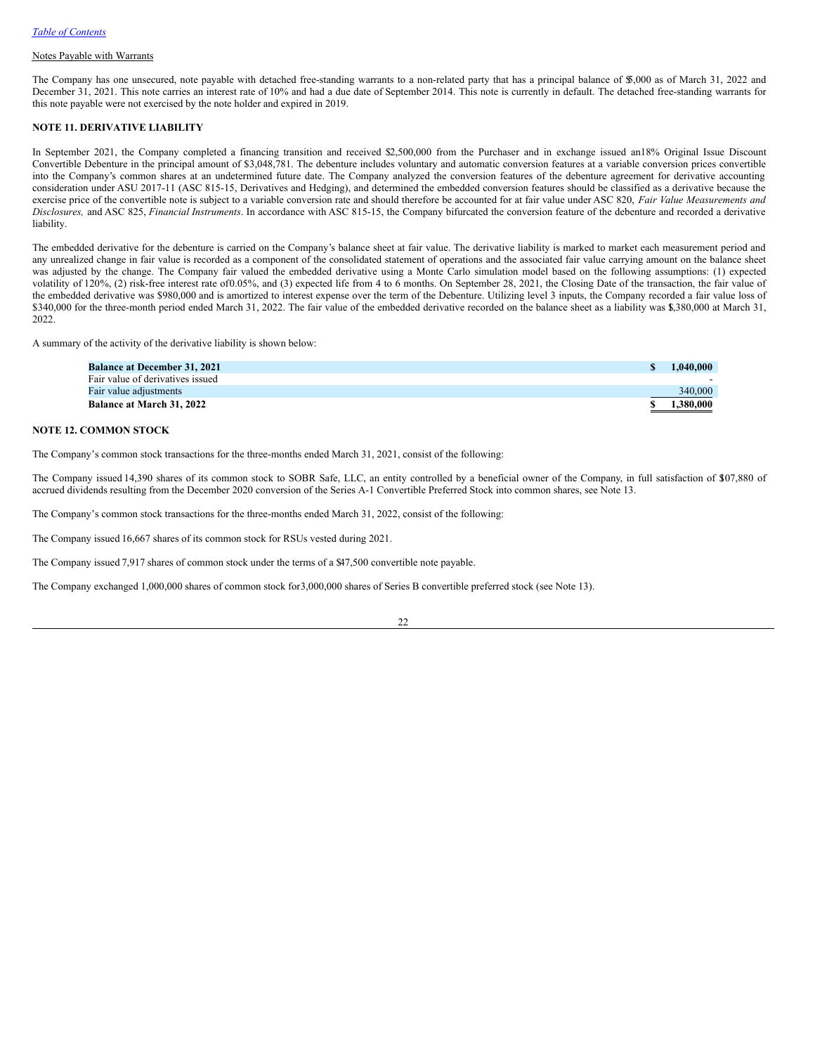Notes Payable with Warrants

The Company has one unsecured, note payable with detached free-standing warrants to a non-related party that has a principal balance of $5,000 as of March 31, 2022 and December 31, 2021. This note carries an interest rate of 10% and had a due date of September 2014. This note is currently in default. The detached free-standing warrants for this note payable were not exercised by the note holder and expired in 2019.

**NOTE 11. DERIVATIVE LIABILITY**

In September 2021, the Company completed a financing transition and received $2,500,000 from the Purchaser and in exchange issued an 18% Original Issue Discount Convertible Debenture in the principal amount of $3,048,781. The debenture includes voluntary and automatic conversion features at a variable conversion prices convertible into the Company's common shares at an undetermined future date. The Company analyzed the conversion features of the debenture agreement for derivative accounting consideration under ASU 2017-11 (ASC 815-15, Derivatives and Hedging), and determined the embedded conversion features should be classified as a derivative because the exercise price of the convertible note is subject to a variable conversion rate and should therefore be accounted for at fair value under ASC 820, *Fair Value Measurements and Disclosures,* and ASC 825, *Financial Instruments*. In accordance with ASC 815-15, the Company bifurcated the conversion feature of the debenture and recorded a derivative liability.

The embedded derivative for the debenture is carried on the Company's balance sheet at fair value. The derivative liability is marked to market each measurement period and any unrealized change in fair value is recorded as a component of the consolidated statement of operations and the associated fair value carrying amount on the balance sheet was adjusted by the change. The Company fair valued the embedded derivative using a Monte Carlo simulation model based on the following assumptions: (1) expected volatility of 120%, (2) risk-free interest rate of 0.05%, and (3) expected life from 4 to 6 months. On September 28, 2021, the Closing Date of the transaction, the fair value of the embedded derivative was $980,000 and is amortized to interest expense over the term of the Debenture. Utilizing level 3 inputs, the Company recorded a fair value loss of $340,000 for the three-month period ended March 31, 2022. The fair value of the embedded derivative recorded on the balance sheet as a liability was $1,380,000 at March 31, 2022.

A summary of the activity of the derivative liability is shown below:

| | |
|---|---|
| **Balance at December 31, 2021** | **$ 1,040,000** |
| Fair value of derivatives issued | - |
| Fair value adjustments | 340,000 |
| **Balance at March 31, 2022** | **$ 1,380,000** |

**NOTE 12. COMMON STOCK**

The Company's common stock transactions for the three-months ended March 31, 2021, consist of the following:

The Company issued 14,390 shares of its common stock to SOBR Safe, LLC, an entity controlled by a beneficial owner of the Company, in full satisfaction of $107,880 of accrued dividends resulting from the December 2020 conversion of the Series A-1 Convertible Preferred Stock into common shares, see Note 13.

The Company's common stock transactions for the three-months ended March 31, 2022, consist of the following:

The Company issued 16,667 shares of its common stock for RSUs vested during 2021.

The Company issued 7,917 shares of common stock under the terms of a $47,500 convertible note payable.

The Company exchanged 1,000,000 shares of common stock for 3,000,000 shares of Series B convertible preferred stock (see Note 13).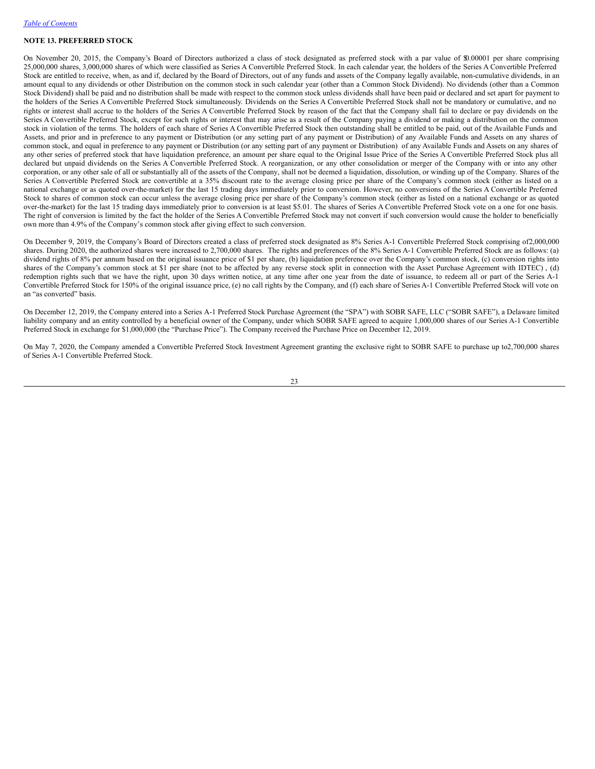[Table of Contents](#)

**NOTE 13. PREFERRED STOCK**

On November 20, 2015, the Company's Board of Directors authorized a class of stock designated as preferred stock with a par value of $0.00001 per share comprising 25,000,000 shares, 3,000,000 shares of which were classified as Series A Convertible Preferred Stock. In each calendar year, the holders of the Series A Convertible Preferred Stock are entitled to receive, when, as and if, declared by the Board of Directors, out of any funds and assets of the Company legally available, non-cumulative dividends, in an amount equal to any dividends or other Distribution on the common stock in such calendar year (other than a Common Stock Dividend). No dividends (other than a Common Stock Dividend) shall be paid and no distribution shall be made with respect to the common stock unless dividends shall have been paid or declared and set apart for payment to the holders of the Series A Convertible Preferred Stock simultaneously. Dividends on the Series A Convertible Preferred Stock shall not be mandatory or cumulative, and no rights or interest shall accrue to the holders of the Series A Convertible Preferred Stock by reason of the fact that the Company shall fail to declare or pay dividends on the Series A Convertible Preferred Stock, except for such rights or interest that may arise as a result of the Company paying a dividend or making a distribution on the common stock in violation of the terms. The holders of each share of Series A Convertible Preferred Stock then outstanding shall be entitled to be paid, out of the Available Funds and Assets, and prior and in preference to any payment or Distribution (or any setting part of any payment or Distribution) of any Available Funds and Assets on any shares of common stock, and equal in preference to any payment or Distribution (or any setting part of any payment or Distribution) of any Available Funds and Assets on any shares of any other series of preferred stock that have liquidation preference, an amount per share equal to the Original Issue Price of the Series A Convertible Preferred Stock plus all declared but unpaid dividends on the Series A Convertible Preferred Stock. A reorganization, or any other consolidation or merger of the Company with or into any other corporation, or any other sale of all or substantially all of the assets of the Company, shall not be deemed a liquidation, dissolution, or winding up of the Company. Shares of the Series A Convertible Preferred Stock are convertible at a 35% discount rate to the average closing price per share of the Company's common stock (either as listed on a national exchange or as quoted over-the-market) for the last 15 trading days immediately prior to conversion. However, no conversions of the Series A Convertible Preferred Stock to shares of common stock can occur unless the average closing price per share of the Company's common stock (either as listed on a national exchange or as quoted over-the-market) for the last 15 trading days immediately prior to conversion is at least $5.01. The shares of Series A Convertible Preferred Stock vote on a one for one basis. The right of conversion is limited by the fact the holder of the Series A Convertible Preferred Stock may not convert if such conversion would cause the holder to beneficially own more than 4.9% of the Company's common stock after giving effect to such conversion.

On December 9, 2019, the Company's Board of Directors created a class of preferred stock designated as 8% Series A-1 Convertible Preferred Stock comprising of 2,000,000 shares. During 2020, the authorized shares were increased to 2,700,000 shares. The rights and preferences of the 8% Series A-1 Convertible Preferred Stock are as follows: (a) dividend rights of 8% per annum based on the original issuance price of $1 per share, (b) liquidation preference over the Company's common stock, (c) conversion rights into shares of the Company's common stock at $1 per share (not to be affected by any reverse stock split in connection with the Asset Purchase Agreement with IDTEC) , (d) redemption rights such that we have the right, upon 30 days written notice, at any time after one year from the date of issuance, to redeem all or part of the Series A-1 Convertible Preferred Stock for 150% of the original issuance price, (e) no call rights by the Company, and (f) each share of Series A-1 Convertible Preferred Stock will vote on an "as converted" basis.

On December 12, 2019, the Company entered into a Series A-1 Preferred Stock Purchase Agreement (the "SPA") with SOBR SAFE, LLC ("SOBR SAFE"), a Delaware limited liability company and an entity controlled by a beneficial owner of the Company, under which SOBR SAFE agreed to acquire 1,000,000 shares of our Series A-1 Convertible Preferred Stock in exchange for $1,000,000 (the "Purchase Price"). The Company received the Purchase Price on December 12, 2019.

On May 7, 2020, the Company amended a Convertible Preferred Stock Investment Agreement granting the exclusive right to SOBR SAFE to purchase up to 2,700,000 shares of Series A-1 Convertible Preferred Stock.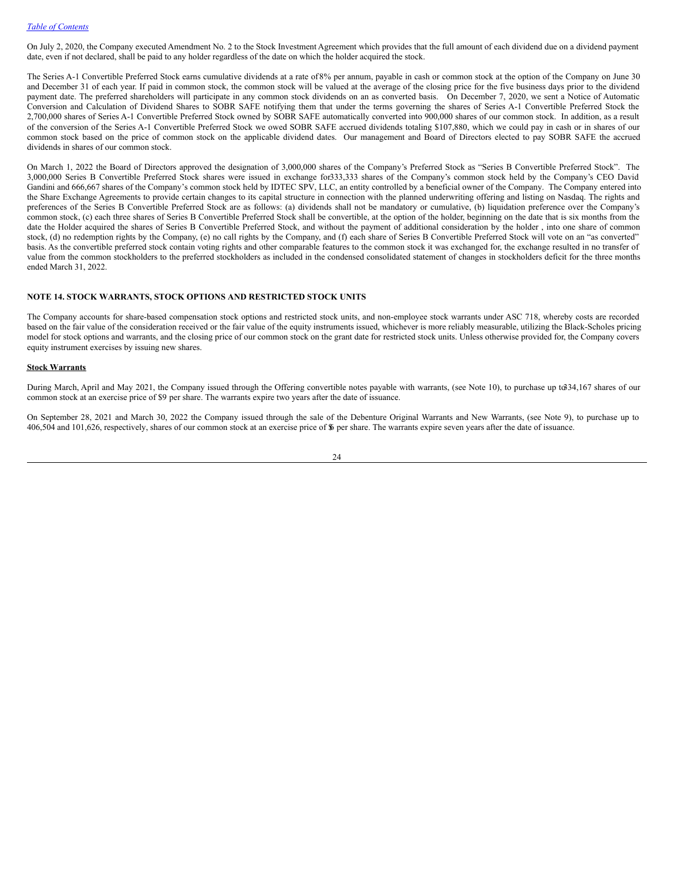On July 2, 2020, the Company executed Amendment No. 2 to the Stock Investment Agreement which provides that the full amount of each dividend due on a dividend payment date, even if not declared, shall be paid to any holder regardless of the date on which the holder acquired the stock.

The Series A-1 Convertible Preferred Stock earns cumulative dividends at a rate of 8% per annum, payable in cash or common stock at the option of the Company on June 30 and December 31 of each year. If paid in common stock, the common stock will be valued at the average of the closing price for the five business days prior to the dividend payment date. The preferred shareholders will participate in any common stock dividends on an as converted basis. On December 7, 2020, we sent a Notice of Automatic Conversion and Calculation of Dividend Shares to SOBR SAFE notifying them that under the terms governing the shares of Series A-1 Convertible Preferred Stock the 2,700,000 shares of Series A-1 Convertible Preferred Stock owned by SOBR SAFE automatically converted into 900,000 shares of our common stock. In addition, as a result of the conversion of the Series A-1 Convertible Preferred Stock we owed SOBR SAFE accrued dividends totaling $107,880, which we could pay in cash or in shares of our common stock based on the price of common stock on the applicable dividend dates. Our management and Board of Directors elected to pay SOBR SAFE the accrued dividends in shares of our common stock.

On March 1, 2022 the Board of Directors approved the designation of 3,000,000 shares of the Company's Preferred Stock as "Series B Convertible Preferred Stock". The 3,000,000 Series B Convertible Preferred Stock shares were issued in exchange for 333,333 shares of the Company's common stock held by the Company's CEO David Gandini and 666,667 shares of the Company's common stock held by IDTEC SPV, LLC, an entity controlled by a beneficial owner of the Company. The Company entered into the Share Exchange Agreements to provide certain changes to its capital structure in connection with the planned underwriting offering and listing on Nasdaq. The rights and preferences of the Series B Convertible Preferred Stock are as follows: (a) dividends shall not be mandatory or cumulative, (b) liquidation preference over the Company's common stock, (c) each three shares of Series B Convertible Preferred Stock shall be convertible, at the option of the holder, beginning on the date that is six months from the date the Holder acquired the shares of Series B Convertible Preferred Stock, and without the payment of additional consideration by the holder , into one share of common stock, (d) no redemption rights by the Company, (e) no call rights by the Company, and (f) each share of Series B Convertible Preferred Stock will vote on an "as converted" basis. As the convertible preferred stock contain voting rights and other comparable features to the common stock it was exchanged for, the exchange resulted in no transfer of value from the common stockholders to the preferred stockholders as included in the condensed consolidated statement of changes in stockholders deficit for the three months ended March 31, 2022.

## NOTE 14. STOCK WARRANTS, STOCK OPTIONS AND RESTRICTED STOCK UNITS

The Company accounts for share-based compensation stock options and restricted stock units, and non-employee stock warrants under ASC 718, whereby costs are recorded based on the fair value of the consideration received or the fair value of the equity instruments issued, whichever is more reliably measurable, utilizing the Black-Scholes pricing model for stock options and warrants, and the closing price of our common stock on the grant date for restricted stock units. Unless otherwise provided for, the Company covers equity instrument exercises by issuing new shares.

**Stock Warrants**

During March, April and May 2021, the Company issued through the Offering convertible notes payable with warrants, (see Note 10), to purchase up to 334,167 shares of our common stock at an exercise price of $9 per share. The warrants expire two years after the date of issuance.

On September 28, 2021 and March 30, 2022 the Company issued through the sale of the Debenture Original Warrants and New Warrants, (see Note 9), to purchase up to 406,504 and 101,626, respectively, shares of our common stock at an exercise price of $6 per share. The warrants expire seven years after the date of issuance.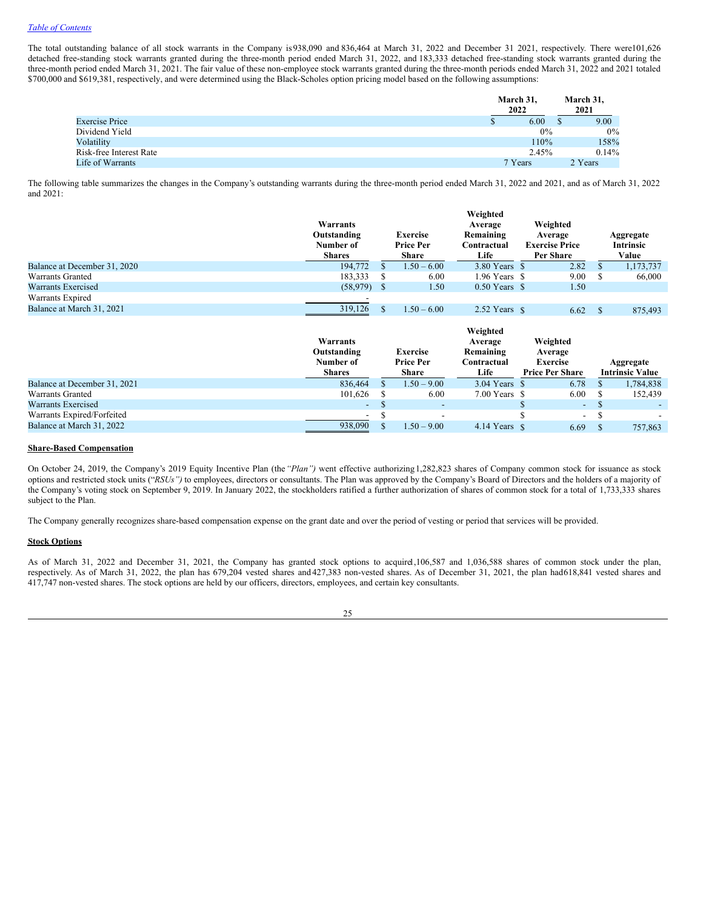*Table of Contents*

The total outstanding balance of all stock warrants in the Company is 938,090 and 836,464 at March 31, 2022 and December 31 2021, respectively. There were 101,626 detached free-standing stock warrants granted during the three-month period ended March 31, 2022, and 183,333 detached free-standing stock warrants granted during the three-month period ended March 31, 2021. The fair value of these non-employee stock warrants granted during the three-month periods ended March 31, 2022 and 2021 totaled $700,000 and $619,381, respectively, and were determined using the Black-Scholes option pricing model based on the following assumptions:

| | March 31, 2022 | March 31, 2021 |
|---|---|---|
| Exercise Price | $ 6.00 | $ 9.00 |
| Dividend Yield | 0% | 0% |
| Volatility | 110% | 158% |
| Risk-free Interest Rate | 2.45% | 0.14% |
| Life of Warrants | 7 Years | 2 Years |

The following table summarizes the changes in the Company's outstanding warrants during the three-month period ended March 31, 2022 and 2021, and as of March 31, 2022 and 2021:

| | Warrants Outstanding Number of Shares | Exercise Price Per Share | Weighted Average Remaining Contractual Life | Weighted Average Exercise Price Per Share | Aggregate Intrinsic Value |
|---|---|---|---|---|---|
| Balance at December 31, 2020 | 194,772 | $ 1.50 – 6.00 | 3.80 Years | $ 2.82 | $ 1,173,737 |
| Warrants Granted | 183,333 | $ 6.00 | 1.96 Years | $ 9.00 | $ 66,000 |
| Warrants Exercised | (58,979) | $ 1.50 | 0.50 Years | $ 1.50 | |
| Warrants Expired | - | | | | |
| Balance at March 31, 2021 | 319,126 | $ 1.50 – 6.00 | 2.52 Years | $ 6.62 | $ 875,493 |

| | Warrants Outstanding Number of Shares | Exercise Price Per Share | Weighted Average Remaining Contractual Life | Weighted Average Exercise Price Per Share | Aggregate Intrinsic Value |
|---|---|---|---|---|---|
| Balance at December 31, 2021 | 836,464 | $ 1.50 – 9.00 | 3.04 Years | $ 6.78 | $ 1,784,838 |
| Warrants Granted | 101,626 | $ 6.00 | 7.00 Years | $ 6.00 | $ 152,439 |
| Warrants Exercised | - | $ - | | $ - | $ - |
| Warrants Expired/Forfeited | - | $ - | | $ - | $ - |
| Balance at March 31, 2022 | 938,090 | $ 1.50 – 9.00 | 4.14 Years | $ 6.69 | $ 757,863 |

**Share-Based Compensation**

On October 24, 2019, the Company's 2019 Equity Incentive Plan (the *"Plan")* went effective authorizing 1,282,823 shares of Company common stock for issuance as stock options and restricted stock units ("*RSUs")* to employees, directors or consultants. The Plan was approved by the Company's Board of Directors and the holders of a majority of the Company's voting stock on September 9, 2019. In January 2022, the stockholders ratified a further authorization of shares of common stock for a total of 1,733,333 shares subject to the Plan.

The Company generally recognizes share-based compensation expense on the grant date and over the period of vesting or period that services will be provided.

**Stock Options**

As of March 31, 2022 and December 31, 2021, the Company has granted stock options to acquire 1,106,587 and 1,036,588 shares of common stock under the plan, respectively. As of March 31, 2022, the plan has 679,204 vested shares and 427,383 non-vested shares. As of December 31, 2021, the plan had 618,841 vested shares and 417,747 non-vested shares. The stock options are held by our officers, directors, employees, and certain key consultants.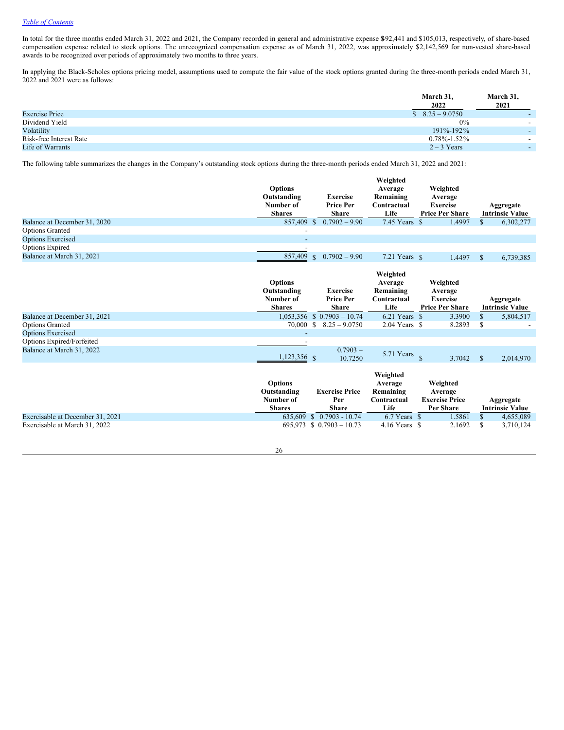In total for the three months ended March 31, 2022 and 2021, the Company recorded in general and administrative expense $92,441 and $105,013, respectively, of share-based compensation expense related to stock options. The unrecognized compensation expense as of March 31, 2022, was approximately $2,142,569 for non-vested share-based awards to be recognized over periods of approximately two months to three years.

In applying the Black-Scholes options pricing model, assumptions used to compute the fair value of the stock options granted during the three-month periods ended March 31, 2022 and 2021 were as follows:

| | March 31, 2022 | March 31, 2021 |
|---|---|---|
| Exercise Price | $ 8.25 – 9.0750 | - |
| Dividend Yield | 0% | - |
| Volatility | 191%-192% | - |
| Risk-free Interest Rate | 0.78%-1.52% | - |
| Life of Warrants | 2 – 3 Years | - |

The following table summarizes the changes in the Company's outstanding stock options during the three-month periods ended March 31, 2022 and 2021:

| | Options Outstanding Number of Shares | Exercise Price Per Share | Weighted Average Remaining Contractual Life | Weighted Average Exercise Price Per Share | Aggregate Intrinsic Value |
|---|---|---|---|---|---|
| Balance at December 31, 2020 | 857,409 | $ 0.7902 – 9.90 | 7.45 Years | $ 1.4997 | $ 6,302,277 |
| Options Granted | - | | | | |
| Options Exercised | - | | | | |
| Options Expired | - | | | | |
| Balance at March 31, 2021 | 857,409 | $ 0.7902 – 9.90 | 7.21 Years | $ 1.4497 | $ 6,739,385 |

| | Options Outstanding Number of Shares | Exercise Price Per Share | Weighted Average Remaining Contractual Life | Weighted Average Exercise Price Per Share | Aggregate Intrinsic Value |
|---|---|---|---|---|---|
| Balance at December 31, 2021 | 1,053,356 | $ 0.7903 – 10.74 | 6.21 Years | $ 3.3900 | $ 5,804,517 |
| Options Granted | 70,000 | $ 8.25 – 9.0750 | 2.04 Years | $ 8.2893 | $ - |
| Options Exercised | - | | | | |
| Options Expired/Forfeited | - | | | | |
| Balance at March 31, 2022 | 1,123,356 | $ 0.7903 – 10.7250 | 5.71 Years | $ 3.7042 | $ 2,014,970 |

| | Options Outstanding Number of Shares | Exercise Price Per Share | Weighted Average Remaining Contractual Life | Weighted Average Exercise Price Per Share | Aggregate Intrinsic Value |
|---|---|---|---|---|---|
| Exercisable at December 31, 2021 | 635,609 | $ 0.7903 - 10.74 | 6.7 Years | $ 1.5861 | $ 4,655,089 |
| Exercisable at March 31, 2022 | 695,973 | $ 0.7903 – 10.73 | 4.16 Years | $ 2.1692 | $ 3,710,124 |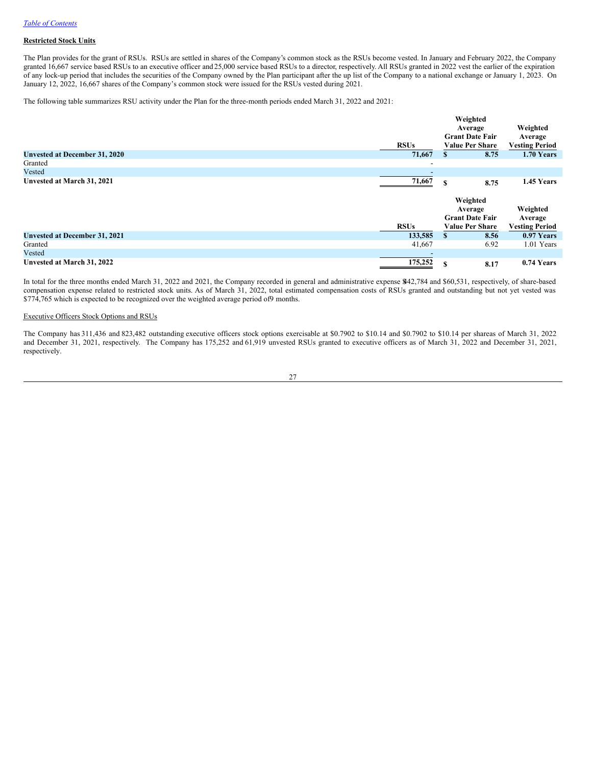*Table of Contents*

**Restricted Stock Units**

The Plan provides for the grant of RSUs. RSUs are settled in shares of the Company's common stock as the RSUs become vested. In January and February 2022, the Company granted 16,667 service based RSUs to an executive officer and 25,000 service based RSUs to a director, respectively. All RSUs granted in 2022 vest the earlier of the expiration of any lock-up period that includes the securities of the Company owned by the Plan participant after the up list of the Company to a national exchange or January 1, 2023. On January 12, 2022, 16,667 shares of the Company's common stock were issued for the RSUs vested during 2021.

The following table summarizes RSU activity under the Plan for the three-month periods ended March 31, 2022 and 2021:

| | RSUs | Weighted Average Grant Date Fair Value Per Share | Weighted Average Vesting Period |
|---|---|---|---|
| **Unvested at December 31, 2020** | **71,667** | **$ 8.75** | **1.70 Years** |
| Granted | - | | |
| Vested | - | | |
| **Unvested at March 31, 2021** | **71,667** | **$ 8.75** | **1.45 Years** |

| | RSUs | Weighted Average Grant Date Fair Value Per Share | Weighted Average Vesting Period |
|---|---|---|---|
| **Unvested at December 31, 2021** | **133,585** | **$ 8.56** | **0.97 Years** |
| Granted | 41,667 | 6.92 | 1.01 Years |
| Vested | - | | |
| **Unvested at March 31, 2022** | **175,252** | **$ 8.17** | **0.74 Years** |

In total for the three months ended March 31, 2022 and 2021, the Company recorded in general and administrative expense $442,784 and $60,531, respectively, of share-based compensation expense related to restricted stock units. As of March 31, 2022, total estimated compensation costs of RSUs granted and outstanding but not yet vested was $774,765 which is expected to be recognized over the weighted average period of 9 months.

Executive Officers Stock Options and RSUs

The Company has 311,436 and 823,482 outstanding executive officers stock options exercisable at $0.7902 to $10.14 and $0.7902 to $10.14 per shareas of March 31, 2022 and December 31, 2021, respectively. The Company has 175,252 and 61,919 unvested RSUs granted to executive officers as of March 31, 2022 and December 31, 2021, respectively.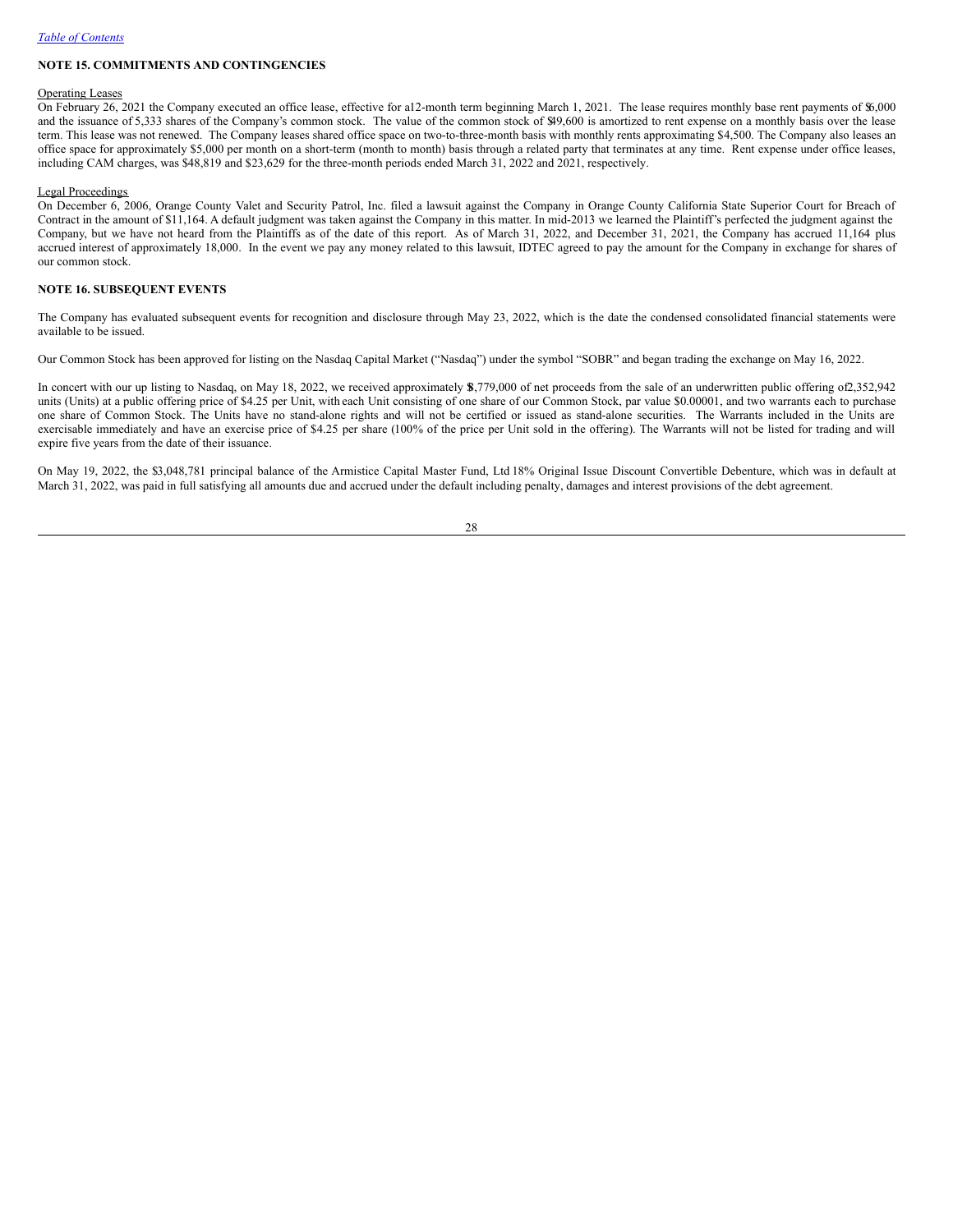[Table of Contents](#)

**NOTE 15. COMMITMENTS AND CONTINGENCIES**

Operating Leases

On February 26, 2021 the Company executed an office lease, effective for a12-month term beginning March 1, 2021. The lease requires monthly base rent payments of $6,000 and the issuance of 5,333 shares of the Company's common stock. The value of the common stock of $49,600 is amortized to rent expense on a monthly basis over the lease term. This lease was not renewed. The Company leases shared office space on two-to-three-month basis with monthly rents approximating $4,500. The Company also leases an office space for approximately $5,000 per month on a short-term (month to month) basis through a related party that terminates at any time. Rent expense under office leases, including CAM charges, was $48,819 and $23,629 for the three-month periods ended March 31, 2022 and 2021, respectively.

Legal Proceedings

On December 6, 2006, Orange County Valet and Security Patrol, Inc. filed a lawsuit against the Company in Orange County California State Superior Court for Breach of Contract in the amount of $11,164. A default judgment was taken against the Company in this matter. In mid-2013 we learned the Plaintiff's perfected the judgment against the Company, but we have not heard from the Plaintiffs as of the date of this report. As of March 31, 2022, and December 31, 2021, the Company has accrued 11,164 plus accrued interest of approximately 18,000. In the event we pay any money related to this lawsuit, IDTEC agreed to pay the amount for the Company in exchange for shares of our common stock.

**NOTE 16. SUBSEQUENT EVENTS**

The Company has evaluated subsequent events for recognition and disclosure through May 23, 2022, which is the date the condensed consolidated financial statements were available to be issued.

Our Common Stock has been approved for listing on the Nasdaq Capital Market ("Nasdaq") under the symbol "SOBR" and began trading the exchange on May 16, 2022.

In concert with our up listing to Nasdaq, on May 18, 2022, we received approximately $8,779,000 of net proceeds from the sale of an underwritten public offering of2,352,942 units (Units) at a public offering price of $4.25 per Unit, with each Unit consisting of one share of our Common Stock, par value $0.00001, and two warrants each to purchase one share of Common Stock. The Units have no stand-alone rights and will not be certified or issued as stand-alone securities. The Warrants included in the Units are exercisable immediately and have an exercise price of $4.25 per share (100% of the price per Unit sold in the offering). The Warrants will not be listed for trading and will expire five years from the date of their issuance.

On May 19, 2022, the $3,048,781 principal balance of the Armistice Capital Master Fund, Ltd 18% Original Issue Discount Convertible Debenture, which was in default at March 31, 2022, was paid in full satisfying all amounts due and accrued under the default including penalty, damages and interest provisions of the debt agreement.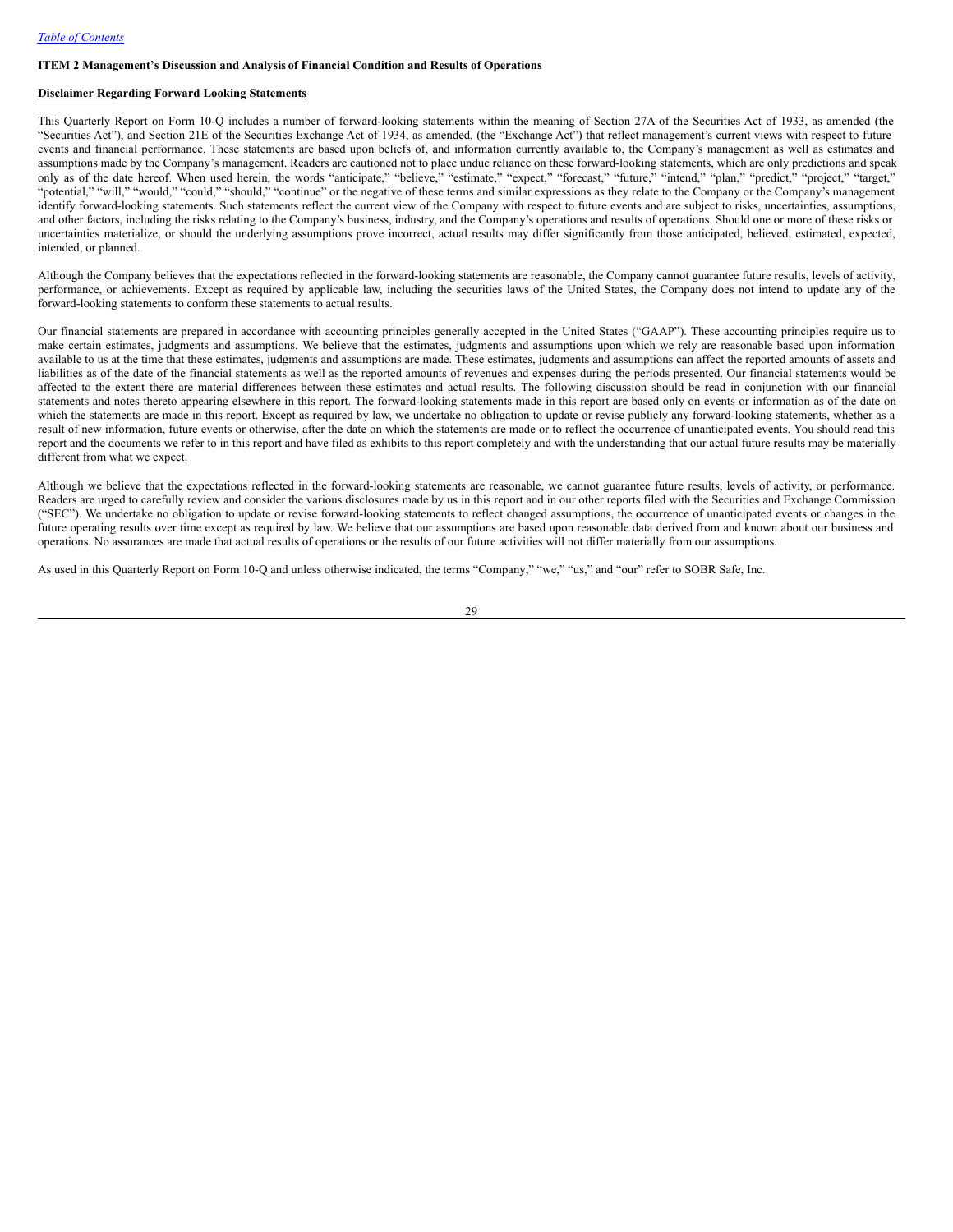[Table of Contents](#)

**ITEM 2 Management's Discussion and Analysis of Financial Condition and Results of Operations**

**Disclaimer Regarding Forward Looking Statements**

This Quarterly Report on Form 10-Q includes a number of forward-looking statements within the meaning of Section 27A of the Securities Act of 1933, as amended (the "Securities Act"), and Section 21E of the Securities Exchange Act of 1934, as amended, (the "Exchange Act") that reflect management's current views with respect to future events and financial performance. These statements are based upon beliefs of, and information currently available to, the Company's management as well as estimates and assumptions made by the Company's management. Readers are cautioned not to place undue reliance on these forward-looking statements, which are only predictions and speak only as of the date hereof. When used herein, the words "anticipate," "believe," "estimate," "expect," "forecast," "future," "intend," "plan," "predict," "project," "target," "potential," "will," "would," "could," "should," "continue" or the negative of these terms and similar expressions as they relate to the Company or the Company's management identify forward-looking statements. Such statements reflect the current view of the Company with respect to future events and are subject to risks, uncertainties, assumptions, and other factors, including the risks relating to the Company's business, industry, and the Company's operations and results of operations. Should one or more of these risks or uncertainties materialize, or should the underlying assumptions prove incorrect, actual results may differ significantly from those anticipated, believed, estimated, expected, intended, or planned.

Although the Company believes that the expectations reflected in the forward-looking statements are reasonable, the Company cannot guarantee future results, levels of activity, performance, or achievements. Except as required by applicable law, including the securities laws of the United States, the Company does not intend to update any of the forward-looking statements to conform these statements to actual results.

Our financial statements are prepared in accordance with accounting principles generally accepted in the United States ("GAAP"). These accounting principles require us to make certain estimates, judgments and assumptions. We believe that the estimates, judgments and assumptions upon which we rely are reasonable based upon information available to us at the time that these estimates, judgments and assumptions are made. These estimates, judgments and assumptions can affect the reported amounts of assets and liabilities as of the date of the financial statements as well as the reported amounts of revenues and expenses during the periods presented. Our financial statements would be affected to the extent there are material differences between these estimates and actual results. The following discussion should be read in conjunction with our financial statements and notes thereto appearing elsewhere in this report. The forward-looking statements made in this report are based only on events or information as of the date on which the statements are made in this report. Except as required by law, we undertake no obligation to update or revise publicly any forward-looking statements, whether as a result of new information, future events or otherwise, after the date on which the statements are made or to reflect the occurrence of unanticipated events. You should read this report and the documents we refer to in this report and have filed as exhibits to this report completely and with the understanding that our actual future results may be materially different from what we expect.

Although we believe that the expectations reflected in the forward-looking statements are reasonable, we cannot guarantee future results, levels of activity, or performance. Readers are urged to carefully review and consider the various disclosures made by us in this report and in our other reports filed with the Securities and Exchange Commission ("SEC"). We undertake no obligation to update or revise forward-looking statements to reflect changed assumptions, the occurrence of unanticipated events or changes in the future operating results over time except as required by law. We believe that our assumptions are based upon reasonable data derived from and known about our business and operations. No assurances are made that actual results of operations or the results of our future activities will not differ materially from our assumptions.

As used in this Quarterly Report on Form 10-Q and unless otherwise indicated, the terms "Company," "we," "us," and "our" refer to SOBR Safe, Inc.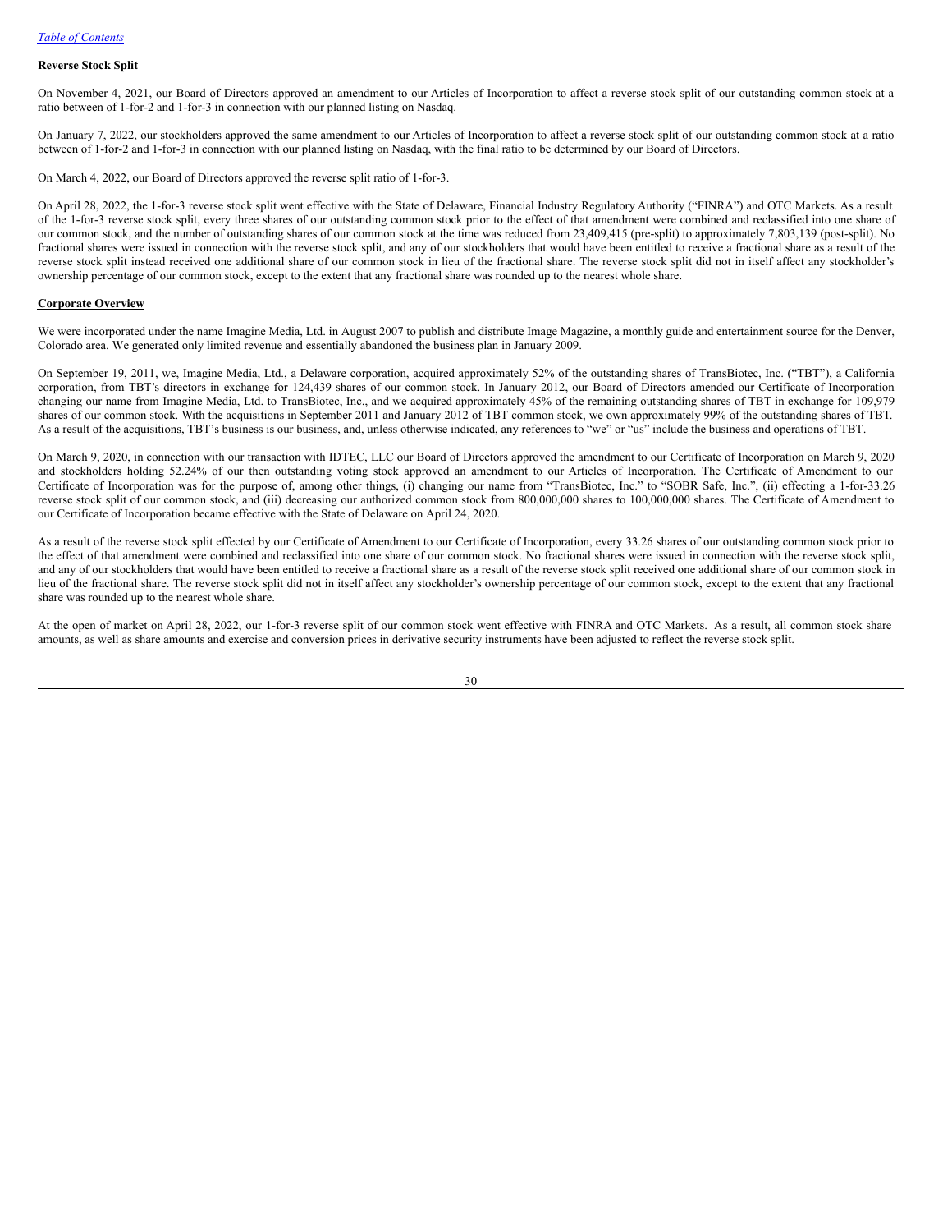*Table of Contents*

**Reverse Stock Split**

On November 4, 2021, our Board of Directors approved an amendment to our Articles of Incorporation to affect a reverse stock split of our outstanding common stock at a ratio between of 1-for-2 and 1-for-3 in connection with our planned listing on Nasdaq.

On January 7, 2022, our stockholders approved the same amendment to our Articles of Incorporation to affect a reverse stock split of our outstanding common stock at a ratio between of 1-for-2 and 1-for-3 in connection with our planned listing on Nasdaq, with the final ratio to be determined by our Board of Directors.

On March 4, 2022, our Board of Directors approved the reverse split ratio of 1-for-3.

On April 28, 2022, the 1-for-3 reverse stock split went effective with the State of Delaware, Financial Industry Regulatory Authority ("FINRA") and OTC Markets. As a result of the 1-for-3 reverse stock split, every three shares of our outstanding common stock prior to the effect of that amendment were combined and reclassified into one share of our common stock, and the number of outstanding shares of our common stock at the time was reduced from 23,409,415 (pre-split) to approximately 7,803,139 (post-split). No fractional shares were issued in connection with the reverse stock split, and any of our stockholders that would have been entitled to receive a fractional share as a result of the reverse stock split instead received one additional share of our common stock in lieu of the fractional share. The reverse stock split did not in itself affect any stockholder's ownership percentage of our common stock, except to the extent that any fractional share was rounded up to the nearest whole share.

**Corporate Overview**

We were incorporated under the name Imagine Media, Ltd. in August 2007 to publish and distribute Image Magazine, a monthly guide and entertainment source for the Denver, Colorado area. We generated only limited revenue and essentially abandoned the business plan in January 2009.

On September 19, 2011, we, Imagine Media, Ltd., a Delaware corporation, acquired approximately 52% of the outstanding shares of TransBiotec, Inc. ("TBT"), a California corporation, from TBT's directors in exchange for 124,439 shares of our common stock. In January 2012, our Board of Directors amended our Certificate of Incorporation changing our name from Imagine Media, Ltd. to TransBiotec, Inc., and we acquired approximately 45% of the remaining outstanding shares of TBT in exchange for 109,979 shares of our common stock. With the acquisitions in September 2011 and January 2012 of TBT common stock, we own approximately 99% of the outstanding shares of TBT. As a result of the acquisitions, TBT's business is our business, and, unless otherwise indicated, any references to "we" or "us" include the business and operations of TBT.

On March 9, 2020, in connection with our transaction with IDTEC, LLC our Board of Directors approved the amendment to our Certificate of Incorporation on March 9, 2020 and stockholders holding 52.24% of our then outstanding voting stock approved an amendment to our Articles of Incorporation. The Certificate of Amendment to our Certificate of Incorporation was for the purpose of, among other things, (i) changing our name from "TransBiotec, Inc." to "SOBR Safe, Inc.", (ii) effecting a 1-for-33.26 reverse stock split of our common stock, and (iii) decreasing our authorized common stock from 800,000,000 shares to 100,000,000 shares. The Certificate of Amendment to our Certificate of Incorporation became effective with the State of Delaware on April 24, 2020.

As a result of the reverse stock split effected by our Certificate of Amendment to our Certificate of Incorporation, every 33.26 shares of our outstanding common stock prior to the effect of that amendment were combined and reclassified into one share of our common stock. No fractional shares were issued in connection with the reverse stock split, and any of our stockholders that would have been entitled to receive a fractional share as a result of the reverse stock split received one additional share of our common stock in lieu of the fractional share. The reverse stock split did not in itself affect any stockholder's ownership percentage of our common stock, except to the extent that any fractional share was rounded up to the nearest whole share.

At the open of market on April 28, 2022, our 1-for-3 reverse split of our common stock went effective with FINRA and OTC Markets. As a result, all common stock share amounts, as well as share amounts and exercise and conversion prices in derivative security instruments have been adjusted to reflect the reverse stock split.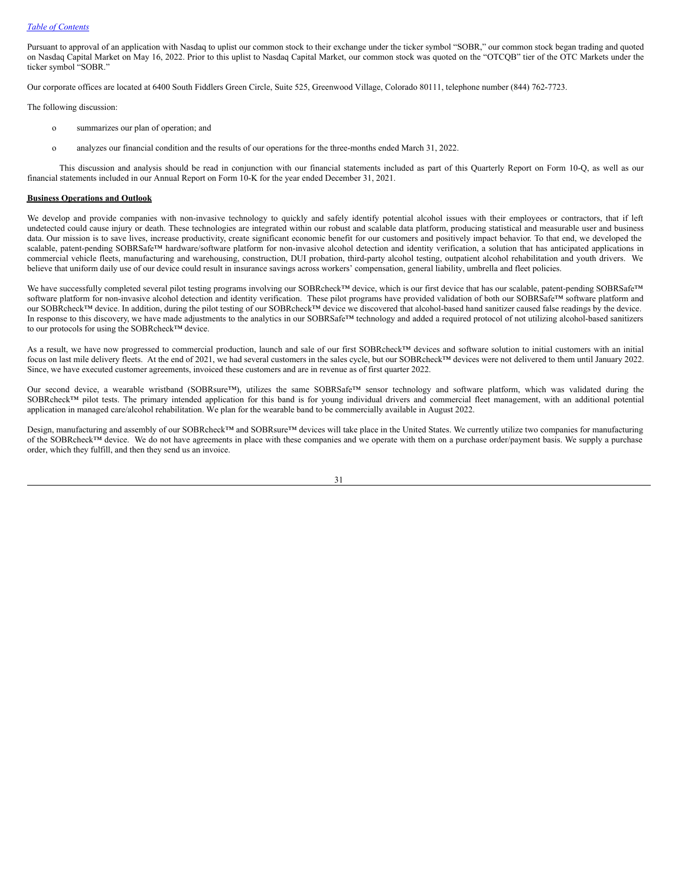Pursuant to approval of an application with Nasdaq to uplist our common stock to their exchange under the ticker symbol "SOBR," our common stock began trading and quoted on Nasdaq Capital Market on May 16, 2022. Prior to this uplist to Nasdaq Capital Market, our common stock was quoted on the "OTCQB" tier of the OTC Markets under the ticker symbol "SOBR."

Our corporate offices are located at 6400 South Fiddlers Green Circle, Suite 525, Greenwood Village, Colorado 80111, telephone number (844) 762-7723.

The following discussion:

- summarizes our plan of operation; and
- analyzes our financial condition and the results of our operations for the three-months ended March 31, 2022.

This discussion and analysis should be read in conjunction with our financial statements included as part of this Quarterly Report on Form 10-Q, as well as our financial statements included in our Annual Report on Form 10-K for the year ended December 31, 2021.

**Business Operations and Outlook**

We develop and provide companies with non-invasive technology to quickly and safely identify potential alcohol issues with their employees or contractors, that if left undetected could cause injury or death. These technologies are integrated within our robust and scalable data platform, producing statistical and measurable user and business data. Our mission is to save lives, increase productivity, create significant economic benefit for our customers and positively impact behavior. To that end, we developed the scalable, patent-pending SOBRSafe™ hardware/software platform for non-invasive alcohol detection and identity verification, a solution that has anticipated applications in commercial vehicle fleets, manufacturing and warehousing, construction, DUI probation, third-party alcohol testing, outpatient alcohol rehabilitation and youth drivers. We believe that uniform daily use of our device could result in insurance savings across workers' compensation, general liability, umbrella and fleet policies.

We have successfully completed several pilot testing programs involving our SOBRcheck™ device, which is our first device that has our scalable, patent-pending SOBRSafe™ software platform for non-invasive alcohol detection and identity verification. These pilot programs have provided validation of both our SOBRSafe™ software platform and our SOBRcheck™ device. In addition, during the pilot testing of our SOBRcheck™ device we discovered that alcohol-based hand sanitizer caused false readings by the device. In response to this discovery, we have made adjustments to the analytics in our SOBRSafe™ technology and added a required protocol of not utilizing alcohol-based sanitizers to our protocols for using the SOBRcheck™ device.

As a result, we have now progressed to commercial production, launch and sale of our first SOBRcheck™ devices and software solution to initial customers with an initial focus on last mile delivery fleets. At the end of 2021, we had several customers in the sales cycle, but our SOBRcheck™ devices were not delivered to them until January 2022. Since, we have executed customer agreements, invoiced these customers and are in revenue as of first quarter 2022.

Our second device, a wearable wristband (SOBRsure™), utilizes the same SOBRSafe™ sensor technology and software platform, which was validated during the SOBRcheck™ pilot tests. The primary intended application for this band is for young individual drivers and commercial fleet management, with an additional potential application in managed care/alcohol rehabilitation. We plan for the wearable band to be commercially available in August 2022.

Design, manufacturing and assembly of our SOBRcheck™ and SOBRsure™ devices will take place in the United States. We currently utilize two companies for manufacturing of the SOBRcheck™ device. We do not have agreements in place with these companies and we operate with them on a purchase order/payment basis. We supply a purchase order, which they fulfill, and then they send us an invoice.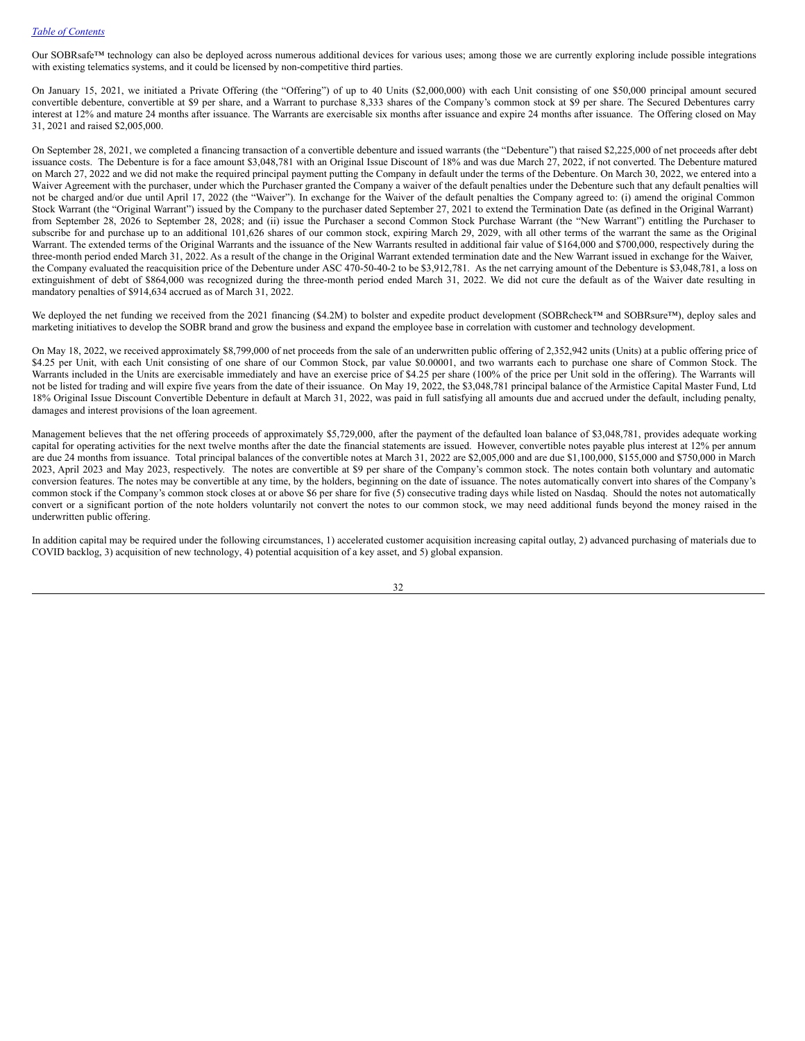Our SOBRsafe™ technology can also be deployed across numerous additional devices for various uses; among those we are currently exploring include possible integrations with existing telematics systems, and it could be licensed by non-competitive third parties.

On January 15, 2021, we initiated a Private Offering (the "Offering") of up to 40 Units ($2,000,000) with each Unit consisting of one $50,000 principal amount secured convertible debenture, convertible at $9 per share, and a Warrant to purchase 8,333 shares of the Company's common stock at $9 per share. The Secured Debentures carry interest at 12% and mature 24 months after issuance. The Warrants are exercisable six months after issuance and expire 24 months after issuance. The Offering closed on May 31, 2021 and raised $2,005,000.

On September 28, 2021, we completed a financing transaction of a convertible debenture and issued warrants (the "Debenture") that raised $2,225,000 of net proceeds after debt issuance costs. The Debenture is for a face amount $3,048,781 with an Original Issue Discount of 18% and was due March 27, 2022, if not converted. The Debenture matured on March 27, 2022 and we did not make the required principal payment putting the Company in default under the terms of the Debenture. On March 30, 2022, we entered into a Waiver Agreement with the purchaser, under which the Purchaser granted the Company a waiver of the default penalties under the Debenture such that any default penalties will not be charged and/or due until April 17, 2022 (the "Waiver"). In exchange for the Waiver of the default penalties the Company agreed to: (i) amend the original Common Stock Warrant (the "Original Warrant") issued by the Company to the purchaser dated September 27, 2021 to extend the Termination Date (as defined in the Original Warrant) from September 28, 2026 to September 28, 2028; and (ii) issue the Purchaser a second Common Stock Purchase Warrant (the "New Warrant") entitling the Purchaser to subscribe for and purchase up to an additional 101,626 shares of our common stock, expiring March 29, 2029, with all other terms of the warrant the same as the Original Warrant. The extended terms of the Original Warrants and the issuance of the New Warrants resulted in additional fair value of $164,000 and $700,000, respectively during the three-month period ended March 31, 2022. As a result of the change in the Original Warrant extended termination date and the New Warrant issued in exchange for the Waiver, the Company evaluated the reacquisition price of the Debenture under ASC 470-50-40-2 to be $3,912,781. As the net carrying amount of the Debenture is $3,048,781, a loss on extinguishment of debt of $864,000 was recognized during the three-month period ended March 31, 2022. We did not cure the default as of the Waiver date resulting in mandatory penalties of $914,634 accrued as of March 31, 2022.

We deployed the net funding we received from the 2021 financing ($4.2M) to bolster and expedite product development (SOBRcheck™ and SOBRsure™), deploy sales and marketing initiatives to develop the SOBR brand and grow the business and expand the employee base in correlation with customer and technology development.

On May 18, 2022, we received approximately $8,799,000 of net proceeds from the sale of an underwritten public offering of 2,352,942 units (Units) at a public offering price of $4.25 per Unit, with each Unit consisting of one share of our Common Stock, par value $0.00001, and two warrants each to purchase one share of Common Stock. The Warrants included in the Units are exercisable immediately and have an exercise price of $4.25 per share (100% of the price per Unit sold in the offering). The Warrants will not be listed for trading and will expire five years from the date of their issuance. On May 19, 2022, the $3,048,781 principal balance of the Armistice Capital Master Fund, Ltd 18% Original Issue Discount Convertible Debenture in default at March 31, 2022, was paid in full satisfying all amounts due and accrued under the default, including penalty, damages and interest provisions of the loan agreement.

Management believes that the net offering proceeds of approximately $5,729,000, after the payment of the defaulted loan balance of $3,048,781, provides adequate working capital for operating activities for the next twelve months after the date the financial statements are issued. However, convertible notes payable plus interest at 12% per annum are due 24 months from issuance. Total principal balances of the convertible notes at March 31, 2022 are $2,005,000 and are due $1,100,000, $155,000 and $750,000 in March 2023, April 2023 and May 2023, respectively. The notes are convertible at $9 per share of the Company's common stock. The notes contain both voluntary and automatic conversion features. The notes may be convertible at any time, by the holders, beginning on the date of issuance. The notes automatically convert into shares of the Company's common stock if the Company's common stock closes at or above $6 per share for five (5) consecutive trading days while listed on Nasdaq. Should the notes not automatically convert or a significant portion of the note holders voluntarily not convert the notes to our common stock, we may need additional funds beyond the money raised in the underwritten public offering.

In addition capital may be required under the following circumstances, 1) accelerated customer acquisition increasing capital outlay, 2) advanced purchasing of materials due to COVID backlog, 3) acquisition of new technology, 4) potential acquisition of a key asset, and 5) global expansion.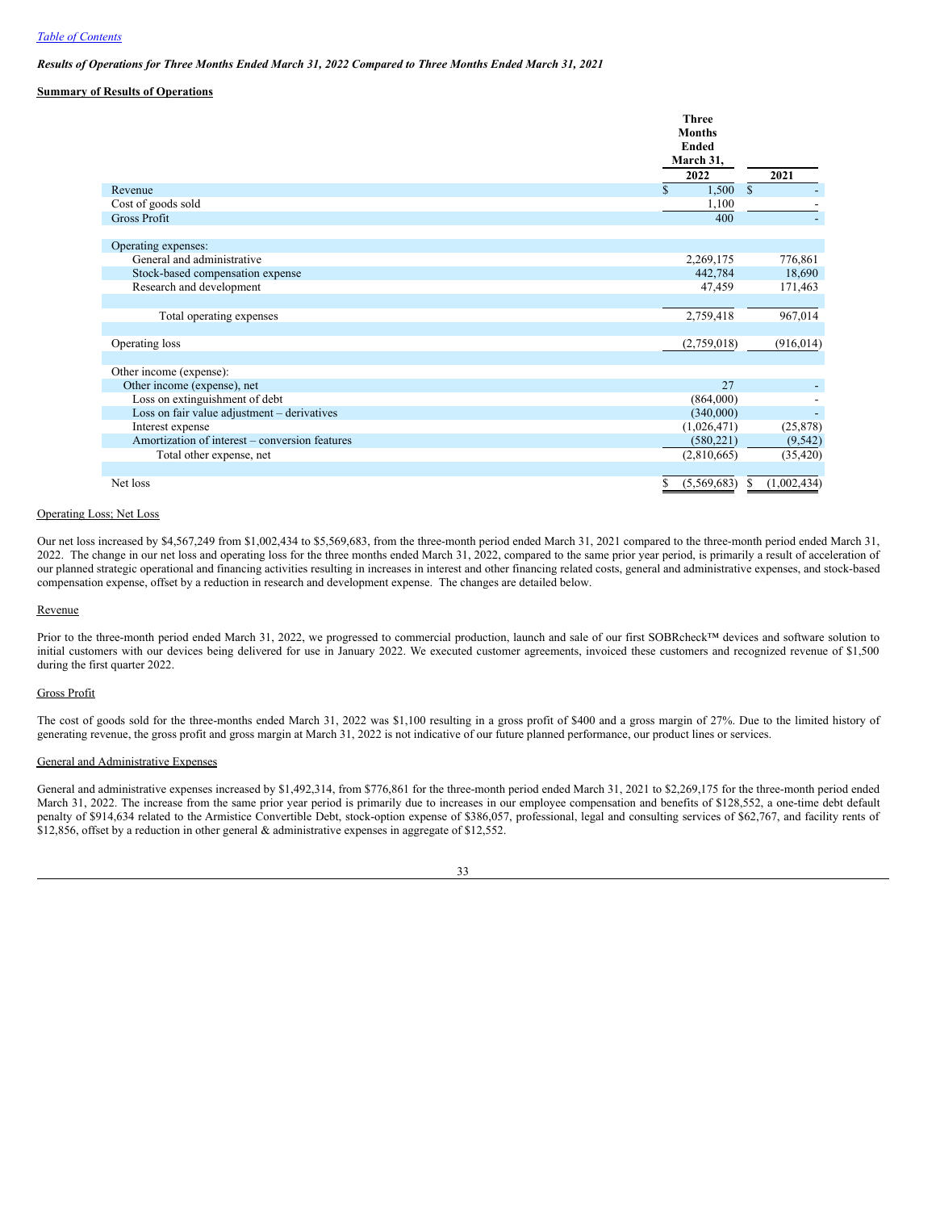[Table of Contents](#)

*Results of Operations for Three Months Ended March 31, 2022 Compared to Three Months Ended March 31, 2021*

**Summary of Results of Operations**

| | Three Months Ended March 31, 2022 | 2021 |
|---|---|---|
| Revenue | $ 1,500 | $ - |
| Cost of goods sold | 1,100 | - |
| Gross Profit | 400 | - |
| | | |
| Operating expenses: | | |
| General and administrative | 2,269,175 | 776,861 |
| Stock-based compensation expense | 442,784 | 18,690 |
| Research and development | 47,459 | 171,463 |
| | | |
| Total operating expenses | 2,759,418 | 967,014 |
| | | |
| Operating loss | (2,759,018) | (916,014) |
| | | |
| Other income (expense): | | |
| Other income (expense), net | 27 | - |
| Loss on extinguishment of debt | (864,000) | - |
| Loss on fair value adjustment – derivatives | (340,000) | - |
| Interest expense | (1,026,471) | (25,878) |
| Amortization of interest – conversion features | (580,221) | (9,542) |
| Total other expense, net | (2,810,665) | (35,420) |
| | | |
| Net loss | $ (5,569,683) | $ (1,002,434) |

Operating Loss; Net Loss

Our net loss increased by $4,567,249 from $1,002,434 to $5,569,683, from the three-month period ended March 31, 2021 compared to the three-month period ended March 31, 2022. The change in our net loss and operating loss for the three months ended March 31, 2022, compared to the same prior year period, is primarily a result of acceleration of our planned strategic operational and financing activities resulting in increases in interest and other financing related costs, general and administrative expenses, and stock-based compensation expense, offset by a reduction in research and development expense. The changes are detailed below.

Revenue

Prior to the three-month period ended March 31, 2022, we progressed to commercial production, launch and sale of our first SOBRcheck™ devices and software solution to initial customers with our devices being delivered for use in January 2022. We executed customer agreements, invoiced these customers and recognized revenue of $1,500 during the first quarter 2022.

Gross Profit

The cost of goods sold for the three-months ended March 31, 2022 was $1,100 resulting in a gross profit of $400 and a gross margin of 27%. Due to the limited history of generating revenue, the gross profit and gross margin at March 31, 2022 is not indicative of our future planned performance, our product lines or services.

General and Administrative Expenses

General and administrative expenses increased by $1,492,314, from $776,861 for the three-month period ended March 31, 2021 to $2,269,175 for the three-month period ended March 31, 2022. The increase from the same prior year period is primarily due to increases in our employee compensation and benefits of $128,552, a one-time debt default penalty of $914,634 related to the Armistice Convertible Debt, stock-option expense of $386,057, professional, legal and consulting services of $62,767, and facility rents of $12,856, offset by a reduction in other general & administrative expenses in aggregate of $12,552.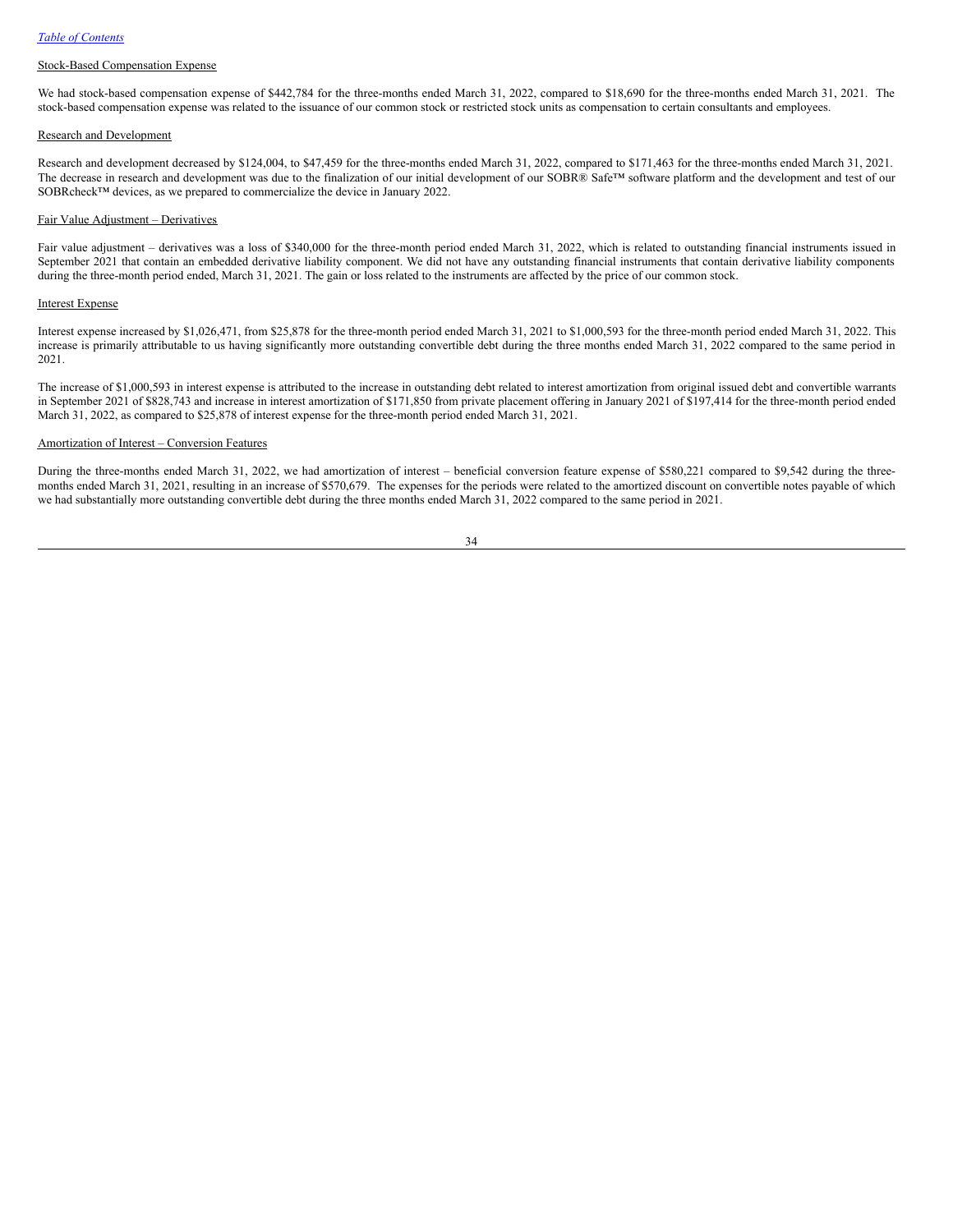[Table of Contents](#)

Stock-Based Compensation Expense

We had stock-based compensation expense of $442,784 for the three-months ended March 31, 2022, compared to $18,690 for the three-months ended March 31, 2021. The stock-based compensation expense was related to the issuance of our common stock or restricted stock units as compensation to certain consultants and employees.

Research and Development

Research and development decreased by $124,004, to $47,459 for the three-months ended March 31, 2022, compared to $171,463 for the three-months ended March 31, 2021. The decrease in research and development was due to the finalization of our initial development of our SOBR® Safe™ software platform and the development and test of our SOBRcheck™ devices, as we prepared to commercialize the device in January 2022.

Fair Value Adjustment – Derivatives

Fair value adjustment – derivatives was a loss of $340,000 for the three-month period ended March 31, 2022, which is related to outstanding financial instruments issued in September 2021 that contain an embedded derivative liability component. We did not have any outstanding financial instruments that contain derivative liability components during the three-month period ended, March 31, 2021. The gain or loss related to the instruments are affected by the price of our common stock.

Interest Expense

Interest expense increased by $1,026,471, from $25,878 for the three-month period ended March 31, 2021 to $1,000,593 for the three-month period ended March 31, 2022. This increase is primarily attributable to us having significantly more outstanding convertible debt during the three months ended March 31, 2022 compared to the same period in 2021.

The increase of $1,000,593 in interest expense is attributed to the increase in outstanding debt related to interest amortization from original issued debt and convertible warrants in September 2021 of $828,743 and increase in interest amortization of $171,850 from private placement offering in January 2021 of $197,414 for the three-month period ended March 31, 2022, as compared to $25,878 of interest expense for the three-month period ended March 31, 2021.

Amortization of Interest – Conversion Features

During the three-months ended March 31, 2022, we had amortization of interest – beneficial conversion feature expense of $580,221 compared to $9,542 during the three-months ended March 31, 2021, resulting in an increase of $570,679. The expenses for the periods were related to the amortized discount on convertible notes payable of which we had substantially more outstanding convertible debt during the three months ended March 31, 2022 compared to the same period in 2021.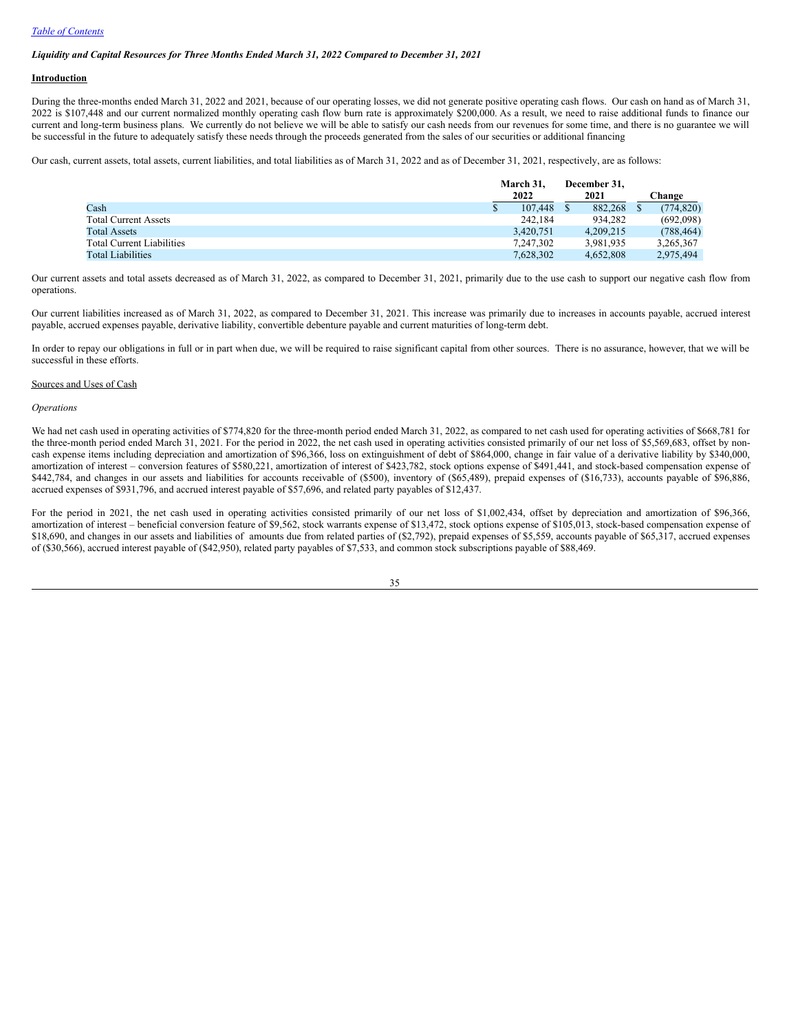*Liquidity and Capital Resources for Three Months Ended March 31, 2022 Compared to December 31, 2021*

**Introduction**

During the three-months ended March 31, 2022 and 2021, because of our operating losses, we did not generate positive operating cash flows. Our cash on hand as of March 31, 2022 is $107,448 and our current normalized monthly operating cash flow burn rate is approximately $200,000. As a result, we need to raise additional funds to finance our current and long-term business plans. We currently do not believe we will be able to satisfy our cash needs from our revenues for some time, and there is no guarantee we will be successful in the future to adequately satisfy these needs through the proceeds generated from the sales of our securities or additional financing

Our cash, current assets, total assets, current liabilities, and total liabilities as of March 31, 2022 and as of December 31, 2021, respectively, are as follows:

| | March 31, 2022 | December 31, 2021 | Change |
|---|---|---|---|
| Cash | $ 107,448 | $ 882,268 | $ (774,820) |
| Total Current Assets | 242,184 | 934,282 | (692,098) |
| Total Assets | 3,420,751 | 4,209,215 | (788,464) |
| Total Current Liabilities | 7,247,302 | 3,981,935 | 3,265,367 |
| Total Liabilities | 7,628,302 | 4,652,808 | 2,975,494 |

Our current assets and total assets decreased as of March 31, 2022, as compared to December 31, 2021, primarily due to the use cash to support our negative cash flow from operations.

Our current liabilities increased as of March 31, 2022, as compared to December 31, 2021. This increase was primarily due to increases in accounts payable, accrued interest payable, accrued expenses payable, derivative liability, convertible debenture payable and current maturities of long-term debt.

In order to repay our obligations in full or in part when due, we will be required to raise significant capital from other sources. There is no assurance, however, that we will be successful in these efforts.

Sources and Uses of Cash

*Operations*

We had net cash used in operating activities of $774,820 for the three-month period ended March 31, 2022, as compared to net cash used for operating activities of $668,781 for the three-month period ended March 31, 2021. For the period in 2022, the net cash used in operating activities consisted primarily of our net loss of $5,569,683, offset by non-cash expense items including depreciation and amortization of $96,366, loss on extinguishment of debt of $864,000, change in fair value of a derivative liability by $340,000, amortization of interest – conversion features of $580,221, amortization of interest of $423,782, stock options expense of $491,441, and stock-based compensation expense of $442,784, and changes in our assets and liabilities for accounts receivable of ($500), inventory of ($65,489), prepaid expenses of ($16,733), accounts payable of $96,886, accrued expenses of $931,796, and accrued interest payable of $57,696, and related party payables of $12,437.

For the period in 2021, the net cash used in operating activities consisted primarily of our net loss of $1,002,434, offset by depreciation and amortization of $96,366, amortization of interest – beneficial conversion feature of $9,562, stock warrants expense of $13,472, stock options expense of $105,013, stock-based compensation expense of $18,690, and changes in our assets and liabilities of amounts due from related parties of ($2,792), prepaid expenses of $5,559, accounts payable of $65,317, accrued expenses of ($30,566), accrued interest payable of ($42,950), related party payables of $7,533, and common stock subscriptions payable of $88,469.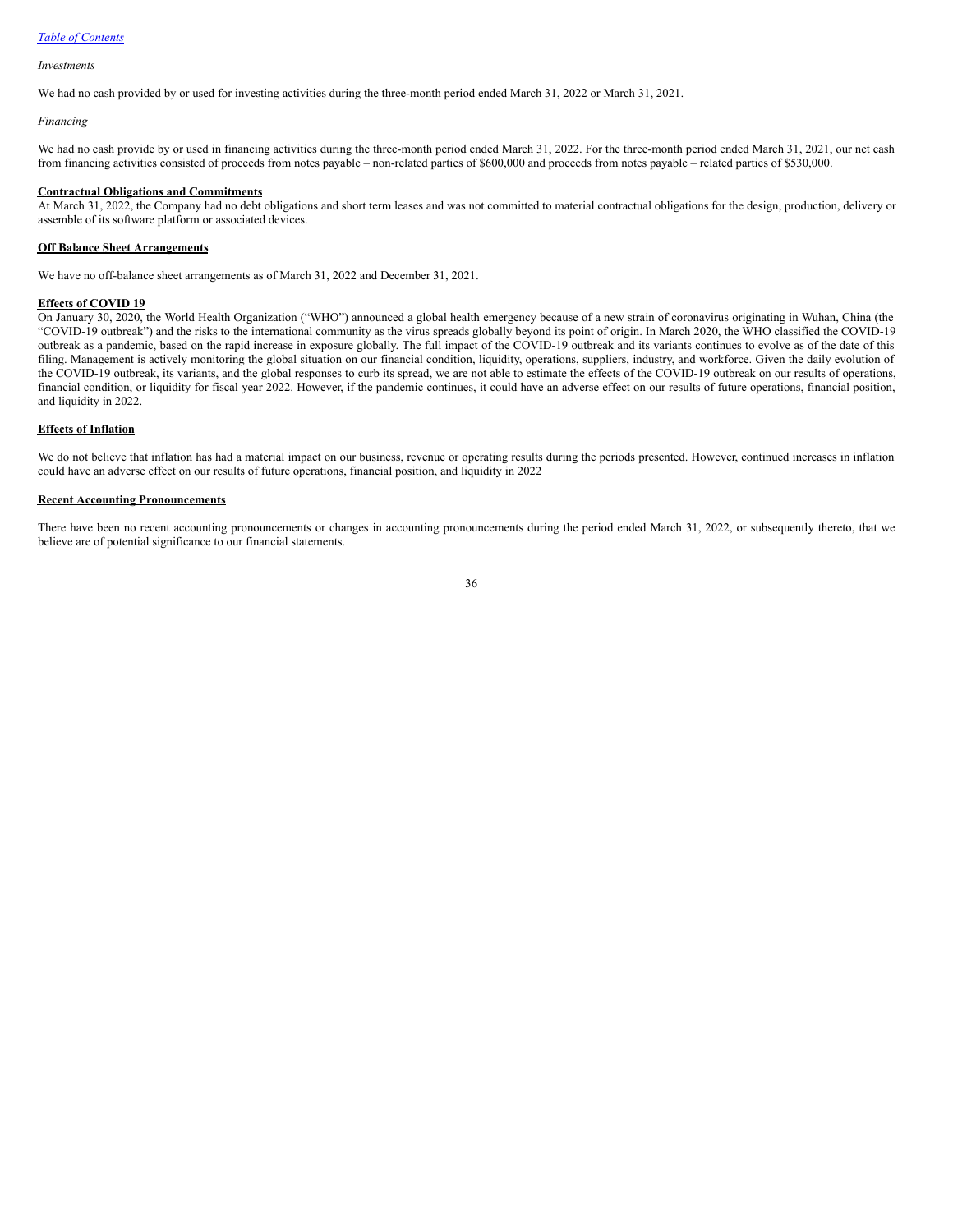*Investments*

We had no cash provided by or used for investing activities during the three-month period ended March 31, 2022 or March 31, 2021.

*Financing*

We had no cash provide by or used in financing activities during the three-month period ended March 31, 2022. For the three-month period ended March 31, 2021, our net cash from financing activities consisted of proceeds from notes payable – non-related parties of $600,000 and proceeds from notes payable – related parties of $530,000.

**Contractual Obligations and Commitments**

At March 31, 2022, the Company had no debt obligations and short term leases and was not committed to material contractual obligations for the design, production, delivery or assemble of its software platform or associated devices.

**Off Balance Sheet Arrangements**

We have no off-balance sheet arrangements as of March 31, 2022 and December 31, 2021.

**Effects of COVID 19**

On January 30, 2020, the World Health Organization ("WHO") announced a global health emergency because of a new strain of coronavirus originating in Wuhan, China (the "COVID-19 outbreak") and the risks to the international community as the virus spreads globally beyond its point of origin. In March 2020, the WHO classified the COVID-19 outbreak as a pandemic, based on the rapid increase in exposure globally. The full impact of the COVID-19 outbreak and its variants continues to evolve as of the date of this filing. Management is actively monitoring the global situation on our financial condition, liquidity, operations, suppliers, industry, and workforce. Given the daily evolution of the COVID-19 outbreak, its variants, and the global responses to curb its spread, we are not able to estimate the effects of the COVID-19 outbreak on our results of operations, financial condition, or liquidity for fiscal year 2022. However, if the pandemic continues, it could have an adverse effect on our results of future operations, financial position, and liquidity in 2022.

**Effects of Inflation**

We do not believe that inflation has had a material impact on our business, revenue or operating results during the periods presented. However, continued increases in inflation could have an adverse effect on our results of future operations, financial position, and liquidity in 2022

**Recent Accounting Pronouncements**

There have been no recent accounting pronouncements or changes in accounting pronouncements during the period ended March 31, 2022, or subsequently thereto, that we believe are of potential significance to our financial statements.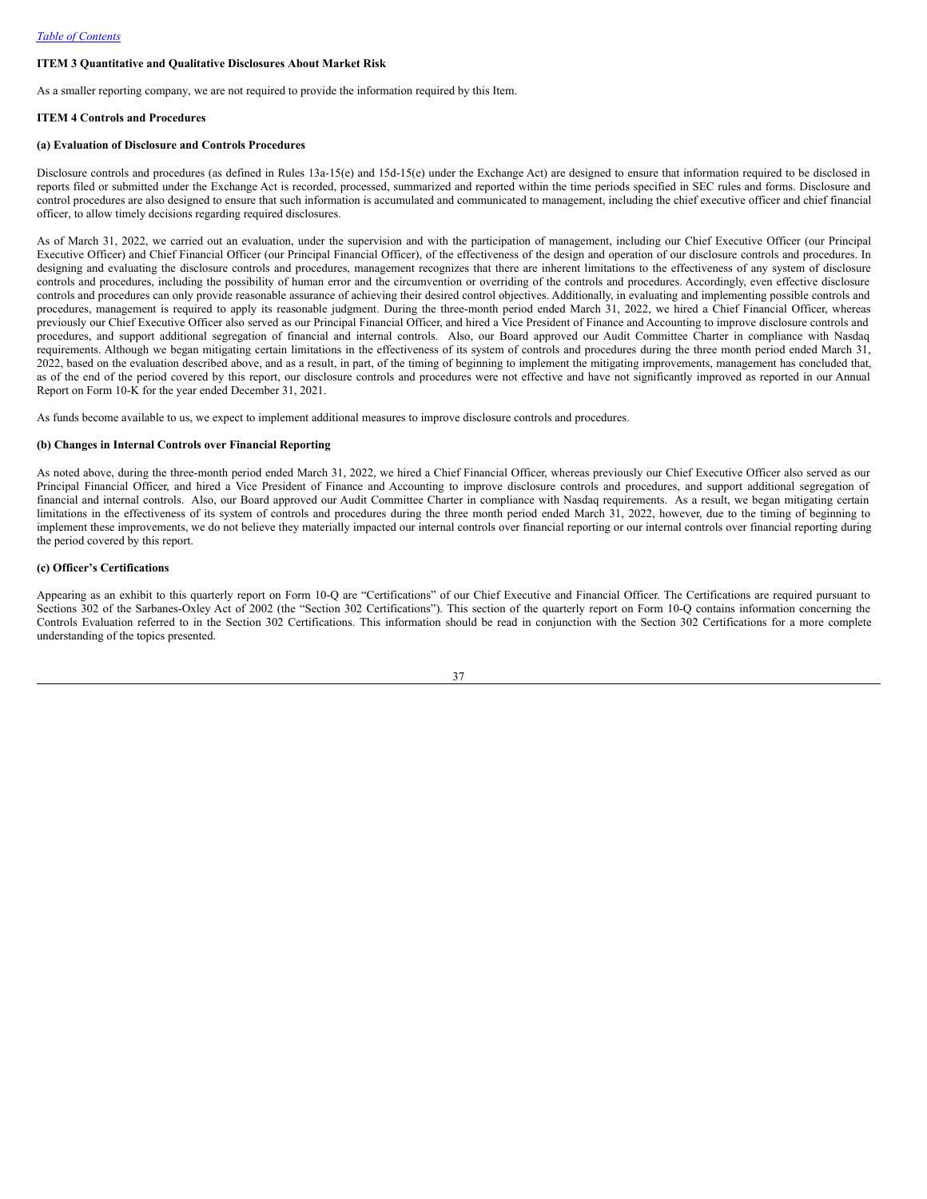**ITEM 3 Quantitative and Qualitative Disclosures About Market Risk**

As a smaller reporting company, we are not required to provide the information required by this Item.

**ITEM 4 Controls and Procedures**

**(a) Evaluation of Disclosure and Controls Procedures**

Disclosure controls and procedures (as defined in Rules 13a-15(e) and 15d-15(e) under the Exchange Act) are designed to ensure that information required to be disclosed in reports filed or submitted under the Exchange Act is recorded, processed, summarized and reported within the time periods specified in SEC rules and forms. Disclosure and control procedures are also designed to ensure that such information is accumulated and communicated to management, including the chief executive officer and chief financial officer, to allow timely decisions regarding required disclosures.

As of March 31, 2022, we carried out an evaluation, under the supervision and with the participation of management, including our Chief Executive Officer (our Principal Executive Officer) and Chief Financial Officer (our Principal Financial Officer), of the effectiveness of the design and operation of our disclosure controls and procedures. In designing and evaluating the disclosure controls and procedures, management recognizes that there are inherent limitations to the effectiveness of any system of disclosure controls and procedures, including the possibility of human error and the circumvention or overriding of the controls and procedures. Accordingly, even effective disclosure controls and procedures can only provide reasonable assurance of achieving their desired control objectives. Additionally, in evaluating and implementing possible controls and procedures, management is required to apply its reasonable judgment. During the three-month period ended March 31, 2022, we hired a Chief Financial Officer, whereas previously our Chief Executive Officer also served as our Principal Financial Officer, and hired a Vice President of Finance and Accounting to improve disclosure controls and procedures, and support additional segregation of financial and internal controls. Also, our Board approved our Audit Committee Charter in compliance with Nasdaq requirements. Although we began mitigating certain limitations in the effectiveness of its system of controls and procedures during the three month period ended March 31, 2022, based on the evaluation described above, and as a result, in part, of the timing of beginning to implement the mitigating improvements, management has concluded that, as of the end of the period covered by this report, our disclosure controls and procedures were not effective and have not significantly improved as reported in our Annual Report on Form 10-K for the year ended December 31, 2021.

As funds become available to us, we expect to implement additional measures to improve disclosure controls and procedures.

**(b) Changes in Internal Controls over Financial Reporting**

As noted above, during the three-month period ended March 31, 2022, we hired a Chief Financial Officer, whereas previously our Chief Executive Officer also served as our Principal Financial Officer, and hired a Vice President of Finance and Accounting to improve disclosure controls and procedures, and support additional segregation of financial and internal controls. Also, our Board approved our Audit Committee Charter in compliance with Nasdaq requirements. As a result, we began mitigating certain limitations in the effectiveness of its system of controls and procedures during the three month period ended March 31, 2022, however, due to the timing of beginning to implement these improvements, we do not believe they materially impacted our internal controls over financial reporting or our internal controls over financial reporting during the period covered by this report.

**(c) Officer's Certifications**

Appearing as an exhibit to this quarterly report on Form 10-Q are "Certifications" of our Chief Executive and Financial Officer. The Certifications are required pursuant to Sections 302 of the Sarbanes-Oxley Act of 2002 (the "Section 302 Certifications"). This section of the quarterly report on Form 10-Q contains information concerning the Controls Evaluation referred to in the Section 302 Certifications. This information should be read in conjunction with the Section 302 Certifications for a more complete understanding of the topics presented.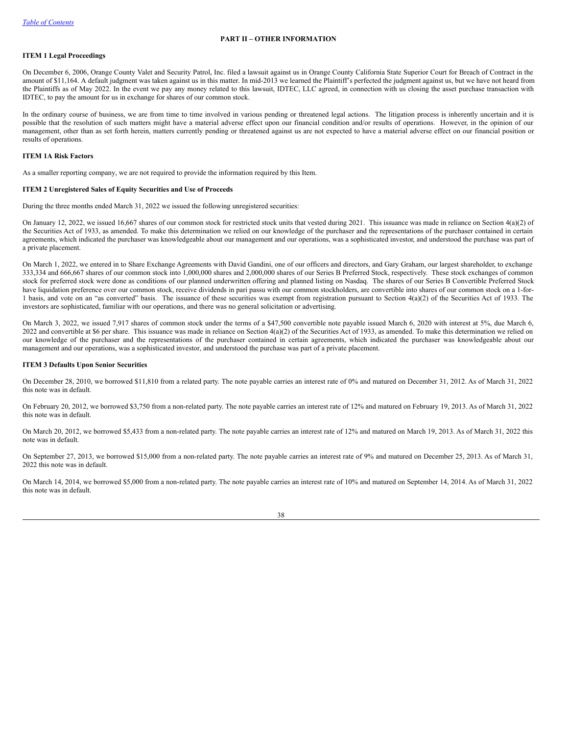## PART II – OTHER INFORMATION

### ITEM 1 Legal Proceedings

On December 6, 2006, Orange County Valet and Security Patrol, Inc. filed a lawsuit against us in Orange County California State Superior Court for Breach of Contract in the amount of $11,164. A default judgment was taken against us in this matter. In mid-2013 we learned the Plaintiff's perfected the judgment against us, but we have not heard from the Plaintiffs as of May 2022. In the event we pay any money related to this lawsuit, IDTEC, LLC agreed, in connection with us closing the asset purchase transaction with IDTEC, to pay the amount for us in exchange for shares of our common stock.

In the ordinary course of business, we are from time to time involved in various pending or threatened legal actions. The litigation process is inherently uncertain and it is possible that the resolution of such matters might have a material adverse effect upon our financial condition and/or results of operations. However, in the opinion of our management, other than as set forth herein, matters currently pending or threatened against us are not expected to have a material adverse effect on our financial position or results of operations.

### ITEM 1A Risk Factors

As a smaller reporting company, we are not required to provide the information required by this Item.

### ITEM 2 Unregistered Sales of Equity Securities and Use of Proceeds

During the three months ended March 31, 2022 we issued the following unregistered securities:

On January 12, 2022, we issued 16,667 shares of our common stock for restricted stock units that vested during 2021. This issuance was made in reliance on Section 4(a)(2) of the Securities Act of 1933, as amended. To make this determination we relied on our knowledge of the purchaser and the representations of the purchaser contained in certain agreements, which indicated the purchaser was knowledgeable about our management and our operations, was a sophisticated investor, and understood the purchase was part of a private placement.

On March 1, 2022, we entered in to Share Exchange Agreements with David Gandini, one of our officers and directors, and Gary Graham, our largest shareholder, to exchange 333,334 and 666,667 shares of our common stock into 1,000,000 shares and 2,000,000 shares of our Series B Preferred Stock, respectively. These stock exchanges of common stock for preferred stock were done as conditions of our planned underwritten offering and planned listing on Nasdaq. The shares of our Series B Convertible Preferred Stock have liquidation preference over our common stock, receive dividends in pari passu with our common stockholders, are convertible into shares of our common stock on a 1-for-1 basis, and vote on an "as converted" basis. The issuance of these securities was exempt from registration pursuant to Section 4(a)(2) of the Securities Act of 1933. The investors are sophisticated, familiar with our operations, and there was no general solicitation or advertising.

On March 3, 2022, we issued 7,917 shares of common stock under the terms of a $47,500 convertible note payable issued March 6, 2020 with interest at 5%, due March 6, 2022 and convertible at $6 per share. This issuance was made in reliance on Section 4(a)(2) of the Securities Act of 1933, as amended. To make this determination we relied on our knowledge of the purchaser and the representations of the purchaser contained in certain agreements, which indicated the purchaser was knowledgeable about our management and our operations, was a sophisticated investor, and understood the purchase was part of a private placement.

### ITEM 3 Defaults Upon Senior Securities

On December 28, 2010, we borrowed $11,810 from a related party. The note payable carries an interest rate of 0% and matured on December 31, 2012. As of March 31, 2022 this note was in default.

On February 20, 2012, we borrowed $3,750 from a non-related party. The note payable carries an interest rate of 12% and matured on February 19, 2013. As of March 31, 2022 this note was in default.

On March 20, 2012, we borrowed $5,433 from a non-related party. The note payable carries an interest rate of 12% and matured on March 19, 2013. As of March 31, 2022 this note was in default.

On September 27, 2013, we borrowed $15,000 from a non-related party. The note payable carries an interest rate of 9% and matured on December 25, 2013. As of March 31, 2022 this note was in default.

On March 14, 2014, we borrowed $5,000 from a non-related party. The note payable carries an interest rate of 10% and matured on September 14, 2014. As of March 31, 2022 this note was in default.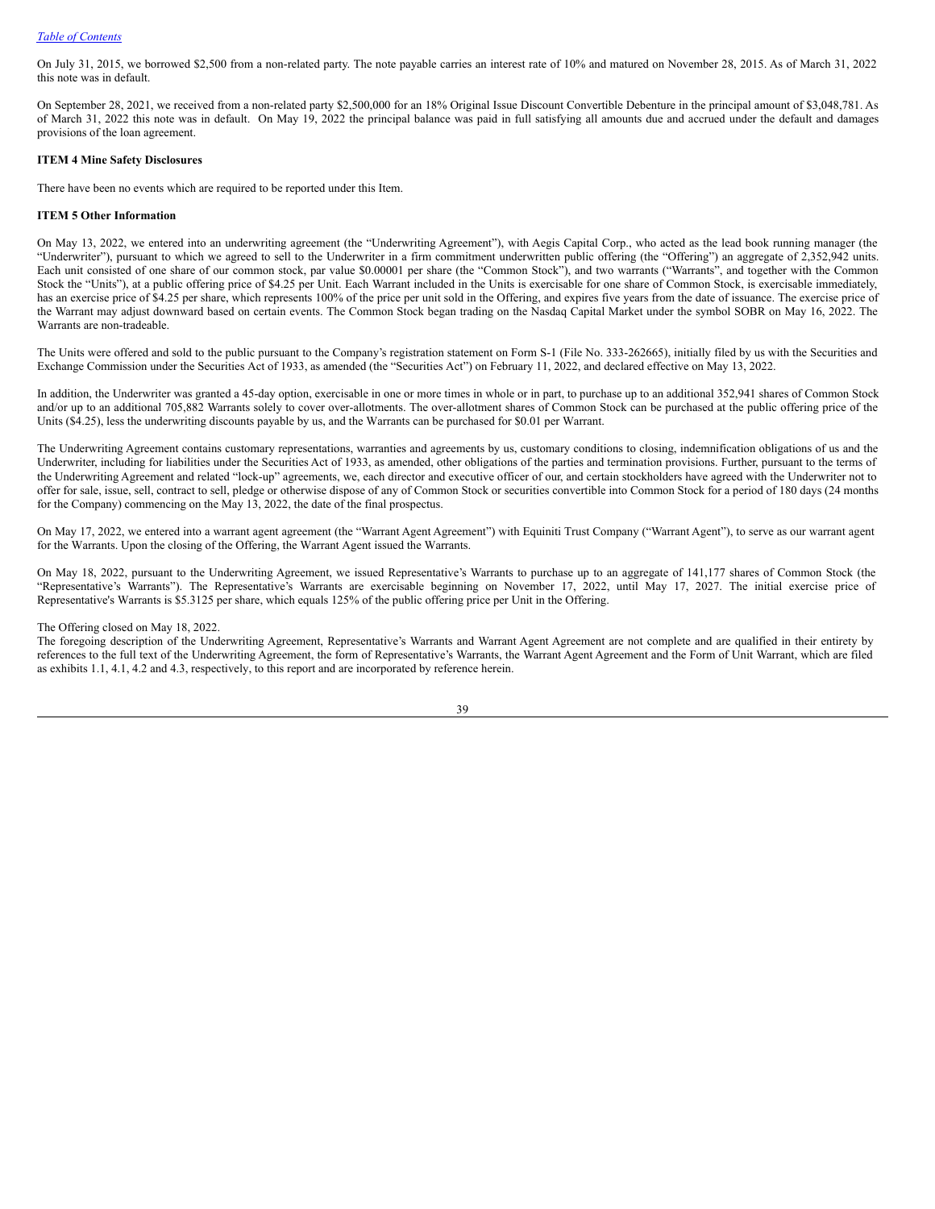On July 31, 2015, we borrowed $2,500 from a non-related party. The note payable carries an interest rate of 10% and matured on November 28, 2015. As of March 31, 2022 this note was in default.

On September 28, 2021, we received from a non-related party $2,500,000 for an 18% Original Issue Discount Convertible Debenture in the principal amount of $3,048,781. As of March 31, 2022 this note was in default. On May 19, 2022 the principal balance was paid in full satisfying all amounts due and accrued under the default and damages provisions of the loan agreement.

**ITEM 4 Mine Safety Disclosures**

There have been no events which are required to be reported under this Item.

**ITEM 5 Other Information**

On May 13, 2022, we entered into an underwriting agreement (the "Underwriting Agreement"), with Aegis Capital Corp., who acted as the lead book running manager (the "Underwriter"), pursuant to which we agreed to sell to the Underwriter in a firm commitment underwritten public offering (the "Offering") an aggregate of 2,352,942 units. Each unit consisted of one share of our common stock, par value $0.00001 per share (the "Common Stock"), and two warrants ("Warrants", and together with the Common Stock the "Units"), at a public offering price of $4.25 per Unit. Each Warrant included in the Units is exercisable for one share of Common Stock, is exercisable immediately, has an exercise price of $4.25 per share, which represents 100% of the price per unit sold in the Offering, and expires five years from the date of issuance. The exercise price of the Warrant may adjust downward based on certain events. The Common Stock began trading on the Nasdaq Capital Market under the symbol SOBR on May 16, 2022. The Warrants are non-tradeable.

The Units were offered and sold to the public pursuant to the Company's registration statement on Form S-1 (File No. 333-262665), initially filed by us with the Securities and Exchange Commission under the Securities Act of 1933, as amended (the "Securities Act") on February 11, 2022, and declared effective on May 13, 2022.

In addition, the Underwriter was granted a 45-day option, exercisable in one or more times in whole or in part, to purchase up to an additional 352,941 shares of Common Stock and/or up to an additional 705,882 Warrants solely to cover over-allotments. The over-allotment shares of Common Stock can be purchased at the public offering price of the Units ($4.25), less the underwriting discounts payable by us, and the Warrants can be purchased for $0.01 per Warrant.

The Underwriting Agreement contains customary representations, warranties and agreements by us, customary conditions to closing, indemnification obligations of us and the Underwriter, including for liabilities under the Securities Act of 1933, as amended, other obligations of the parties and termination provisions. Further, pursuant to the terms of the Underwriting Agreement and related "lock-up" agreements, we, each director and executive officer of our, and certain stockholders have agreed with the Underwriter not to offer for sale, issue, sell, contract to sell, pledge or otherwise dispose of any of Common Stock or securities convertible into Common Stock for a period of 180 days (24 months for the Company) commencing on the May 13, 2022, the date of the final prospectus.

On May 17, 2022, we entered into a warrant agent agreement (the "Warrant Agent Agreement") with Equiniti Trust Company ("Warrant Agent"), to serve as our warrant agent for the Warrants. Upon the closing of the Offering, the Warrant Agent issued the Warrants.

On May 18, 2022, pursuant to the Underwriting Agreement, we issued Representative's Warrants to purchase up to an aggregate of 141,177 shares of Common Stock (the "Representative's Warrants"). The Representative's Warrants are exercisable beginning on November 17, 2022, until May 17, 2027. The initial exercise price of Representative's Warrants is $5.3125 per share, which equals 125% of the public offering price per Unit in the Offering.

The Offering closed on May 18, 2022.

The foregoing description of the Underwriting Agreement, Representative's Warrants and Warrant Agent Agreement are not complete and are qualified in their entirety by references to the full text of the Underwriting Agreement, the form of Representative's Warrants, the Warrant Agent Agreement and the Form of Unit Warrant, which are filed as exhibits 1.1, 4.1, 4.2 and 4.3, respectively, to this report and are incorporated by reference herein.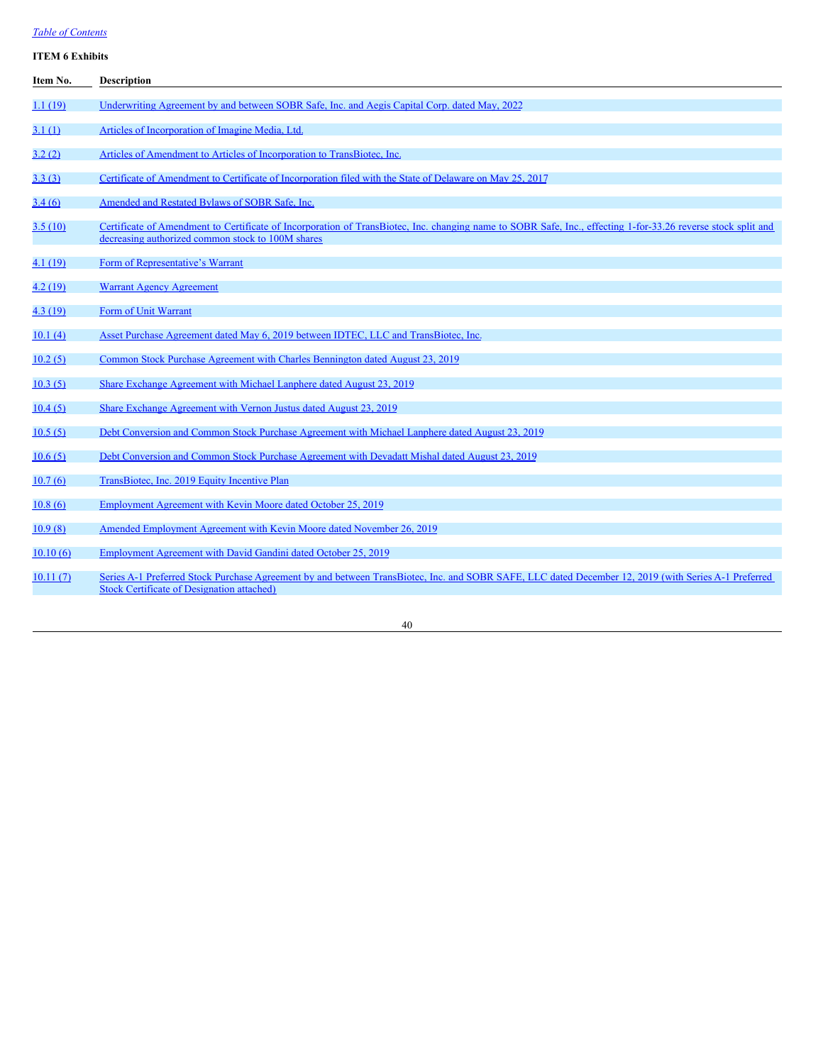*Table of Contents*

**ITEM 6 Exhibits**

| Item No. | Description |
| --- | --- |
| 1.1 (19) | Underwriting Agreement by and between SOBR Safe, Inc. and Aegis Capital Corp. dated May, 2022 |
| 3.1 (1) | Articles of Incorporation of Imagine Media, Ltd. |
| 3.2 (2) | Articles of Amendment to Articles of Incorporation to TransBiotec, Inc. |
| 3.3 (3) | Certificate of Amendment to Certificate of Incorporation filed with the State of Delaware on May 25, 2017 |
| 3.4 (6) | Amended and Restated Bylaws of SOBR Safe, Inc. |
| 3.5 (10) | Certificate of Amendment to Certificate of Incorporation of TransBiotec, Inc. changing name to SOBR Safe, Inc., effecting 1-for-33.26 reverse stock split and decreasing authorized common stock to 100M shares |
| 4.1 (19) | Form of Representative's Warrant |
| 4.2 (19) | Warrant Agency Agreement |
| 4.3 (19) | Form of Unit Warrant |
| 10.1 (4) | Asset Purchase Agreement dated May 6, 2019 between IDTEC, LLC and TransBiotec, Inc. |
| 10.2 (5) | Common Stock Purchase Agreement with Charles Bennington dated August 23, 2019 |
| 10.3 (5) | Share Exchange Agreement with Michael Lanphere dated August 23, 2019 |
| 10.4 (5) | Share Exchange Agreement with Vernon Justus dated August 23, 2019 |
| 10.5 (5) | Debt Conversion and Common Stock Purchase Agreement with Michael Lanphere dated August 23, 2019 |
| 10.6 (5) | Debt Conversion and Common Stock Purchase Agreement with Devadatt Mishal dated August 23, 2019 |
| 10.7 (6) | TransBiotec, Inc. 2019 Equity Incentive Plan |
| 10.8 (6) | Employment Agreement with Kevin Moore dated October 25, 2019 |
| 10.9 (8) | Amended Employment Agreement with Kevin Moore dated November 26, 2019 |
| 10.10 (6) | Employment Agreement with David Gandini dated October 25, 2019 |
| 10.11 (7) | Series A-1 Preferred Stock Purchase Agreement by and between TransBiotec, Inc. and SOBR SAFE, LLC dated December 12, 2019 (with Series A-1 Preferred Stock Certificate of Designation attached) |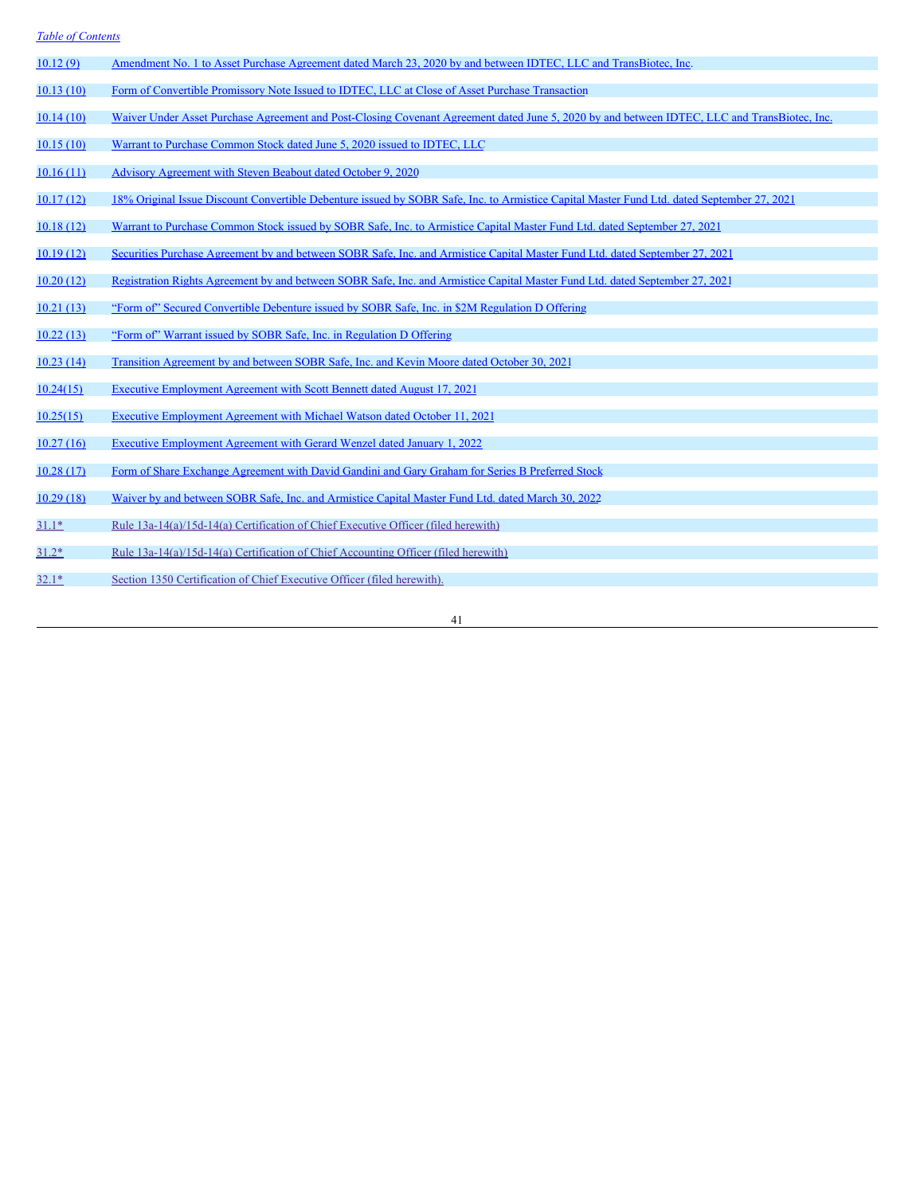| | |
|---|---|
| 10.12 (9) | Amendment No. 1 to Asset Purchase Agreement dated March 23, 2020 by and between IDTEC, LLC and TransBiotec, Inc. |
| 10.13 (10) | Form of Convertible Promissory Note Issued to IDTEC, LLC at Close of Asset Purchase Transaction |
| 10.14 (10) | Waiver Under Asset Purchase Agreement and Post-Closing Covenant Agreement dated June 5, 2020 by and between IDTEC, LLC and TransBiotec, Inc. |
| 10.15 (10) | Warrant to Purchase Common Stock dated June 5, 2020 issued to IDTEC, LLC |
| 10.16 (11) | Advisory Agreement with Steven Beabout dated October 9, 2020 |
| 10.17 (12) | 18% Original Issue Discount Convertible Debenture issued by SOBR Safe, Inc. to Armistice Capital Master Fund Ltd. dated September 27, 2021 |
| 10.18 (12) | Warrant to Purchase Common Stock issued by SOBR Safe, Inc. to Armistice Capital Master Fund Ltd. dated September 27, 2021 |
| 10.19 (12) | Securities Purchase Agreement by and between SOBR Safe, Inc. and Armistice Capital Master Fund Ltd. dated September 27, 2021 |
| 10.20 (12) | Registration Rights Agreement by and between SOBR Safe, Inc. and Armistice Capital Master Fund Ltd. dated September 27, 2021 |
| 10.21 (13) | "Form of" Secured Convertible Debenture issued by SOBR Safe, Inc. in $2M Regulation D Offering |
| 10.22 (13) | "Form of" Warrant issued by SOBR Safe, Inc. in Regulation D Offering |
| 10.23 (14) | Transition Agreement by and between SOBR Safe, Inc. and Kevin Moore dated October 30, 2021 |
| 10.24(15) | Executive Employment Agreement with Scott Bennett dated August 17, 2021 |
| 10.25(15) | Executive Employment Agreement with Michael Watson dated October 11, 2021 |
| 10.27 (16) | Executive Employment Agreement with Gerard Wenzel dated January 1, 2022 |
| 10.28 (17) | Form of Share Exchange Agreement with David Gandini and Gary Graham for Series B Preferred Stock |
| 10.29 (18) | Waiver by and between SOBR Safe, Inc. and Armistice Capital Master Fund Ltd. dated March 30, 2022 |
| 31.1* | Rule 13a-14(a)/15d-14(a) Certification of Chief Executive Officer (filed herewith) |
| 31.2* | Rule 13a-14(a)/15d-14(a) Certification of Chief Accounting Officer (filed herewith) |
| 32.1* | Section 1350 Certification of Chief Executive Officer (filed herewith). |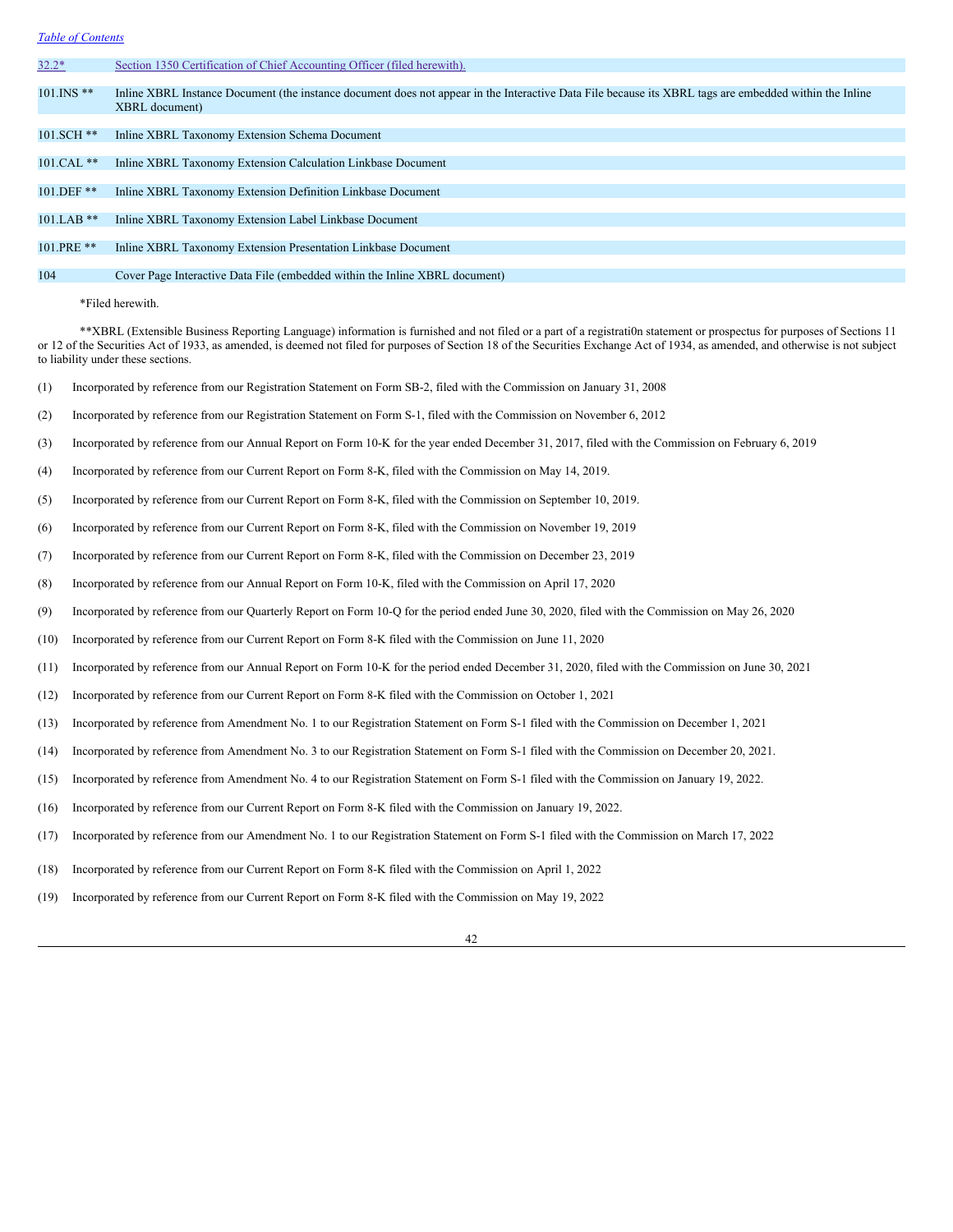| | |
|---|---|
| 32.2* | Section 1350 Certification of Chief Accounting Officer (filed herewith). |
| 101.INS ** | Inline XBRL Instance Document (the instance document does not appear in the Interactive Data File because its XBRL tags are embedded within the Inline XBRL document) |
| 101.SCH ** | Inline XBRL Taxonomy Extension Schema Document |
| 101.CAL ** | Inline XBRL Taxonomy Extension Calculation Linkbase Document |
| 101.DEF ** | Inline XBRL Taxonomy Extension Definition Linkbase Document |
| 101.LAB ** | Inline XBRL Taxonomy Extension Label Linkbase Document |
| 101.PRE ** | Inline XBRL Taxonomy Extension Presentation Linkbase Document |
| 104 | Cover Page Interactive Data File (embedded within the Inline XBRL document) |

*Filed herewith.

**XBRL (Extensible Business Reporting Language) information is furnished and not filed or a part of a registrati0n statement or prospectus for purposes of Sections 11 or 12 of the Securities Act of 1933, as amended, is deemed not filed for purposes of Section 18 of the Securities Exchange Act of 1934, as amended, and otherwise is not subject to liability under these sections.

(1) Incorporated by reference from our Registration Statement on Form SB-2, filed with the Commission on January 31, 2008

(2) Incorporated by reference from our Registration Statement on Form S-1, filed with the Commission on November 6, 2012

(3) Incorporated by reference from our Annual Report on Form 10-K for the year ended December 31, 2017, filed with the Commission on February 6, 2019

(4) Incorporated by reference from our Current Report on Form 8-K, filed with the Commission on May 14, 2019.

(5) Incorporated by reference from our Current Report on Form 8-K, filed with the Commission on September 10, 2019.

(6) Incorporated by reference from our Current Report on Form 8-K, filed with the Commission on November 19, 2019

(7) Incorporated by reference from our Current Report on Form 8-K, filed with the Commission on December 23, 2019

(8) Incorporated by reference from our Annual Report on Form 10-K, filed with the Commission on April 17, 2020

(9) Incorporated by reference from our Quarterly Report on Form 10-Q for the period ended June 30, 2020, filed with the Commission on May 26, 2020

(10) Incorporated by reference from our Current Report on Form 8-K filed with the Commission on June 11, 2020

(11) Incorporated by reference from our Annual Report on Form 10-K for the period ended December 31, 2020, filed with the Commission on June 30, 2021

(12) Incorporated by reference from our Current Report on Form 8-K filed with the Commission on October 1, 2021

(13) Incorporated by reference from Amendment No. 1 to our Registration Statement on Form S-1 filed with the Commission on December 1, 2021

(14) Incorporated by reference from Amendment No. 3 to our Registration Statement on Form S-1 filed with the Commission on December 20, 2021.

(15) Incorporated by reference from Amendment No. 4 to our Registration Statement on Form S-1 filed with the Commission on January 19, 2022.

(16) Incorporated by reference from our Current Report on Form 8-K filed with the Commission on January 19, 2022.

(17) Incorporated by reference from our Amendment No. 1 to our Registration Statement on Form S-1 filed with the Commission on March 17, 2022

(18) Incorporated by reference from our Current Report on Form 8-K filed with the Commission on April 1, 2022

(19) Incorporated by reference from our Current Report on Form 8-K filed with the Commission on May 19, 2022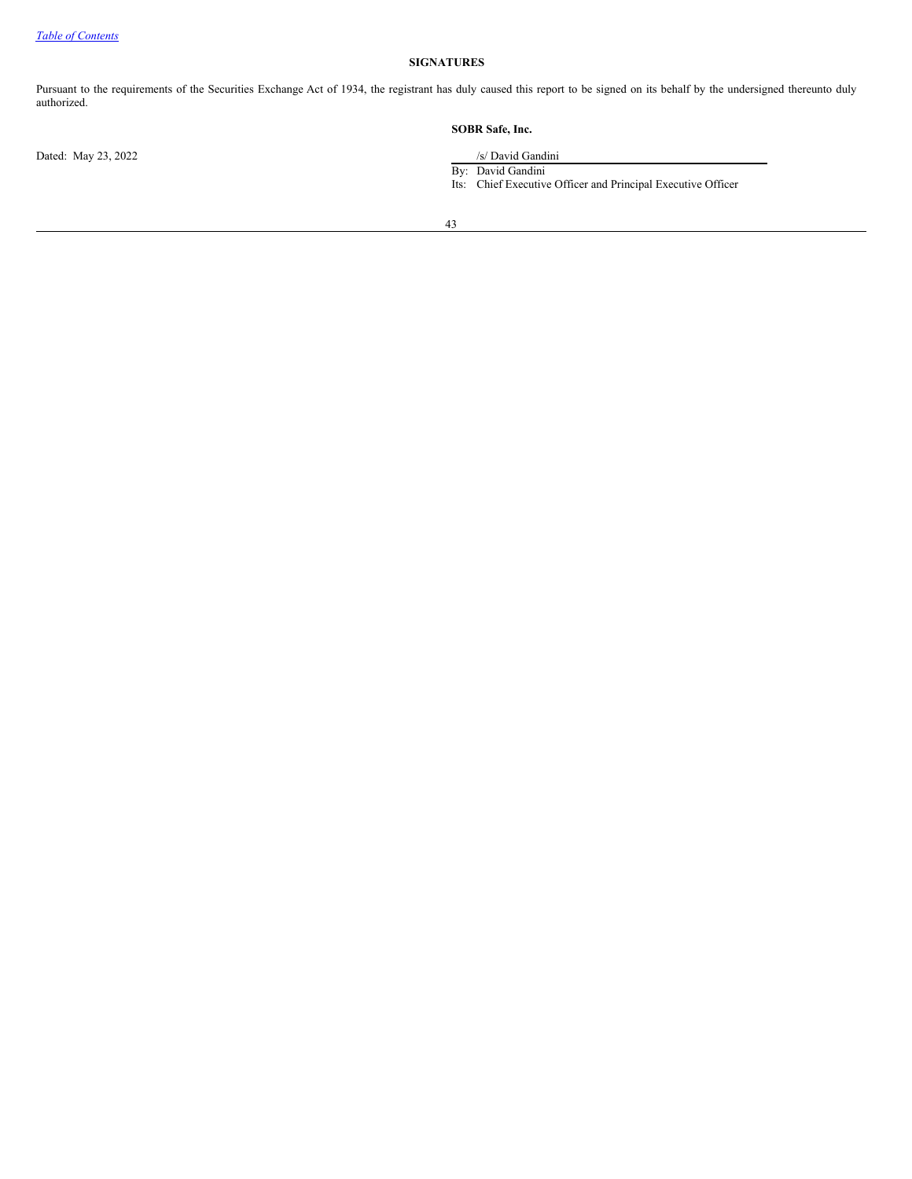*Table of Contents*

## SIGNATURES

Pursuant to the requirements of the Securities Exchange Act of 1934, the registrant has duly caused this report to be signed on its behalf by the undersigned thereunto duly authorized.

**SOBR Safe, Inc.**

Dated: May 23, 2022

/s/ David Gandini

By: David Gandini

Its: Chief Executive Officer and Principal Executive Officer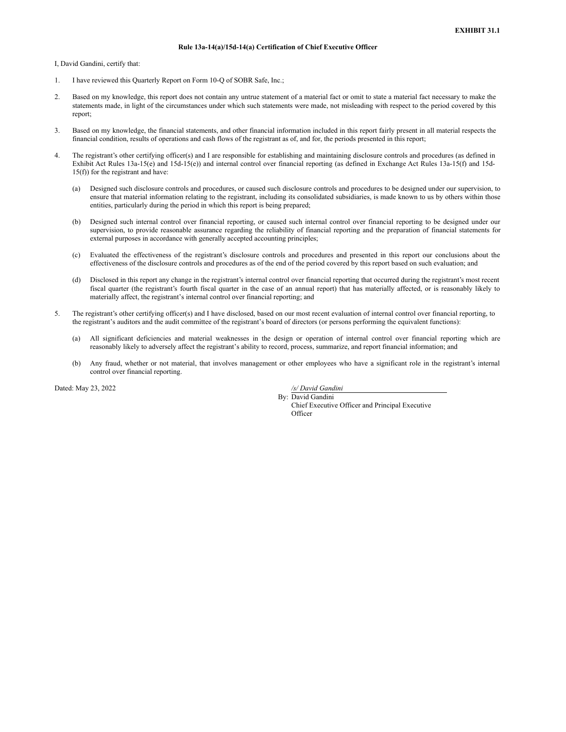**EXHIBIT 31.1**

**Rule 13a-14(a)/15d-14(a) Certification of Chief Executive Officer**

I, David Gandini, certify that:

1. I have reviewed this Quarterly Report on Form 10-Q of SOBR Safe, Inc.;

2. Based on my knowledge, this report does not contain any untrue statement of a material fact or omit to state a material fact necessary to make the statements made, in light of the circumstances under which such statements were made, not misleading with respect to the period covered by this report;

3. Based on my knowledge, the financial statements, and other financial information included in this report fairly present in all material respects the financial condition, results of operations and cash flows of the registrant as of, and for, the periods presented in this report;

4. The registrant's other certifying officer(s) and I are responsible for establishing and maintaining disclosure controls and procedures (as defined in Exhibit Act Rules 13a-15(e) and 15d-15(e)) and internal control over financial reporting (as defined in Exchange Act Rules 13a-15(f) and 15d-15(f)) for the registrant and have:

   (a) Designed such disclosure controls and procedures, or caused such disclosure controls and procedures to be designed under our supervision, to ensure that material information relating to the registrant, including its consolidated subsidiaries, is made known to us by others within those entities, particularly during the period in which this report is being prepared;

   (b) Designed such internal control over financial reporting, or caused such internal control over financial reporting to be designed under our supervision, to provide reasonable assurance regarding the reliability of financial reporting and the preparation of financial statements for external purposes in accordance with generally accepted accounting principles;

   (c) Evaluated the effectiveness of the registrant's disclosure controls and procedures and presented in this report our conclusions about the effectiveness of the disclosure controls and procedures as of the end of the period covered by this report based on such evaluation; and

   (d) Disclosed in this report any change in the registrant's internal control over financial reporting that occurred during the registrant's most recent fiscal quarter (the registrant's fourth fiscal quarter in the case of an annual report) that has materially affected, or is reasonably likely to materially affect, the registrant's internal control over financial reporting; and

5. The registrant's other certifying officer(s) and I have disclosed, based on our most recent evaluation of internal control over financial reporting, to the registrant's auditors and the audit committee of the registrant's board of directors (or persons performing the equivalent functions):

   (a) All significant deficiencies and material weaknesses in the design or operation of internal control over financial reporting which are reasonably likely to adversely affect the registrant's ability to record, process, summarize, and report financial information; and

   (b) Any fraud, whether or not material, that involves management or other employees who have a significant role in the registrant's internal control over financial reporting.

Dated: May 23, 2022

*/s/ David Gandini*
By: David Gandini
Chief Executive Officer and Principal Executive Officer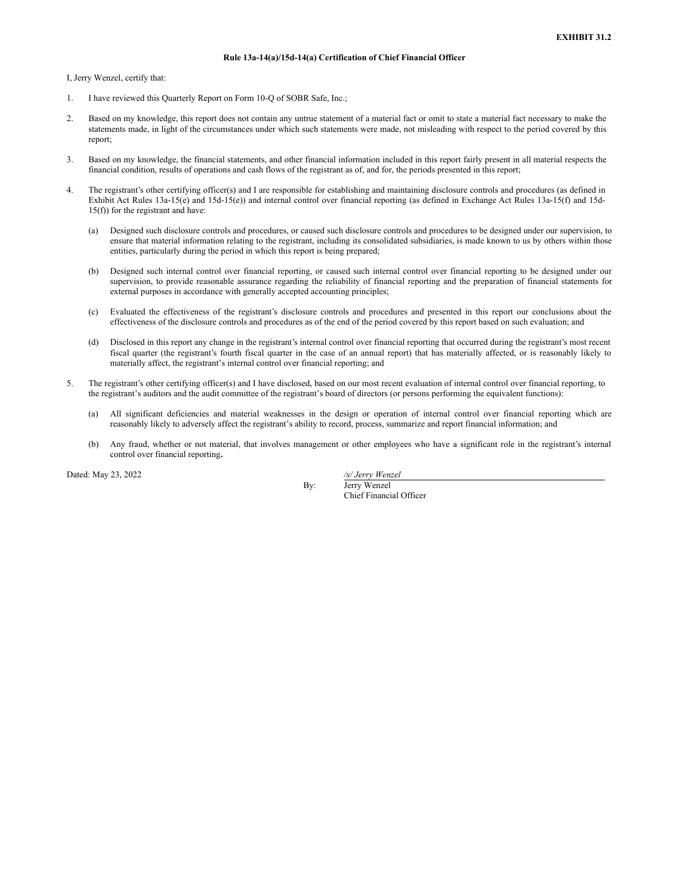**EXHIBIT 31.2**

**Rule 13a-14(a)/15d-14(a) Certification of Chief Financial Officer**

I, Jerry Wenzel, certify that:

1. I have reviewed this Quarterly Report on Form 10-Q of SOBR Safe, Inc.;

2. Based on my knowledge, this report does not contain any untrue statement of a material fact or omit to state a material fact necessary to make the statements made, in light of the circumstances under which such statements were made, not misleading with respect to the period covered by this report;

3. Based on my knowledge, the financial statements, and other financial information included in this report fairly present in all material respects the financial condition, results of operations and cash flows of the registrant as of, and for, the periods presented in this report;

4. The registrant's other certifying officer(s) and I are responsible for establishing and maintaining disclosure controls and procedures (as defined in Exhibit Act Rules 13a-15(e) and 15d-15(e)) and internal control over financial reporting (as defined in Exchange Act Rules 13a-15(f) and 15d-15(f)) for the registrant and have:

   (a) Designed such disclosure controls and procedures, or caused such disclosure controls and procedures to be designed under our supervision, to ensure that material information relating to the registrant, including its consolidated subsidiaries, is made known to us by others within those entities, particularly during the period in which this report is being prepared;

   (b) Designed such internal control over financial reporting, or caused such internal control over financial reporting to be designed under our supervision, to provide reasonable assurance regarding the reliability of financial reporting and the preparation of financial statements for external purposes in accordance with generally accepted accounting principles;

   (c) Evaluated the effectiveness of the registrant's disclosure controls and procedures and presented in this report our conclusions about the effectiveness of the disclosure controls and procedures as of the end of the period covered by this report based on such evaluation; and

   (d) Disclosed in this report any change in the registrant's internal control over financial reporting that occurred during the registrant's most recent fiscal quarter (the registrant's fourth fiscal quarter in the case of an annual report) that has materially affected, or is reasonably likely to materially affect, the registrant's internal control over financial reporting; and

5. The registrant's other certifying officer(s) and I have disclosed, based on our most recent evaluation of internal control over financial reporting, to the registrant's auditors and the audit committee of the registrant's board of directors (or persons performing the equivalent functions):

   (a) All significant deficiencies and material weaknesses in the design or operation of internal control over financial reporting which are reasonably likely to adversely affect the registrant's ability to record, process, summarize and report financial information; and

   (b) Any fraud, whether or not material, that involves management or other employees who have a significant role in the registrant's internal control over financial reporting**.**

Dated: May 23, 2022

By: */s/ Jerry Wenzel*
Jerry Wenzel
Chief Financial Officer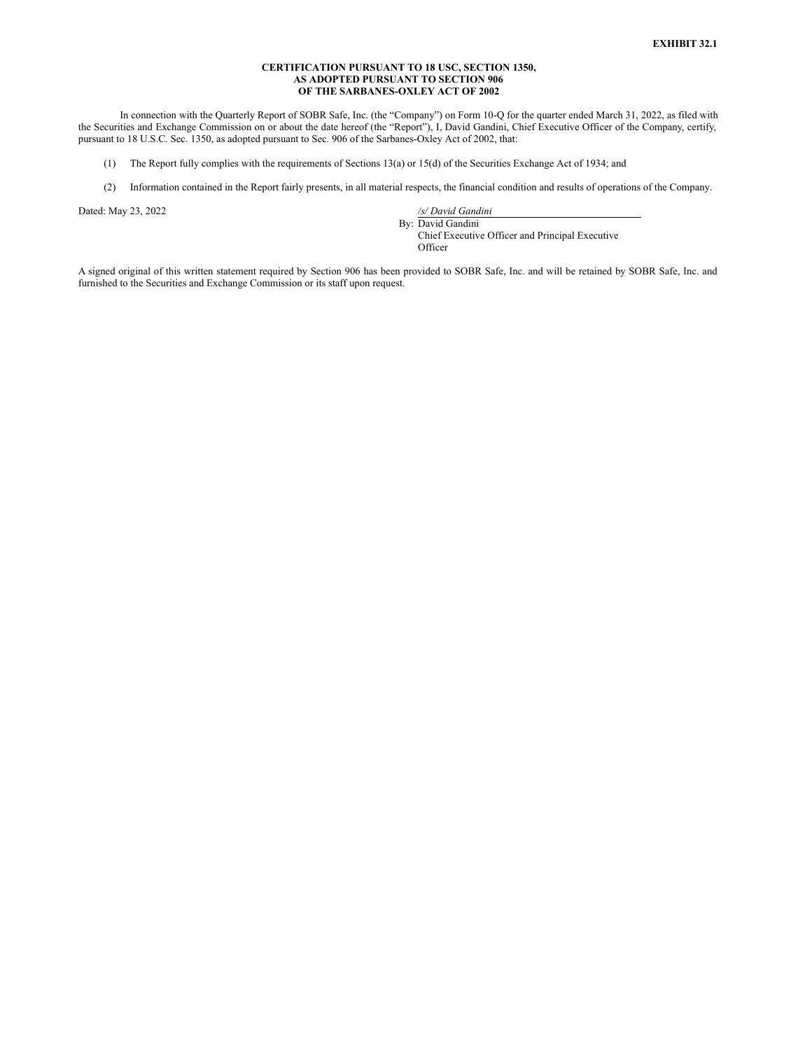**EXHIBIT 32.1**

**CERTIFICATION PURSUANT TO 18 USC, SECTION 1350,
AS ADOPTED PURSUANT TO SECTION 906
OF THE SARBANES-OXLEY ACT OF 2002**

In connection with the Quarterly Report of SOBR Safe, Inc. (the "Company") on Form 10-Q for the quarter ended March 31, 2022, as filed with the Securities and Exchange Commission on or about the date hereof (the "Report"), I, David Gandini, Chief Executive Officer of the Company, certify, pursuant to 18 U.S.C. Sec. 1350, as adopted pursuant to Sec. 906 of the Sarbanes-Oxley Act of 2002, that:

(1) The Report fully complies with the requirements of Sections 13(a) or 15(d) of the Securities Exchange Act of 1934; and

(2) Information contained in the Report fairly presents, in all material respects, the financial condition and results of operations of the Company.

Dated: May 23, 2022

*/s/ David Gandini*
By: David Gandini
Chief Executive Officer and Principal Executive Officer

A signed original of this written statement required by Section 906 has been provided to SOBR Safe, Inc. and will be retained by SOBR Safe, Inc. and furnished to the Securities and Exchange Commission or its staff upon request.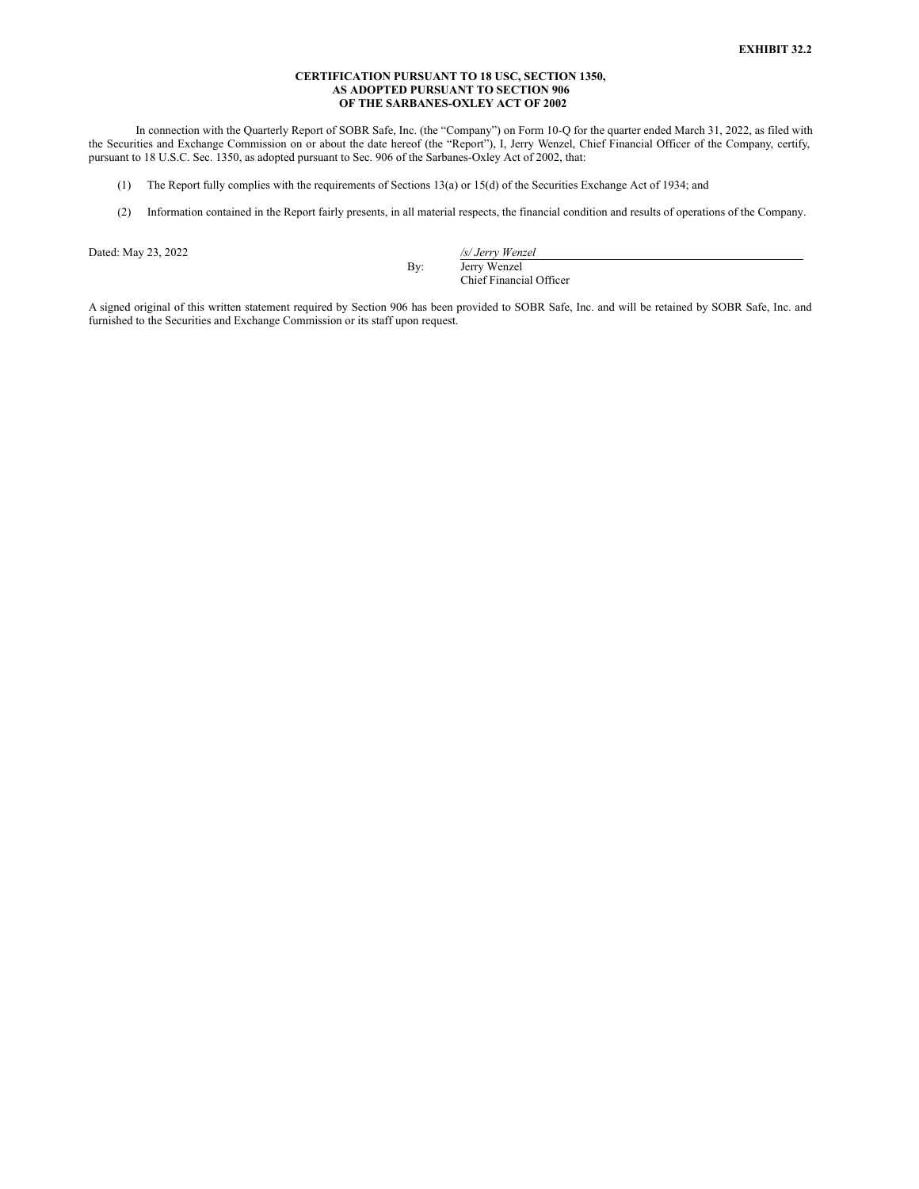**EXHIBIT 32.2**

**CERTIFICATION PURSUANT TO 18 USC, SECTION 1350, AS ADOPTED PURSUANT TO SECTION 906 OF THE SARBANES-OXLEY ACT OF 2002**

In connection with the Quarterly Report of SOBR Safe, Inc. (the "Company") on Form 10-Q for the quarter ended March 31, 2022, as filed with the Securities and Exchange Commission on or about the date hereof (the "Report"), I, Jerry Wenzel, Chief Financial Officer of the Company, certify, pursuant to 18 U.S.C. Sec. 1350, as adopted pursuant to Sec. 906 of the Sarbanes-Oxley Act of 2002, that:

(1) The Report fully complies with the requirements of Sections 13(a) or 15(d) of the Securities Exchange Act of 1934; and

(2) Information contained in the Report fairly presents, in all material respects, the financial condition and results of operations of the Company.

Dated: May 23, 2022

By: */s/ Jerry Wenzel*
Jerry Wenzel
Chief Financial Officer

A signed original of this written statement required by Section 906 has been provided to SOBR Safe, Inc. and will be retained by SOBR Safe, Inc. and furnished to the Securities and Exchange Commission or its staff upon request.